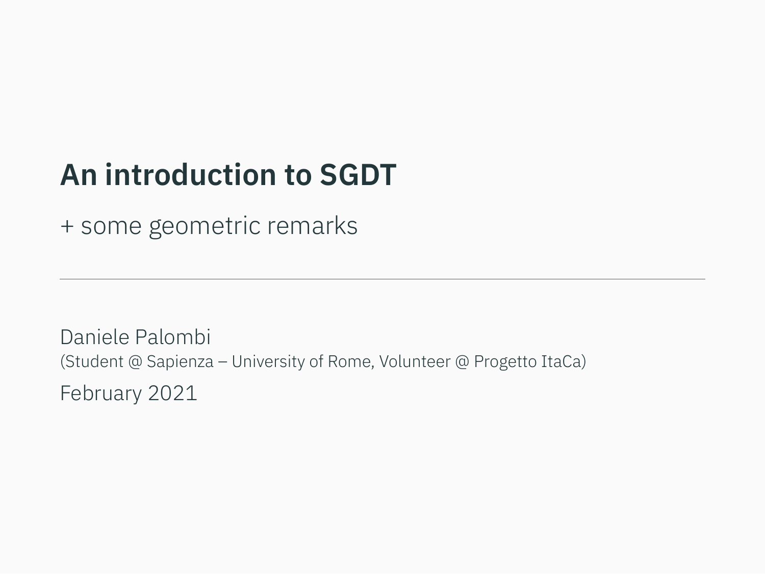# An introduction to SGDT

+ some geometric remarks

---

Daniele Palombi
(Student @ Sapienza – University of Rome, Volunteer @ Progetto ItaCa)

February 2021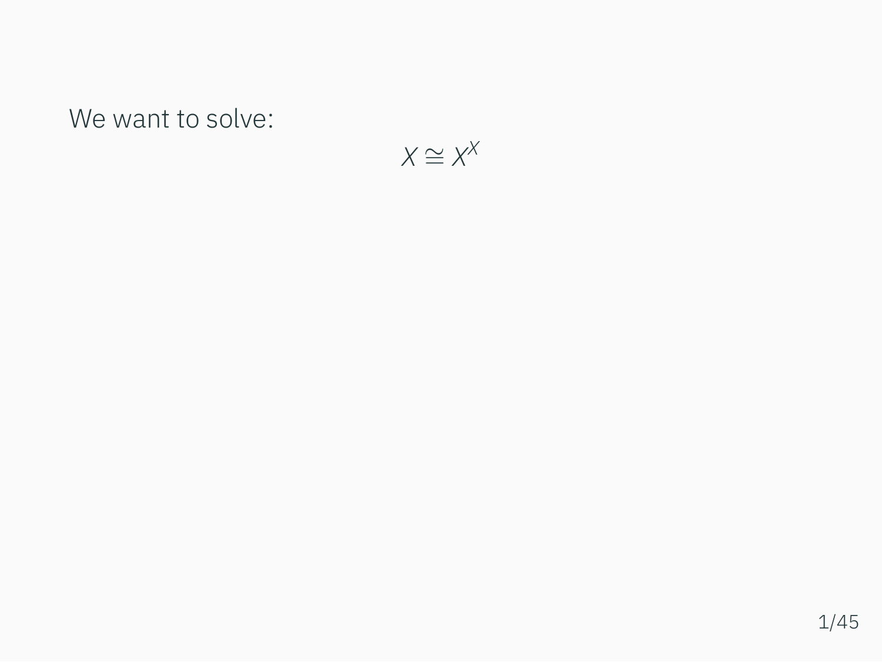We want to solve:

$$X \cong X^X$$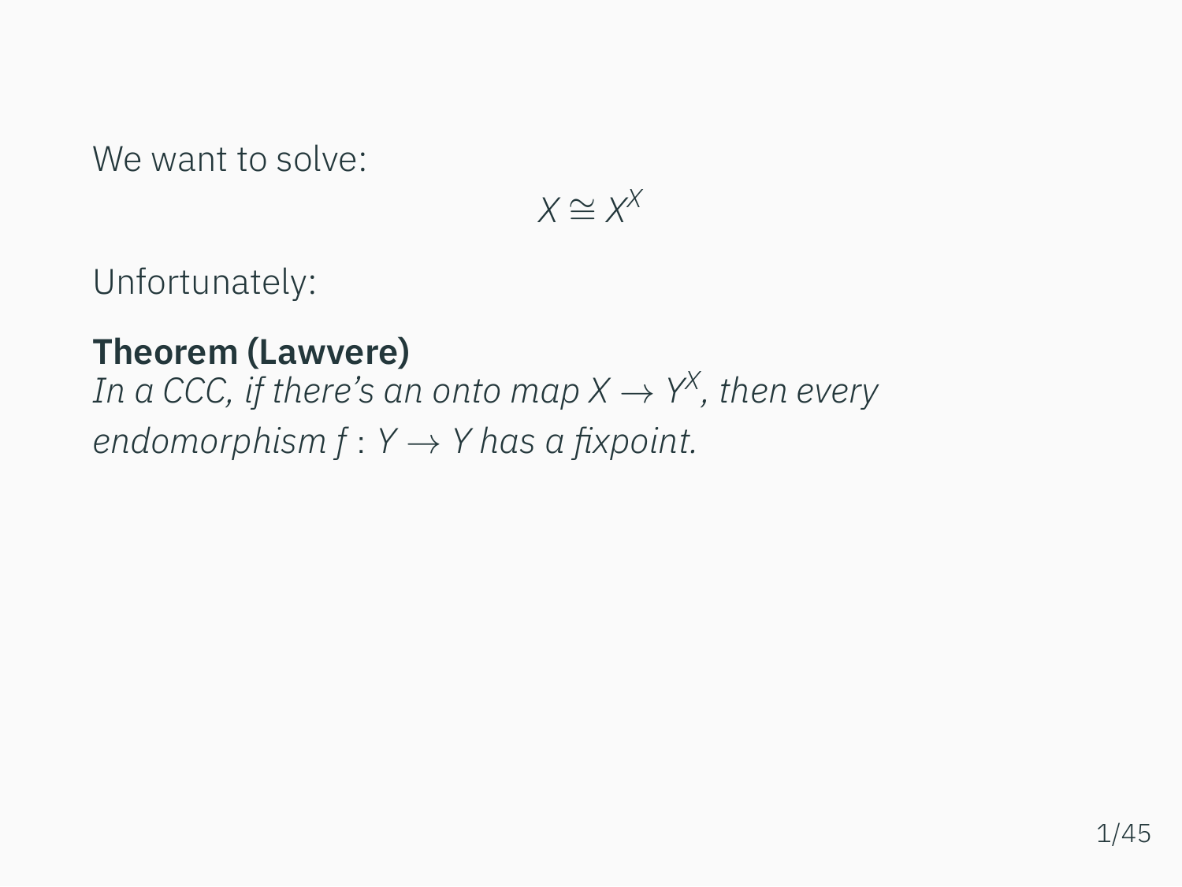We want to solve:

$$X \cong X^X$$

Unfortunately:

**Theorem (Lawvere)**
*In a CCC, if there's an onto map $X \to Y^X$, then every endomorphism $f : Y \to Y$ has a fixpoint.*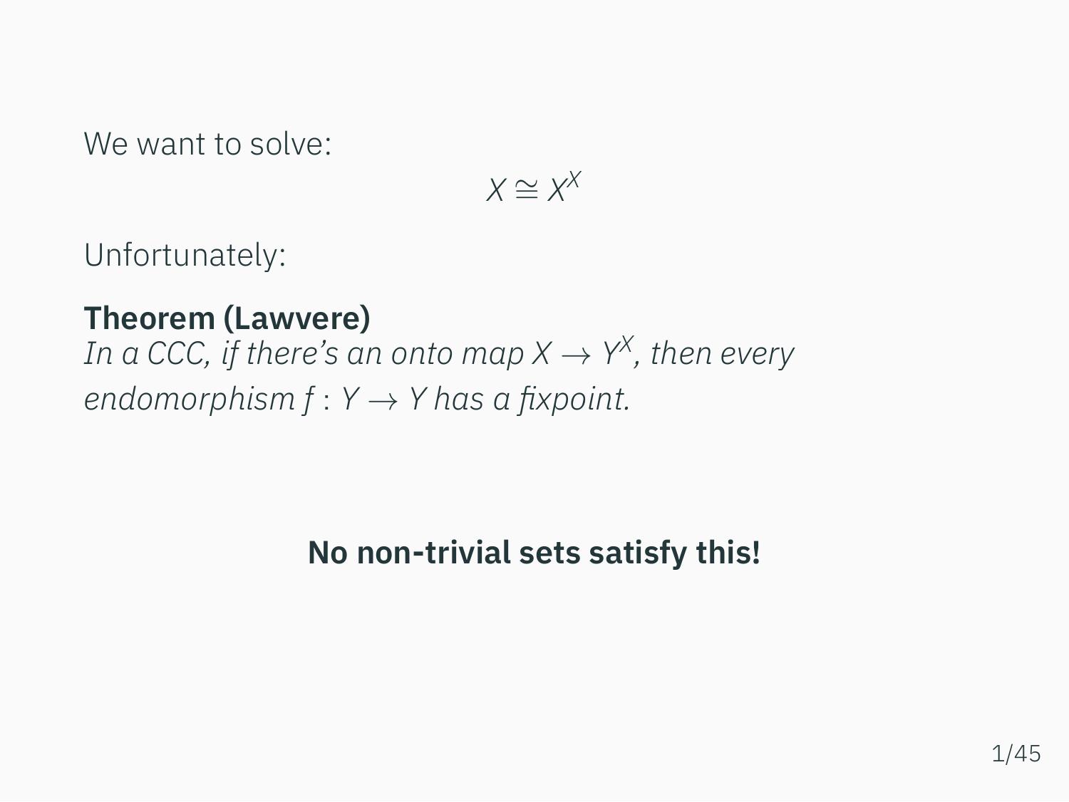We want to solve:

$$X \cong X^X$$

Unfortunately:

**Theorem (Lawvere)**
*In a CCC, if there's an onto map $X \to Y^X$, then every endomorphism $f : Y \to Y$ has a fixpoint.*

**No non-trivial sets satisfy this!**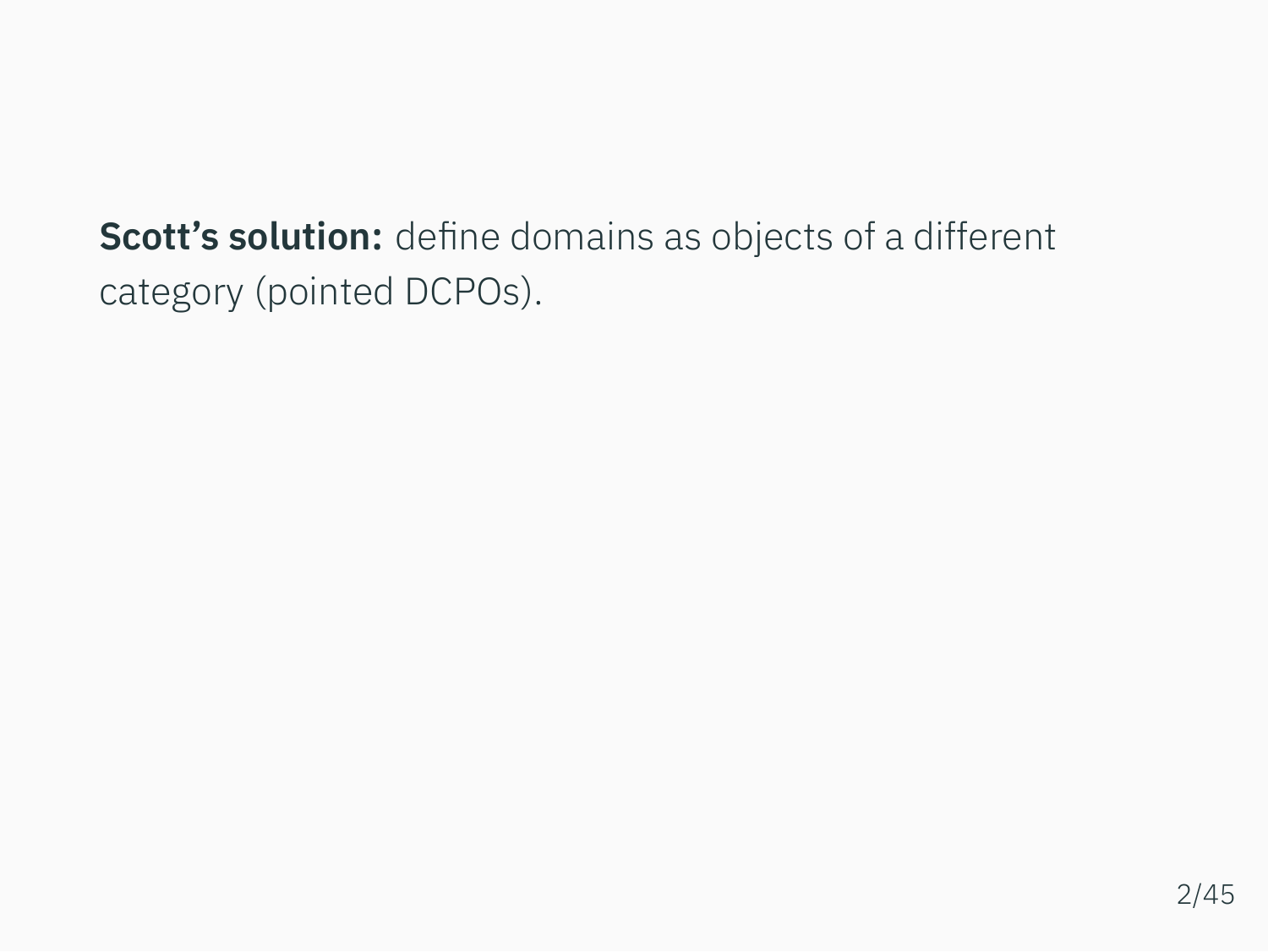**Scott's solution:** define domains as objects of a different category (pointed DCPOs).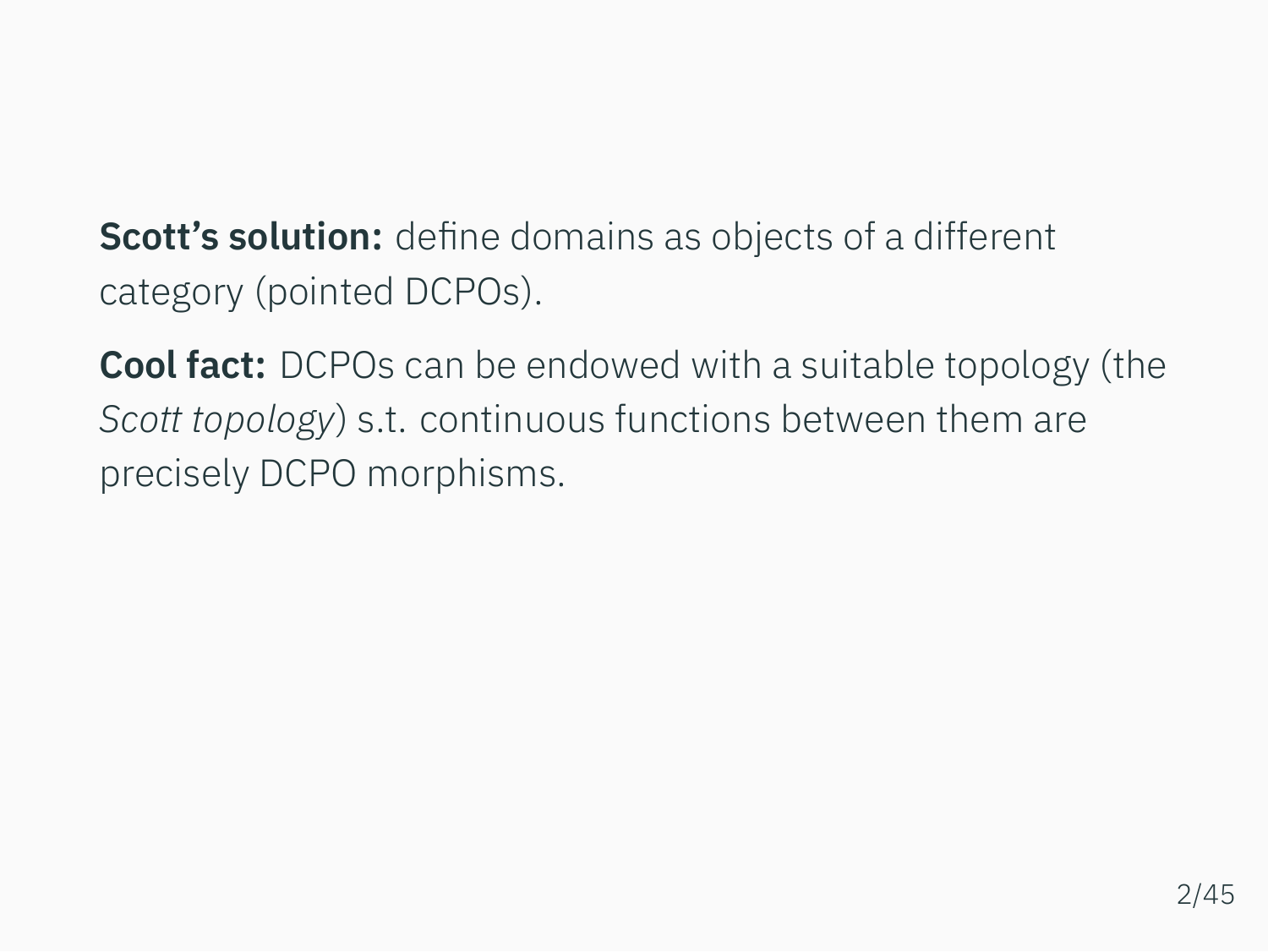**Scott's solution:** define domains as objects of a different category (pointed DCPOs).

**Cool fact:** DCPOs can be endowed with a suitable topology (the *Scott topology*) s.t. continuous functions between them are precisely DCPO morphisms.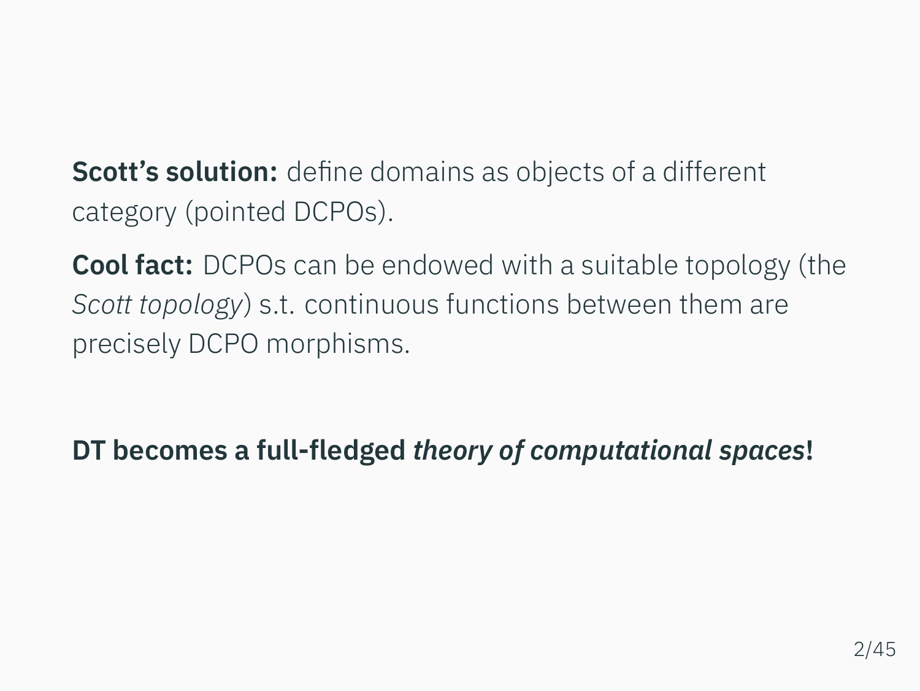**Scott's solution:** define domains as objects of a different category (pointed DCPOs).

**Cool fact:** DCPOs can be endowed with a suitable topology (the *Scott topology*) s.t. continuous functions between them are precisely DCPO morphisms.

**DT becomes a full-fledged *theory of computational spaces*!**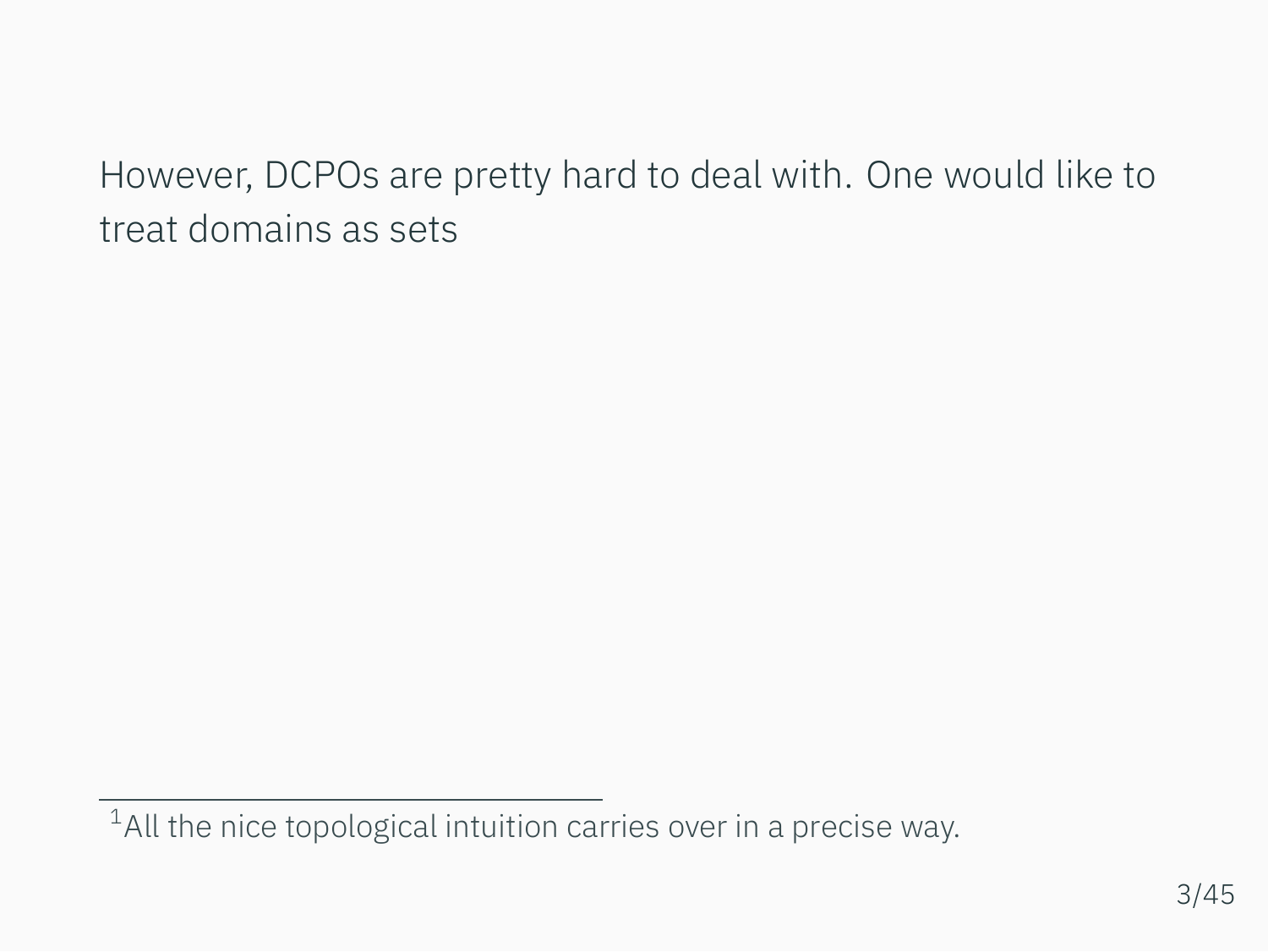However, DCPOs are pretty hard to deal with. One would like to treat domains as sets

---

[1] All the nice topological intuition carries over in a precise way.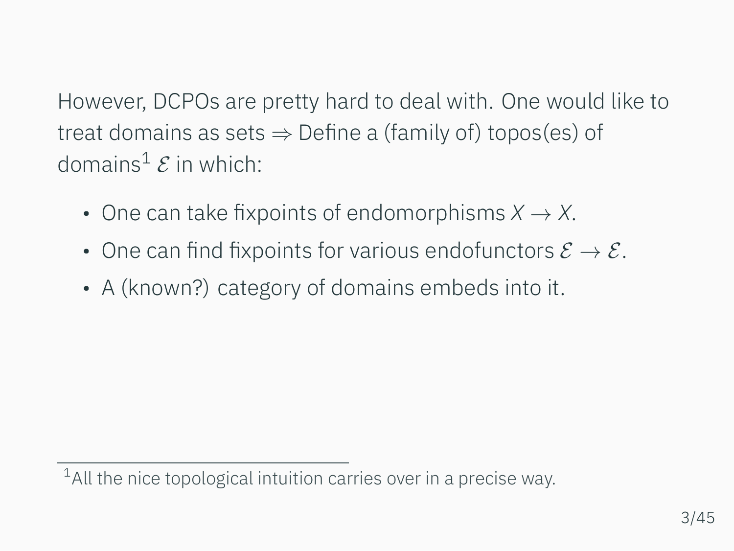However, DCPOs are pretty hard to deal with. One would like to treat domains as sets $\Rightarrow$ Define a (family of) topos(es) of domains[1] $\mathcal{E}$ in which:

- One can take fixpoints of endomorphisms $X \to X$.
- One can find fixpoints for various endofunctors $\mathcal{E} \to \mathcal{E}$.
- A (known?) category of domains embeds into it.

[1] All the nice topological intuition carries over in a precise way.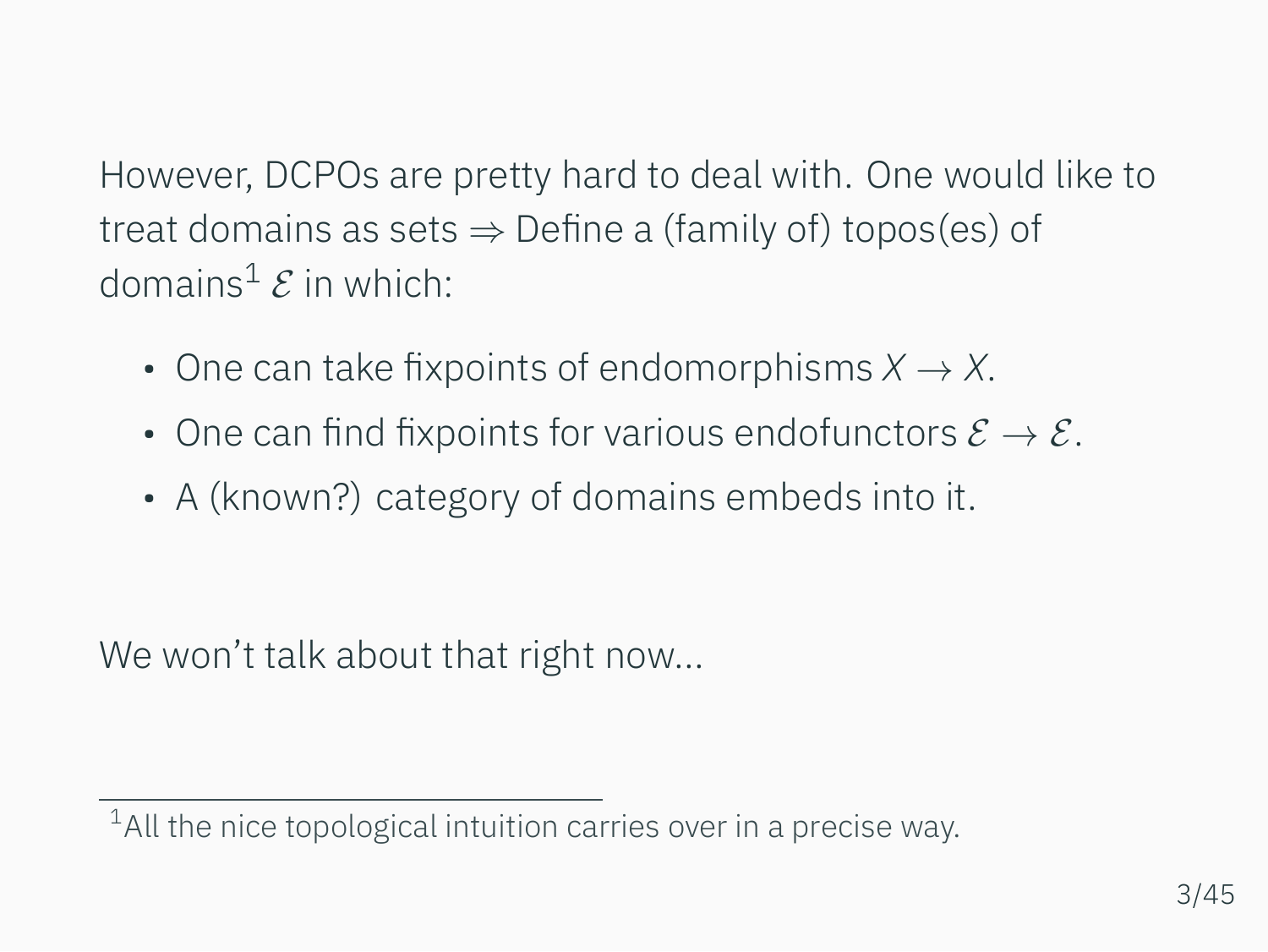However, DCPOs are pretty hard to deal with. One would like to treat domains as sets $\Rightarrow$ Define a (family of) topos(es) of domains[1] $\mathcal{E}$ in which:

- One can take fixpoints of endomorphisms $X \to X$.
- One can find fixpoints for various endofunctors $\mathcal{E} \to \mathcal{E}$.
- A (known?) category of domains embeds into it.

We won't talk about that right now...

[1] All the nice topological intuition carries over in a precise way.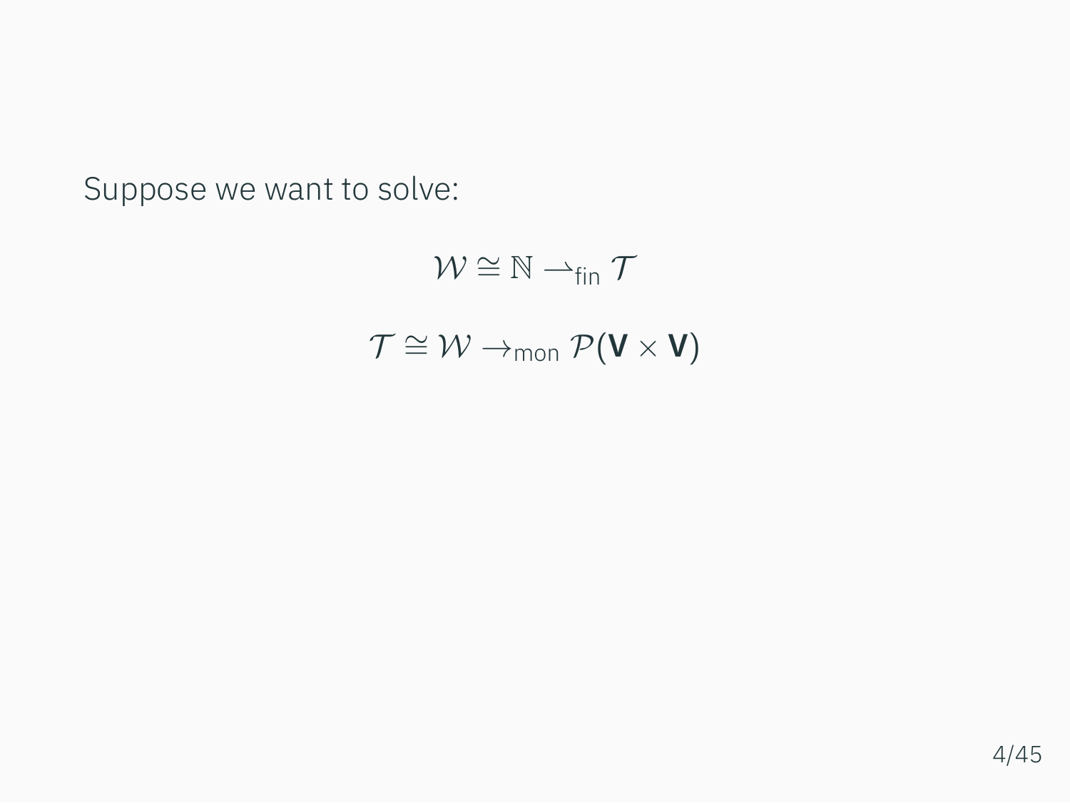Suppose we want to solve:

$$\mathcal{W} \cong \mathbb{N} \rightharpoonup_{\mathsf{fin}} \mathcal{T}$$

$$\mathcal{T} \cong \mathcal{W} \rightarrow_{\mathsf{mon}} \mathcal{P}(\mathbf{V} \times \mathbf{V})$$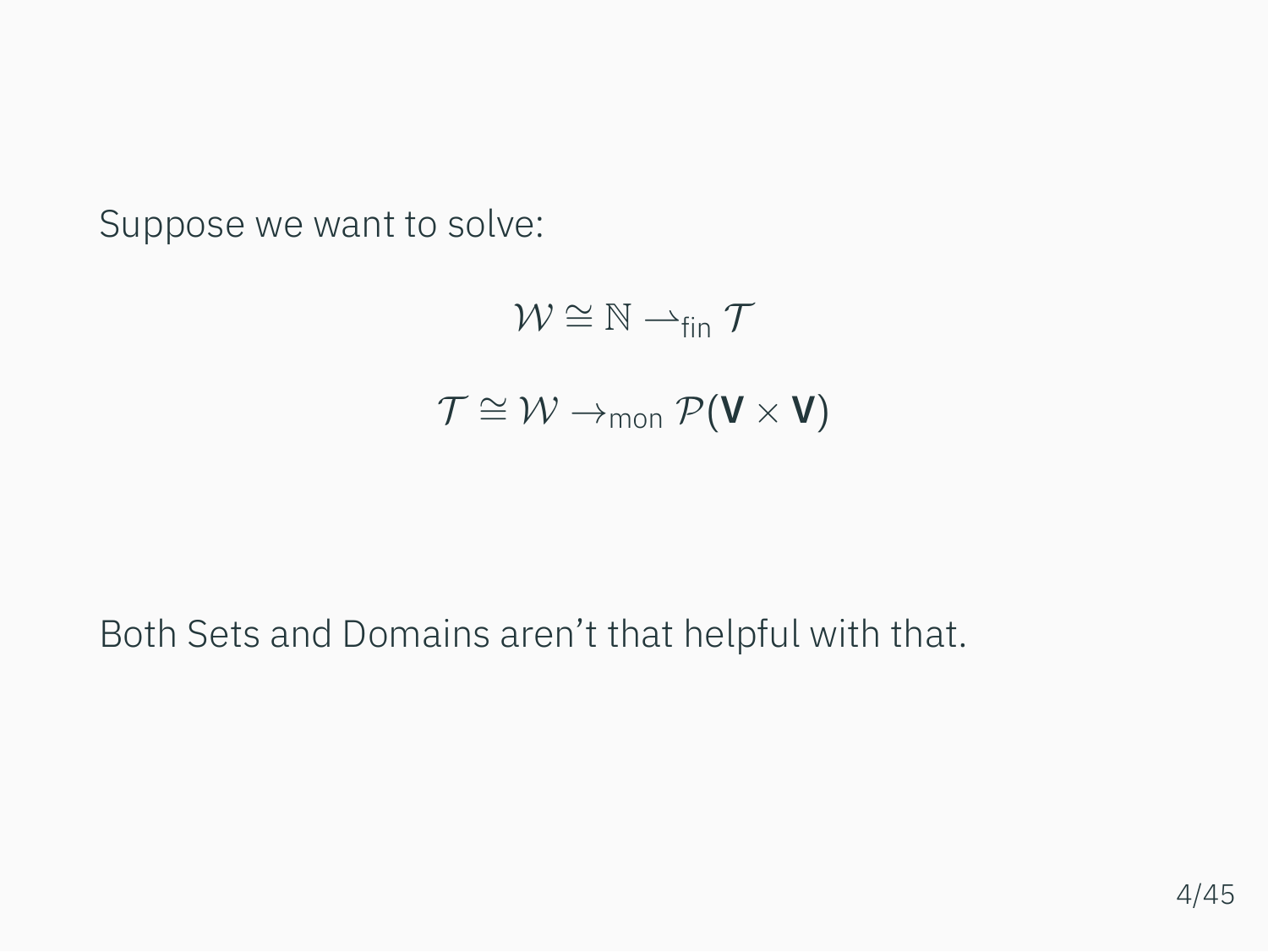Suppose we want to solve:

$$\mathcal{W} \cong \mathbb{N} \rightharpoonup_{\text{fin}} \mathcal{T}$$

$$\mathcal{T} \cong \mathcal{W} \to_{\text{mon}} \mathcal{P}(\mathbf{V} \times \mathbf{V})$$

Both Sets and Domains aren't that helpful with that.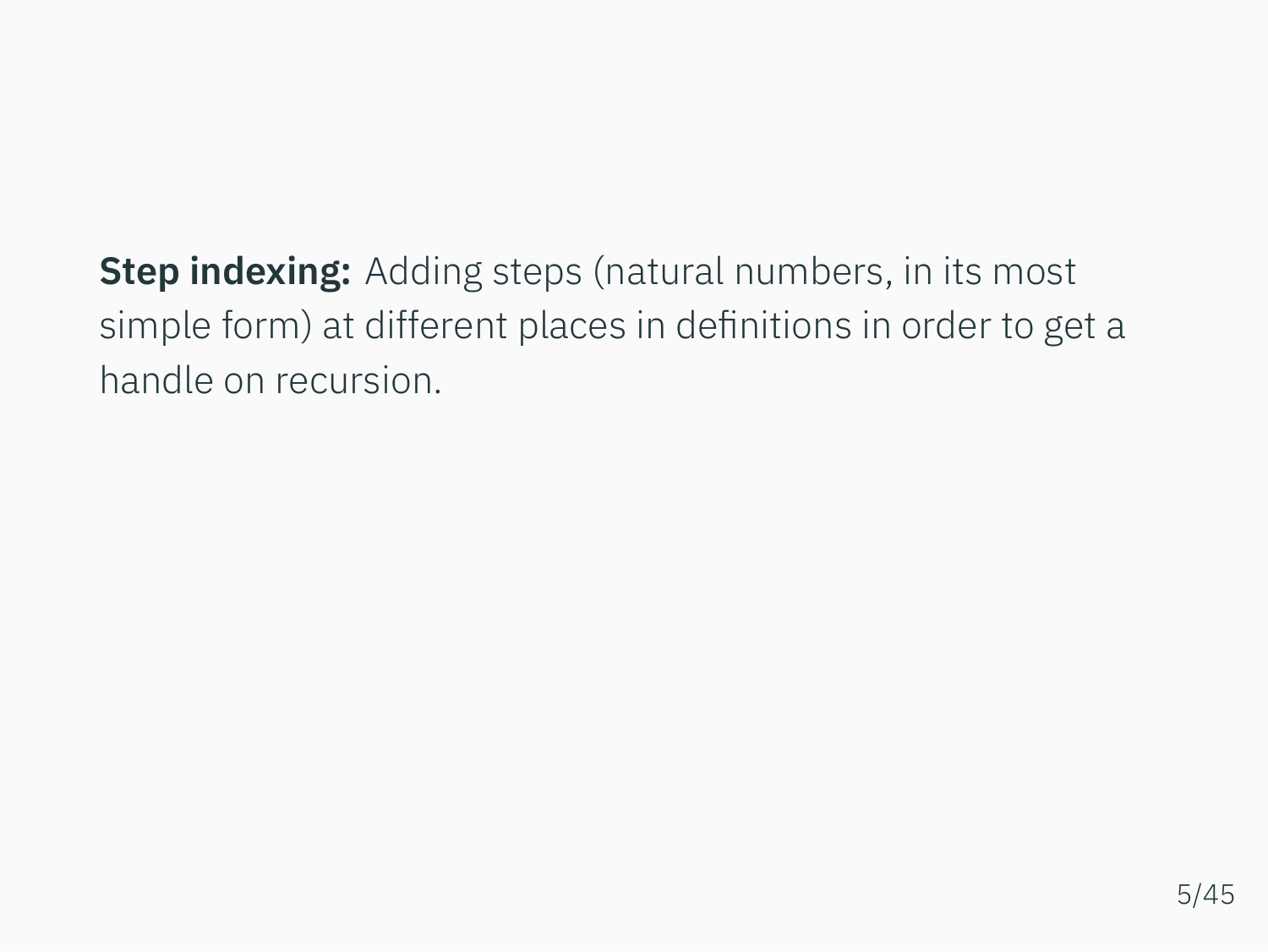**Step indexing:** Adding steps (natural numbers, in its most simple form) at different places in definitions in order to get a handle on recursion.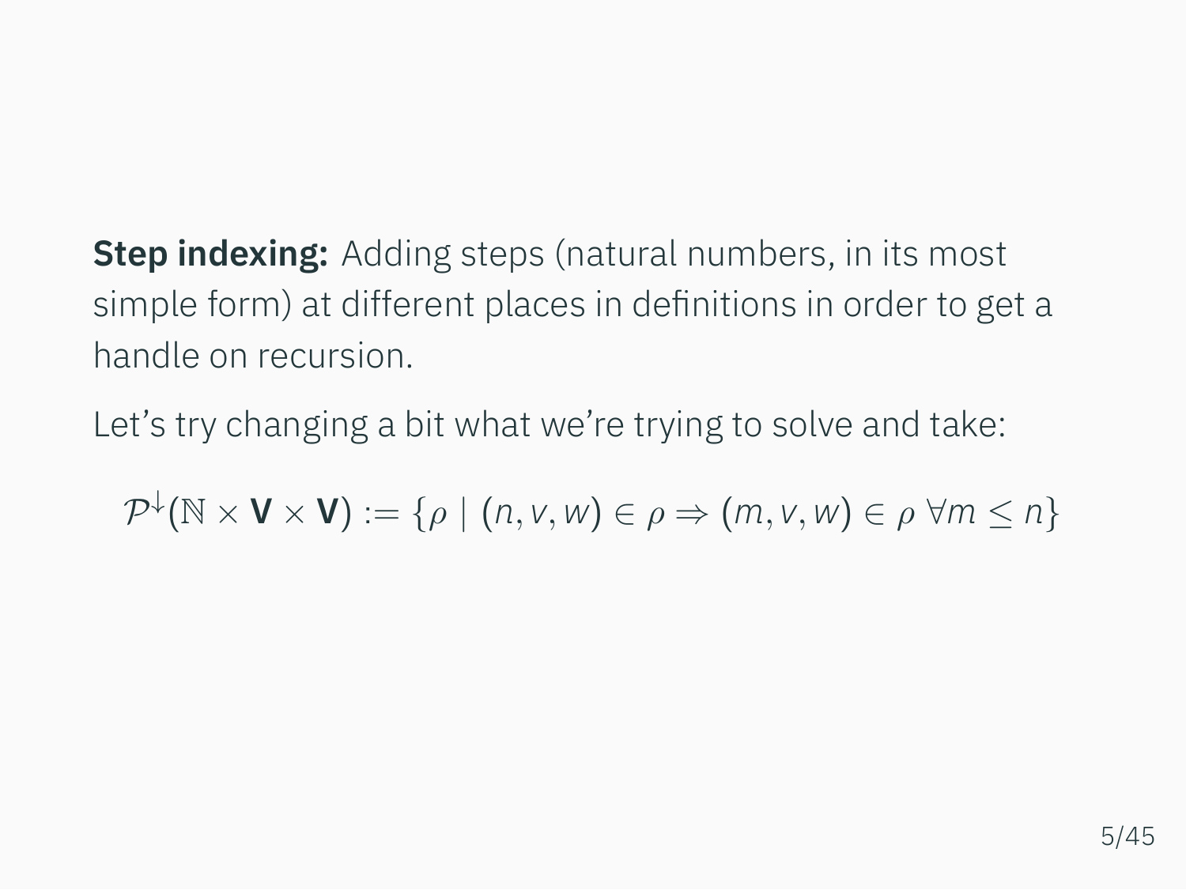**Step indexing:** Adding steps (natural numbers, in its most simple form) at different places in definitions in order to get a handle on recursion.

Let's try changing a bit what we're trying to solve and take:

$$\mathcal{P}^{\downarrow}(\mathbb{N} \times \mathbf{V} \times \mathbf{V}) := \{\rho \mid (n, v, w) \in \rho \Rightarrow (m, v, w) \in \rho \; \forall m \leq n\}$$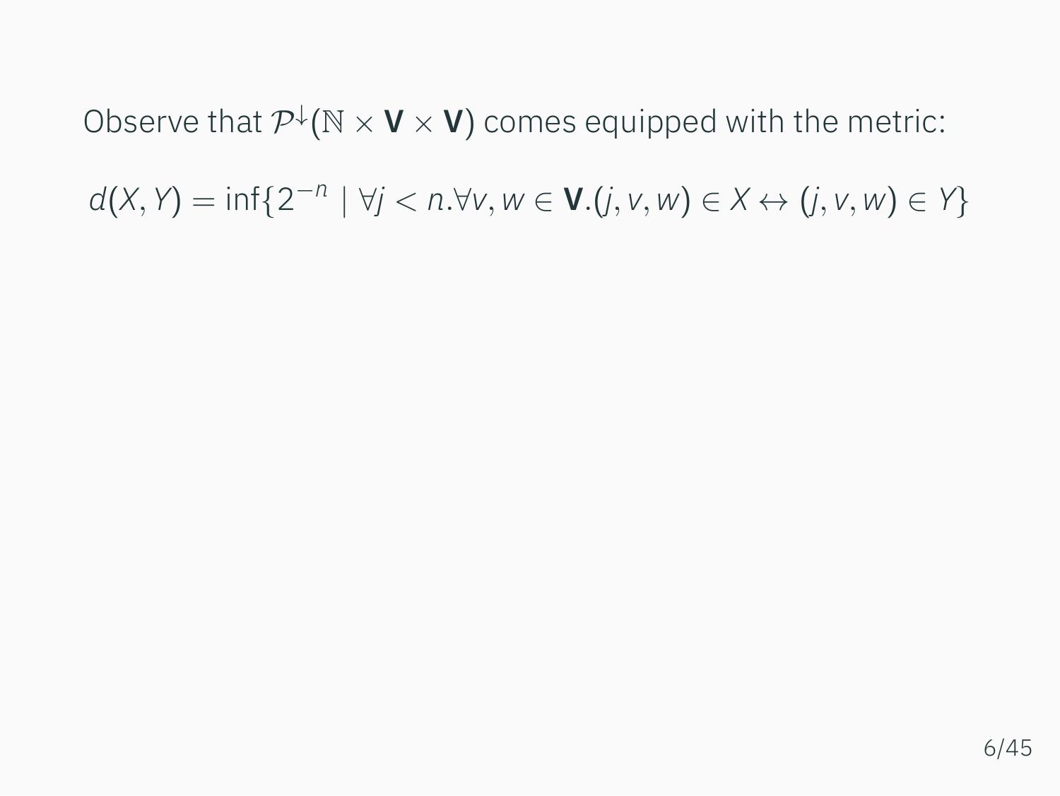Observe that $\mathcal{P}^{\downarrow}(\mathbb{N} \times \mathbf{V} \times \mathbf{V})$ comes equipped with the metric:

$$d(X, Y) = \inf\{2^{-n} \mid \forall j < n. \forall v, w \in \mathbf{V}. (j, v, w) \in X \leftrightarrow (j, v, w) \in Y\}$$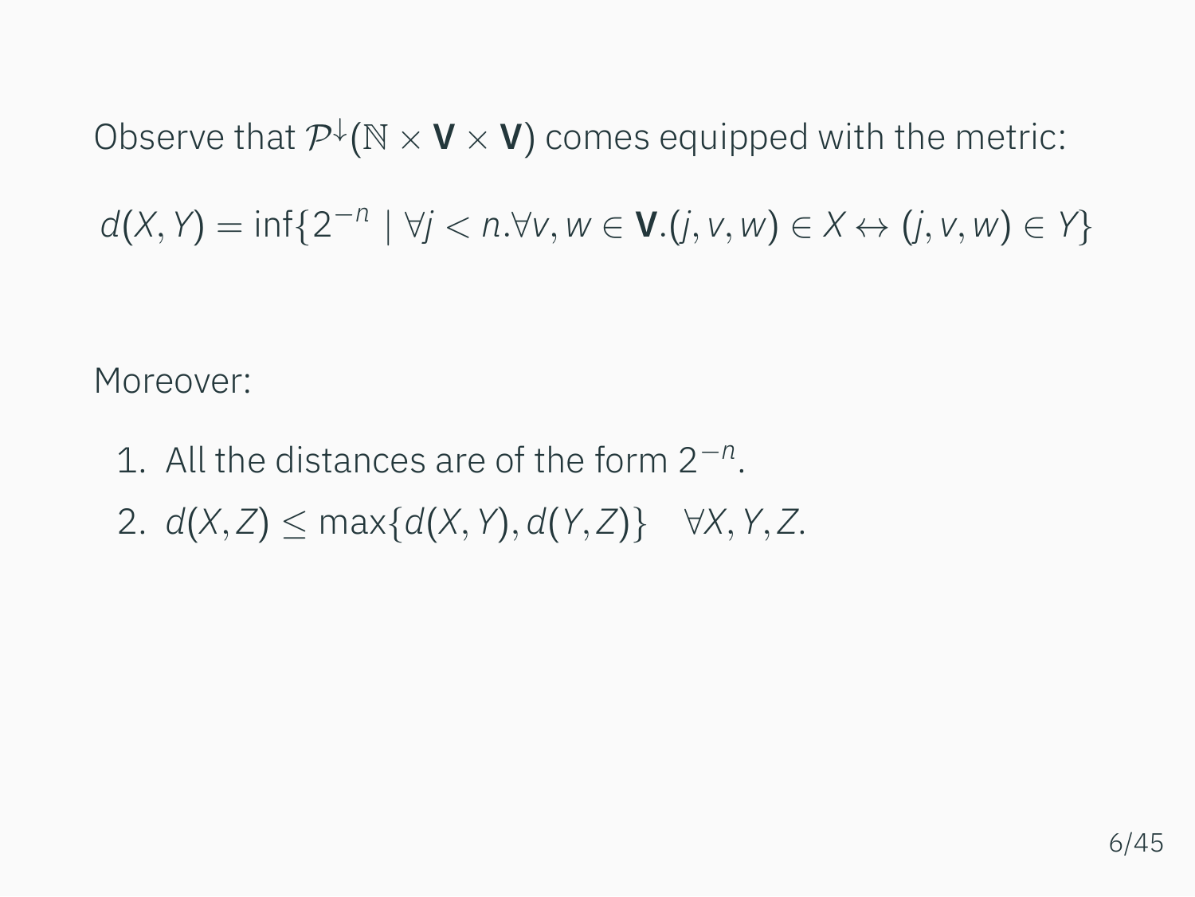Observe that $\mathcal{P}^{\downarrow}(\mathbb{N} \times \mathbf{V} \times \mathbf{V})$ comes equipped with the metric:

$$d(X, Y) = \inf\{2^{-n} \mid \forall j < n. \forall v, w \in \mathbf{V}.(j, v, w) \in X \leftrightarrow (j, v, w) \in Y\}$$

Moreover:

1. All the distances are of the form $2^{-n}$.
2. $d(X, Z) \leq \max\{d(X, Y), d(Y, Z)\} \quad \forall X, Y, Z.$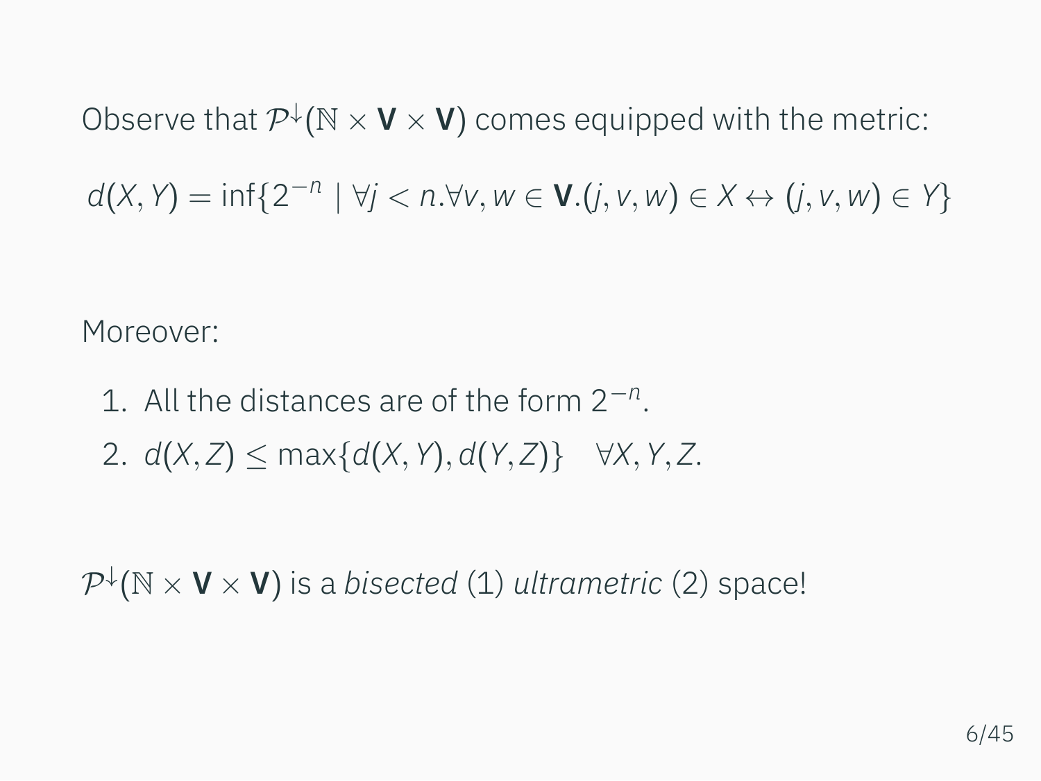Observe that $\mathcal{P}^{\downarrow}(\mathbb{N} \times \mathbf{V} \times \mathbf{V})$ comes equipped with the metric:

$$d(X, Y) = \inf\{2^{-n} \mid \forall j < n. \forall v, w \in \mathbf{V}.(j, v, w) \in X \leftrightarrow (j, v, w) \in Y\}$$

Moreover:

1. All the distances are of the form $2^{-n}$.
2. $d(X, Z) \leq \max\{d(X, Y), d(Y, Z)\} \quad \forall X, Y, Z.$

$\mathcal{P}^{\downarrow}(\mathbb{N} \times \mathbf{V} \times \mathbf{V})$ is a *bisected* (1) *ultrametric* (2) space!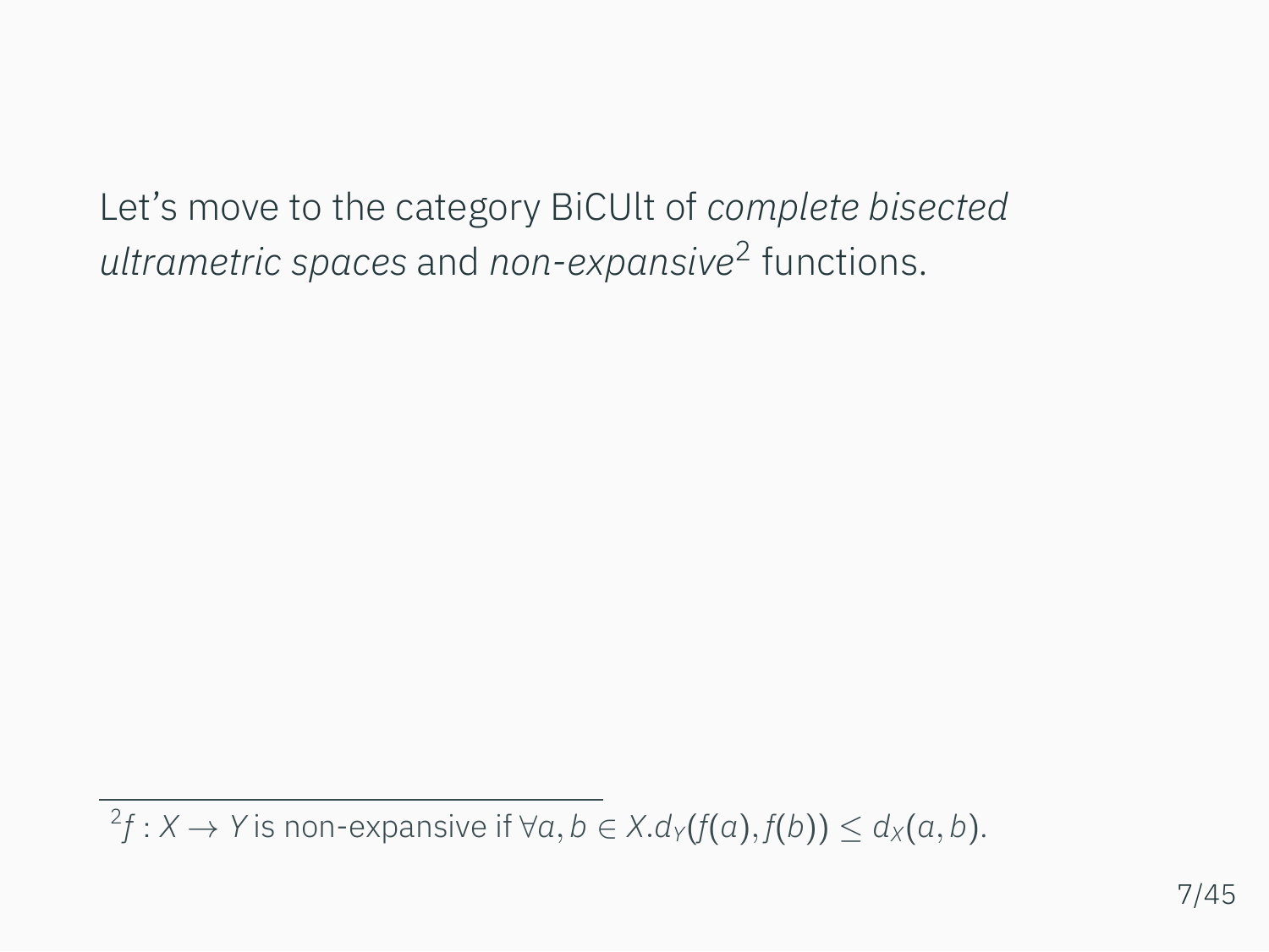Let's move to the category BiCUlt of *complete bisected ultrametric spaces* and *non-expansive*[2] functions.

[2] $f : X \to Y$ is non-expansive if $\forall a, b \in X. d_Y(f(a), f(b)) \leq d_X(a, b)$.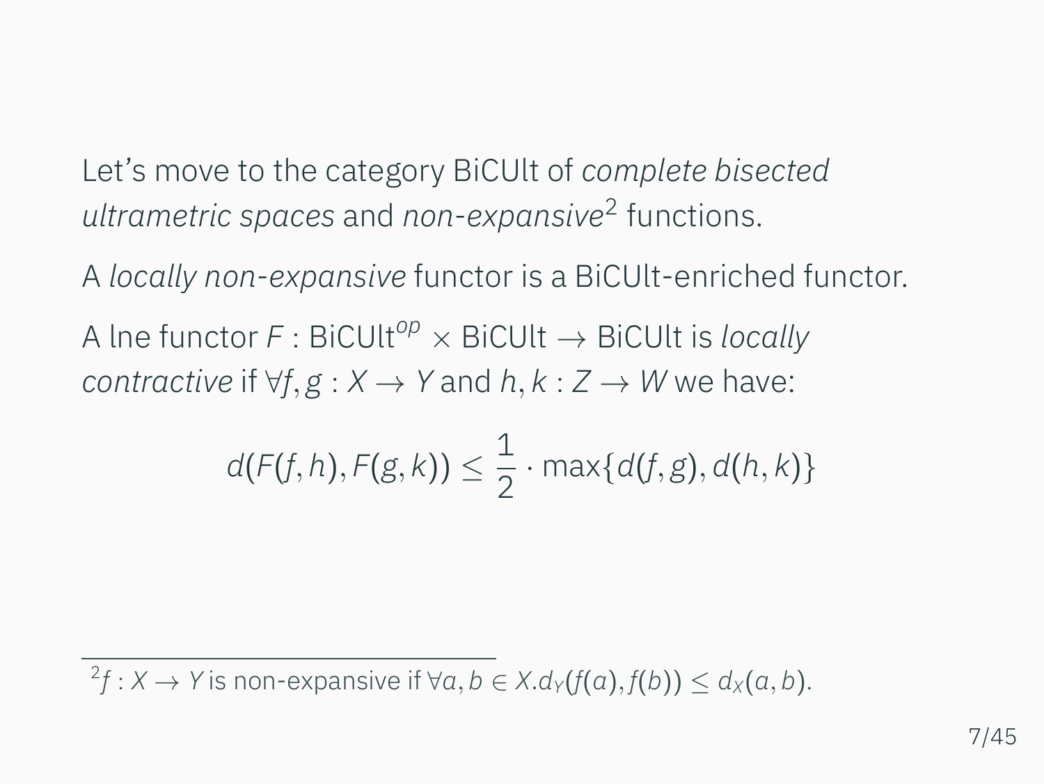Let's move to the category BiCUlt of *complete bisected ultrametric spaces* and *non-expansive*[2] functions.

A *locally non-expansive* functor is a BiCUlt-enriched functor.

A lne functor $F : \text{BiCUlt}^{op} \times \text{BiCUlt} \to \text{BiCUlt}$ is *locally contractive* if $\forall f, g : X \to Y$ and $h, k : Z \to W$ we have:

$$d(F(f,h), F(g,k)) \leq \frac{1}{2} \cdot \max\{d(f,g), d(h,k)\}$$

[2] $f : X \to Y$ is non-expansive if $\forall a, b \in X. d_Y(f(a), f(b)) \leq d_X(a, b)$.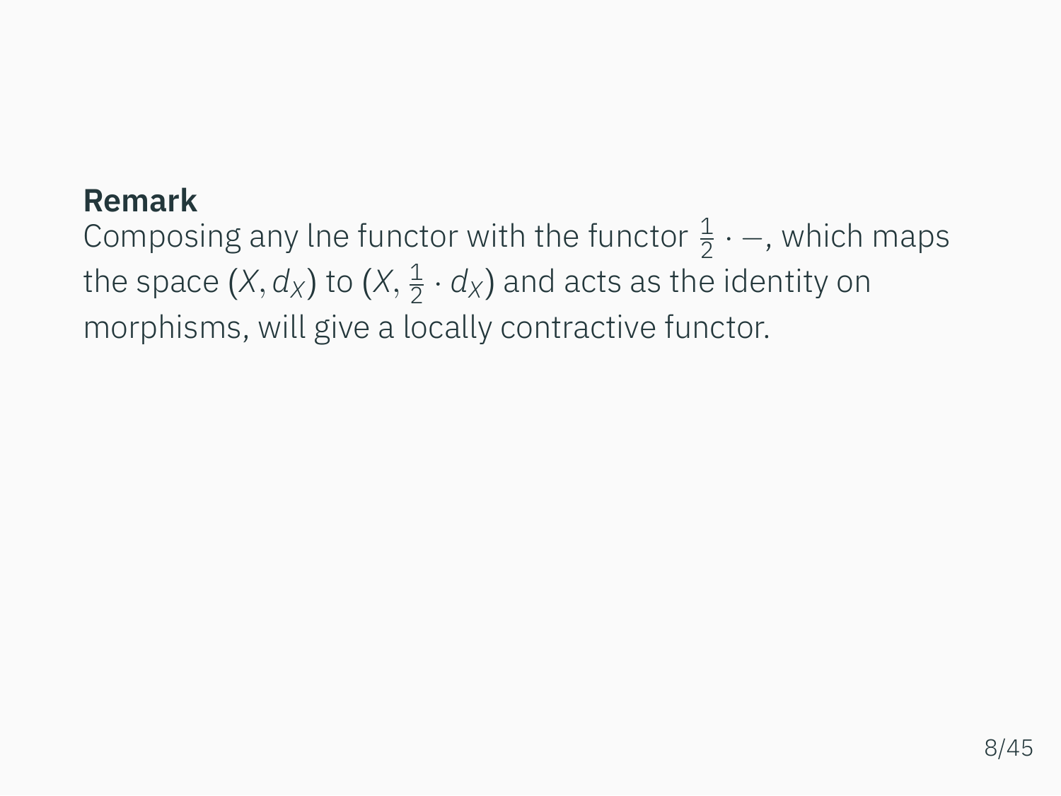**Remark**

Composing any lne functor with the functor $\frac{1}{2} \cdot -$, which maps the space $(X, d_X)$ to $(X, \frac{1}{2} \cdot d_X)$ and acts as the identity on morphisms, will give a locally contractive functor.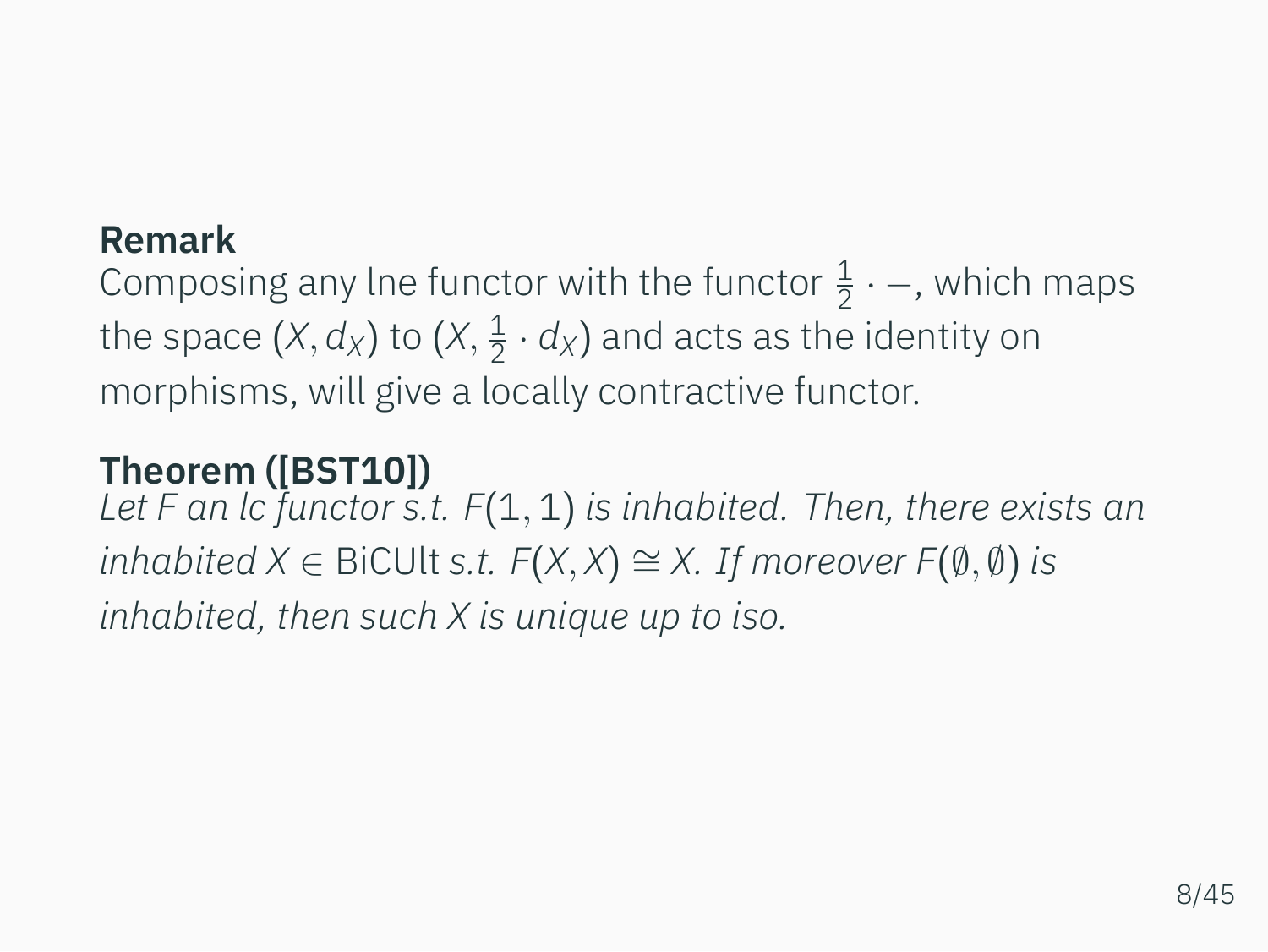**Remark**

Composing any lne functor with the functor $\frac{1}{2} \cdot -$, which maps the space $(X, d_X)$ to $(X, \frac{1}{2} \cdot d_X)$ and acts as the identity on morphisms, will give a locally contractive functor.

**Theorem ([BST10])**

*Let $F$ an lc functor s.t. $F(1, 1)$ is inhabited. Then, there exists an inhabited $X \in \mathrm{BiCUlt}$ s.t. $F(X, X) \cong X$. If moreover $F(\emptyset, \emptyset)$ is inhabited, then such $X$ is unique up to iso.*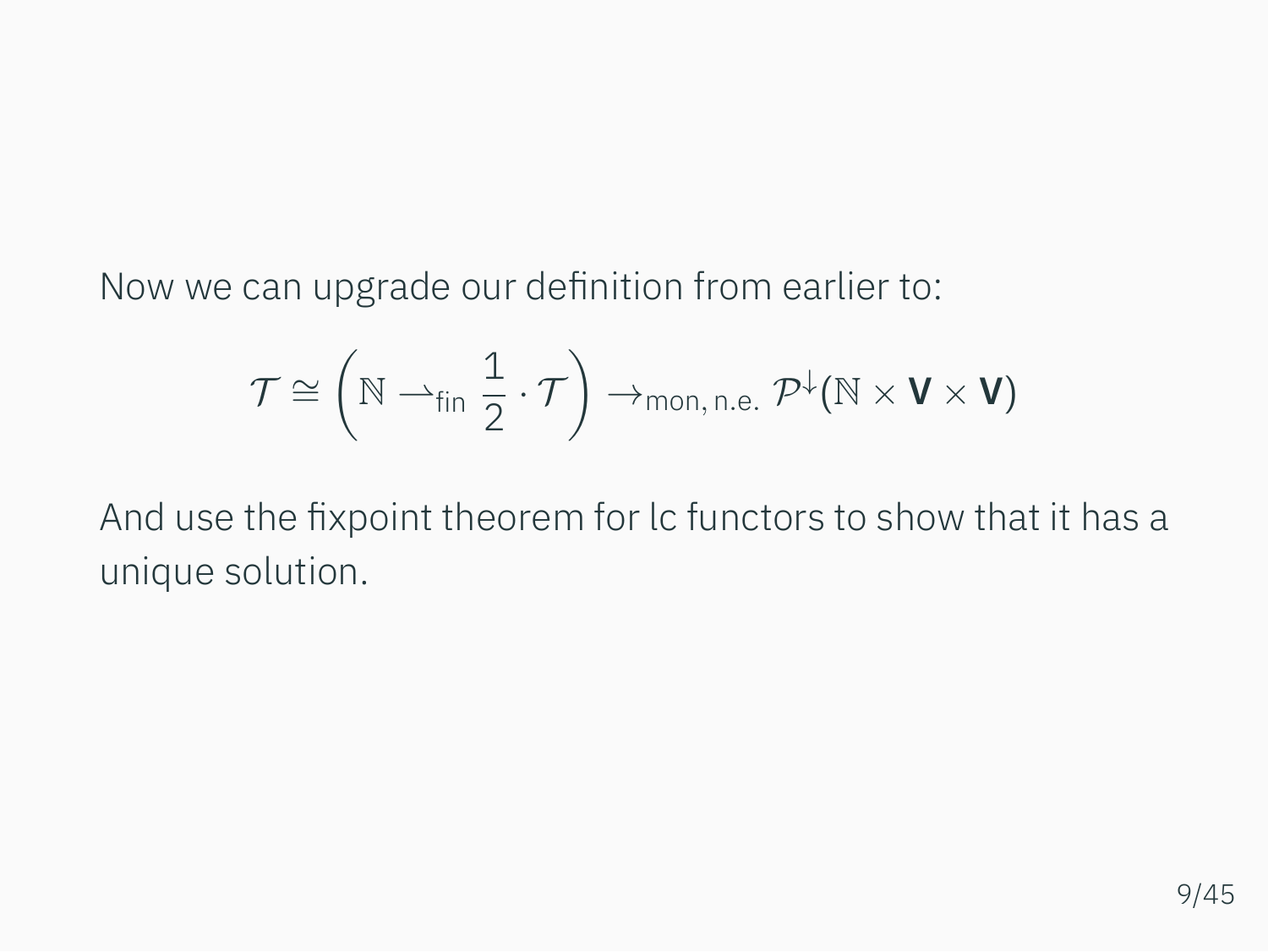Now we can upgrade our definition from earlier to:

$$\mathcal{T} \cong \left(\mathbb{N} \rightharpoonup_{\mathsf{fin}} \frac{1}{2} \cdot \mathcal{T}\right) \rightarrow_{\mathsf{mon,\,n.e.}} \mathcal{P}^{\downarrow}(\mathbb{N} \times \mathbf{V} \times \mathbf{V})$$

And use the fixpoint theorem for lc functors to show that it has a unique solution.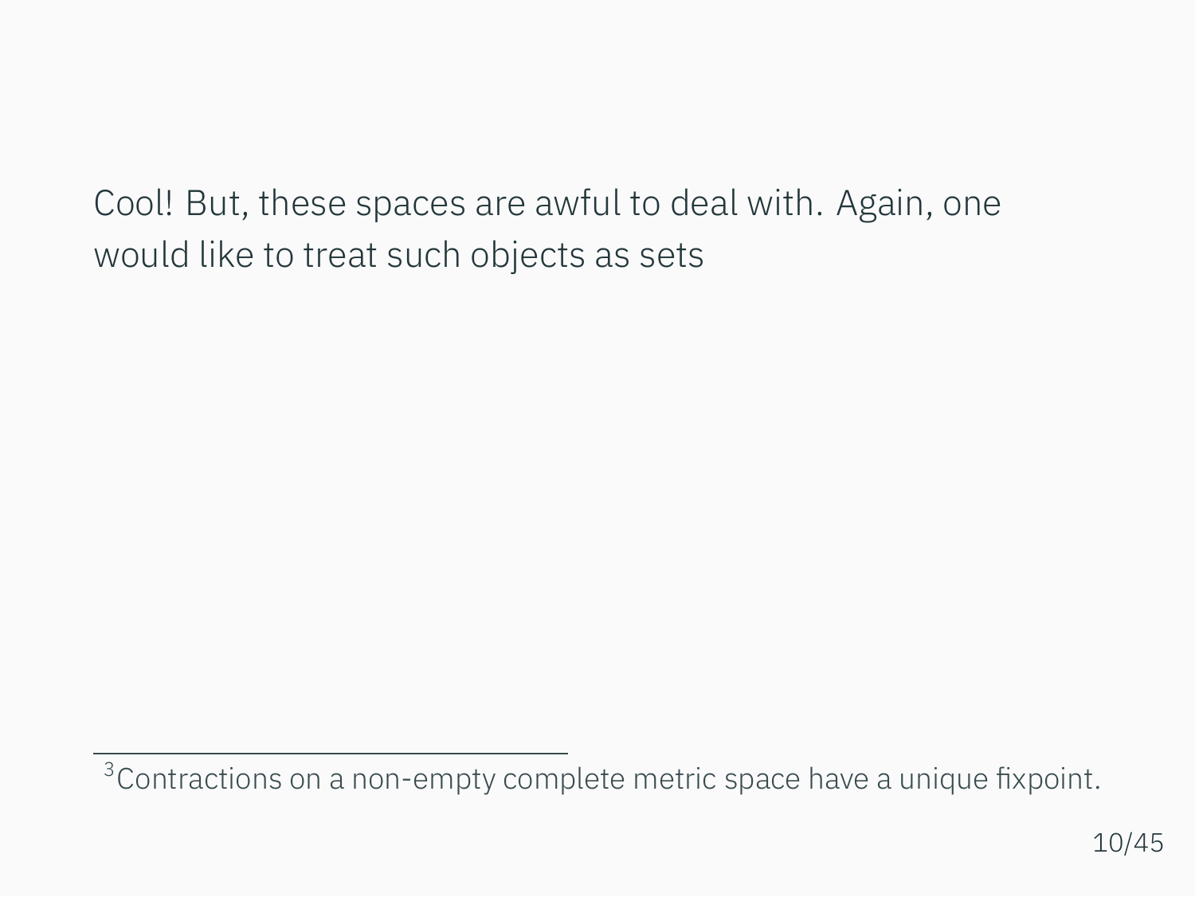Cool! But, these spaces are awful to deal with. Again, one would like to treat such objects as sets

---

[3] Contractions on a non-empty complete metric space have a unique fixpoint.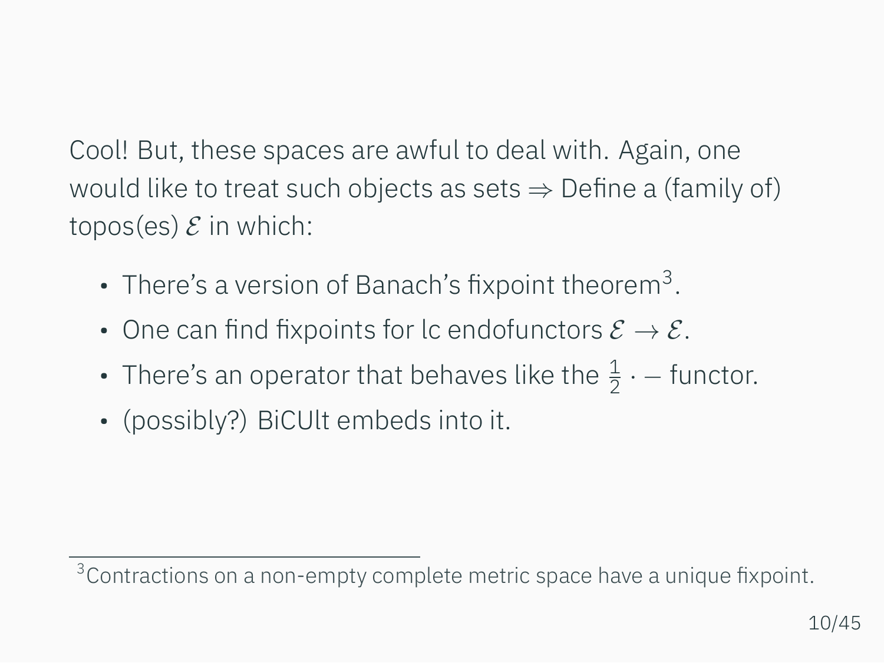Cool! But, these spaces are awful to deal with. Again, one would like to treat such objects as sets $\Rightarrow$ Define a (family of) topos(es) $\mathcal{E}$ in which:

- There's a version of Banach's fixpoint theorem[3].
- One can find fixpoints for lc endofunctors $\mathcal{E} \to \mathcal{E}$.
- There's an operator that behaves like the $\frac{1}{2} \cdot -$ functor.
- (possibly?) BiCUlt embeds into it.

---

[3] Contractions on a non-empty complete metric space have a unique fixpoint.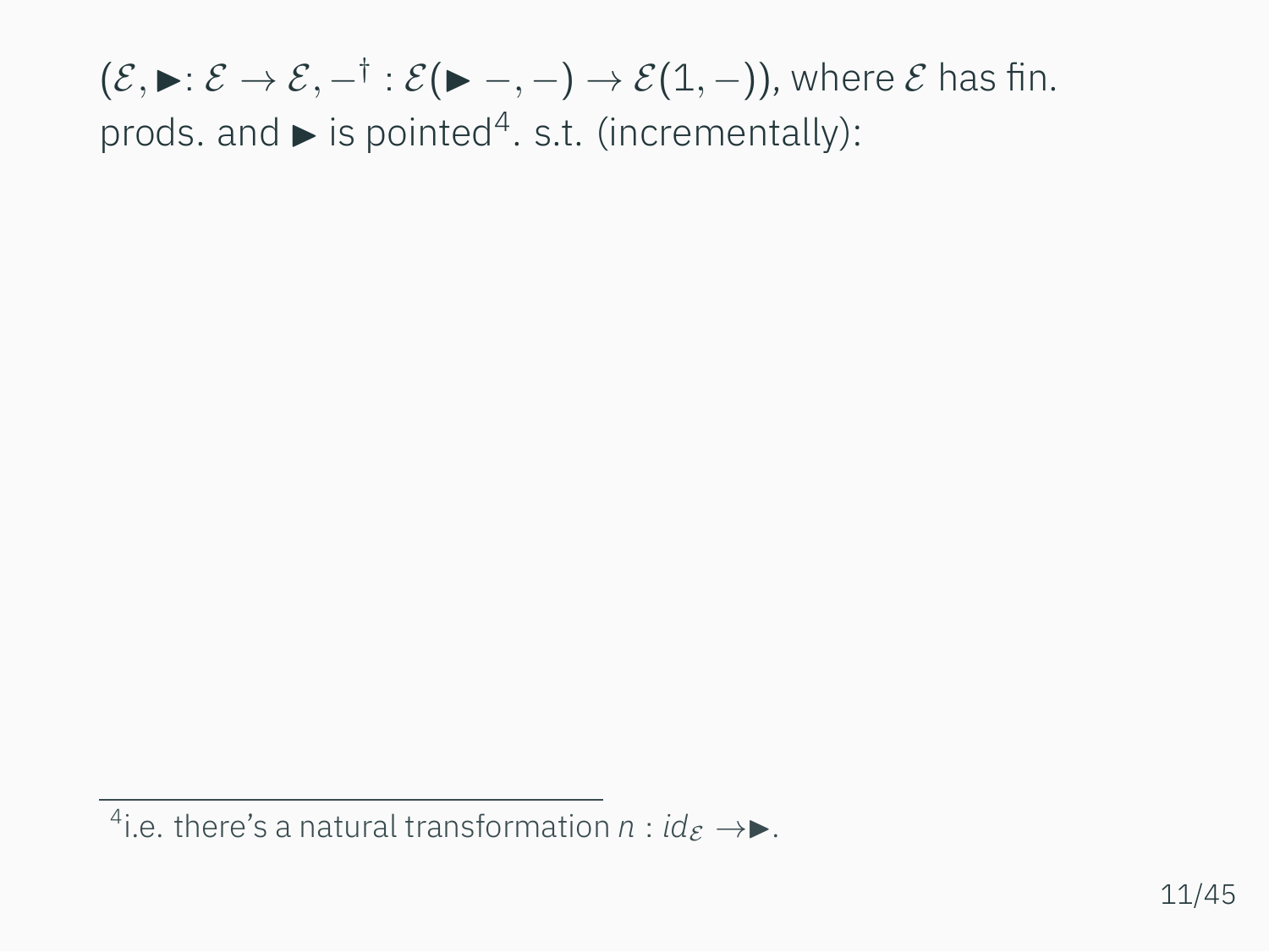$(\mathcal{E}, \blacktriangleright : \mathcal{E} \to \mathcal{E}, -^{\dagger} : \mathcal{E}(\blacktriangleright -, -) \to \mathcal{E}(1, -))$, where $\mathcal{E}$ has fin. prods. and $\blacktriangleright$ is pointed[4]. s.t. (incrementally):

[4] i.e. there's a natural transformation $n : id_{\mathcal{E}} \to \blacktriangleright$.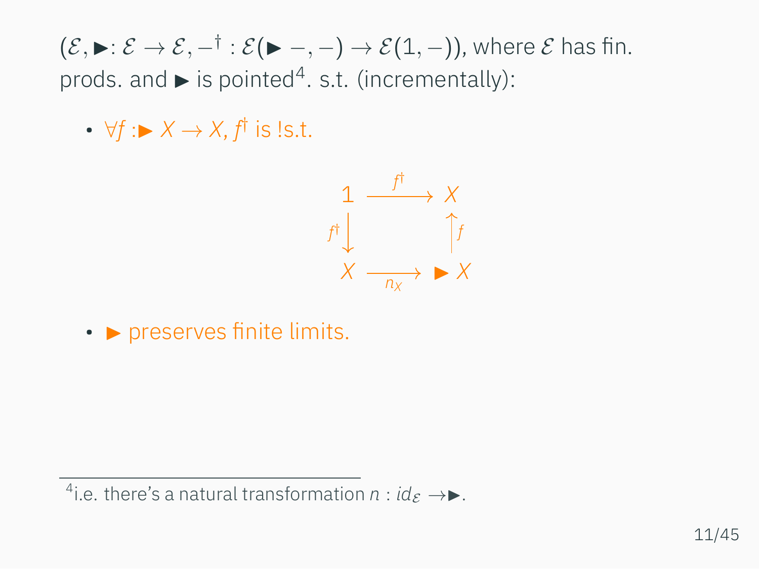$(\mathcal{E}, \blacktriangleright : \mathcal{E} \to \mathcal{E}, -^\dagger : \mathcal{E}(\blacktriangleright -, -) \to \mathcal{E}(1, -))$, where $\mathcal{E}$ has fin. prods. and $\blacktriangleright$ is pointed[4]. s.t. (incrementally):

- $\forall f : \blacktriangleright X \to X$, $f^\dagger$ is !s.t.

$$\begin{array}{ccc} 1 & \xrightarrow{f^\dagger} & X \\ {\scriptstyle f^\dagger}\big\downarrow & & \big\uparrow{\scriptstyle f} \\ X & \xrightarrow[n_X]{} & \blacktriangleright X \end{array}$$

- $\blacktriangleright$ preserves finite limits.

[4] i.e. there's a natural transformation $n : id_{\mathcal{E}} \to \blacktriangleright$.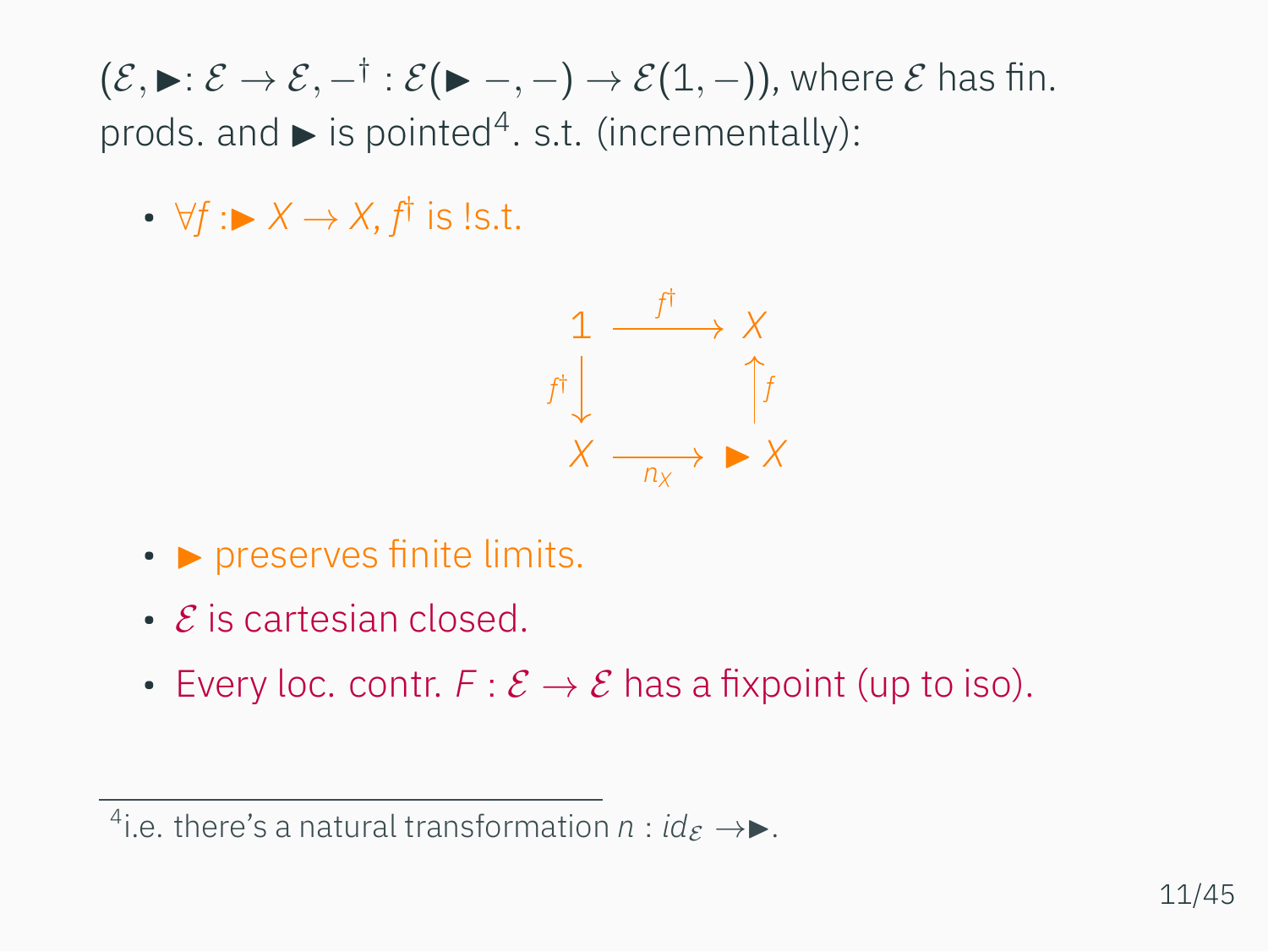$(\mathcal{E}, \blacktriangleright\colon \mathcal{E} \to \mathcal{E}, -^{\dagger} : \mathcal{E}(\blacktriangleright -, -) \to \mathcal{E}(1, -))$, where $\mathcal{E}$ has fin. prods. and $\blacktriangleright$ is pointed[4]. s.t. (incrementally):

- $\forall f : \blacktriangleright X \to X$, $f^{\dagger}$ is !s.t.

$$
\begin{array}{ccc}
1 & \xrightarrow{f^{\dagger}} & X \\
{\scriptstyle f^{\dagger}}\downarrow & & \uparrow{\scriptstyle f} \\
X & \xrightarrow[n_X]{} & \blacktriangleright X
\end{array}
$$

- $\blacktriangleright$ preserves finite limits.
- $\mathcal{E}$ is cartesian closed.
- Every loc. contr. $F : \mathcal{E} \to \mathcal{E}$ has a fixpoint (up to iso).

[4] i.e. there's a natural transformation $n : id_{\mathcal{E}} \to \blacktriangleright$.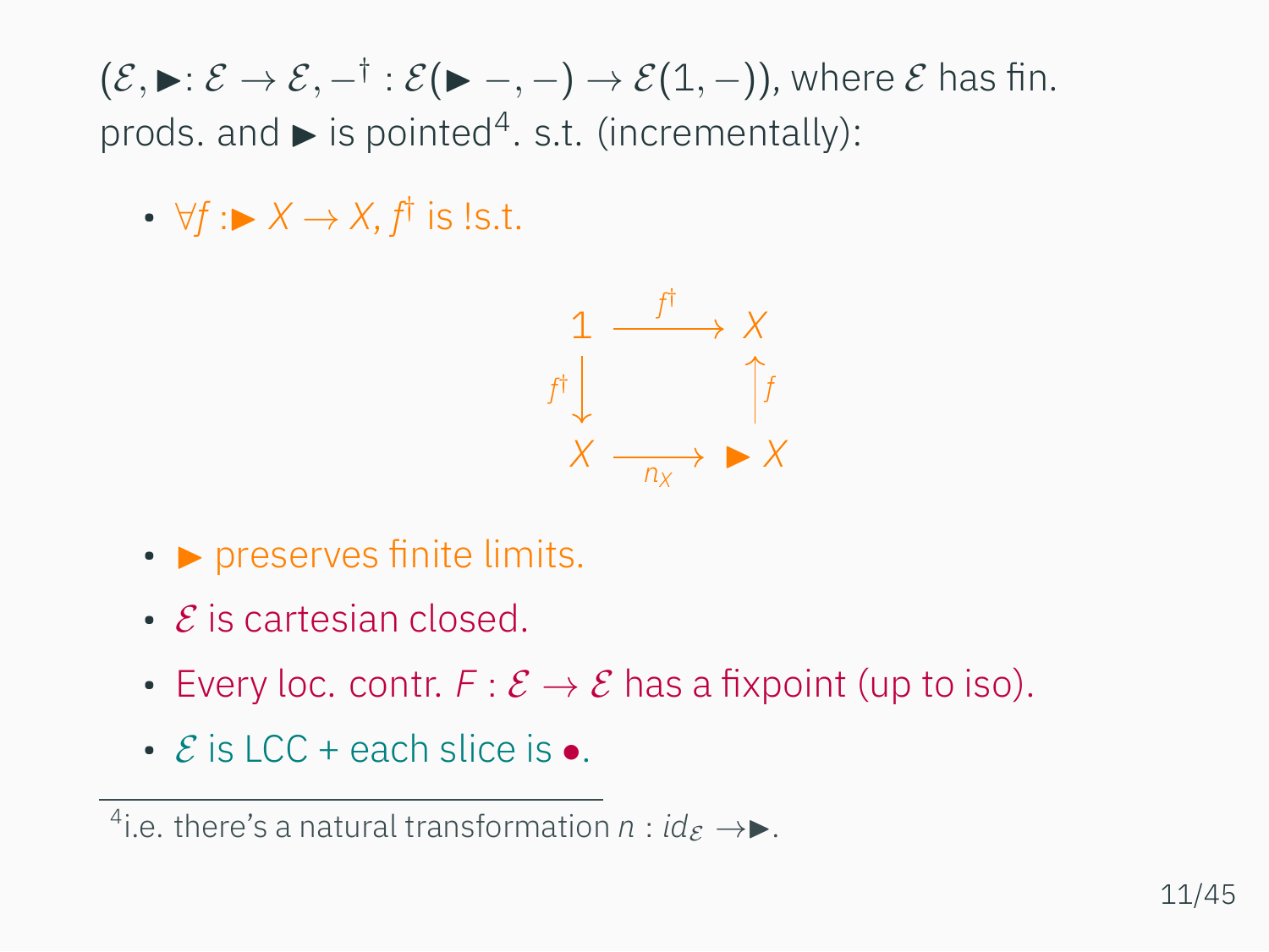$(\mathcal{E}, \blacktriangleright : \mathcal{E} \to \mathcal{E}, -^{\dagger} : \mathcal{E}(\blacktriangleright -, -) \to \mathcal{E}(1, -))$, where $\mathcal{E}$ has fin. prods. and $\blacktriangleright$ is pointed[4]. s.t. (incrementally):

- $\forall f : \blacktriangleright X \to X$, $f^{\dagger}$ is !s.t.

$$\begin{array}{ccc} 1 & \xrightarrow{f^{\dagger}} & X \\ {\scriptstyle f^{\dagger}}\downarrow & & \uparrow{\scriptstyle f} \\ X & \xrightarrow[n_X]{} & \blacktriangleright X \end{array}$$

- $\blacktriangleright$ preserves finite limits.
- $\mathcal{E}$ is cartesian closed.
- Every loc. contr. $F : \mathcal{E} \to \mathcal{E}$ has a fixpoint (up to iso).
- $\mathcal{E}$ is LCC + each slice is $\bullet$.

[4] i.e. there's a natural transformation $n : id_{\mathcal{E}} \to \blacktriangleright$.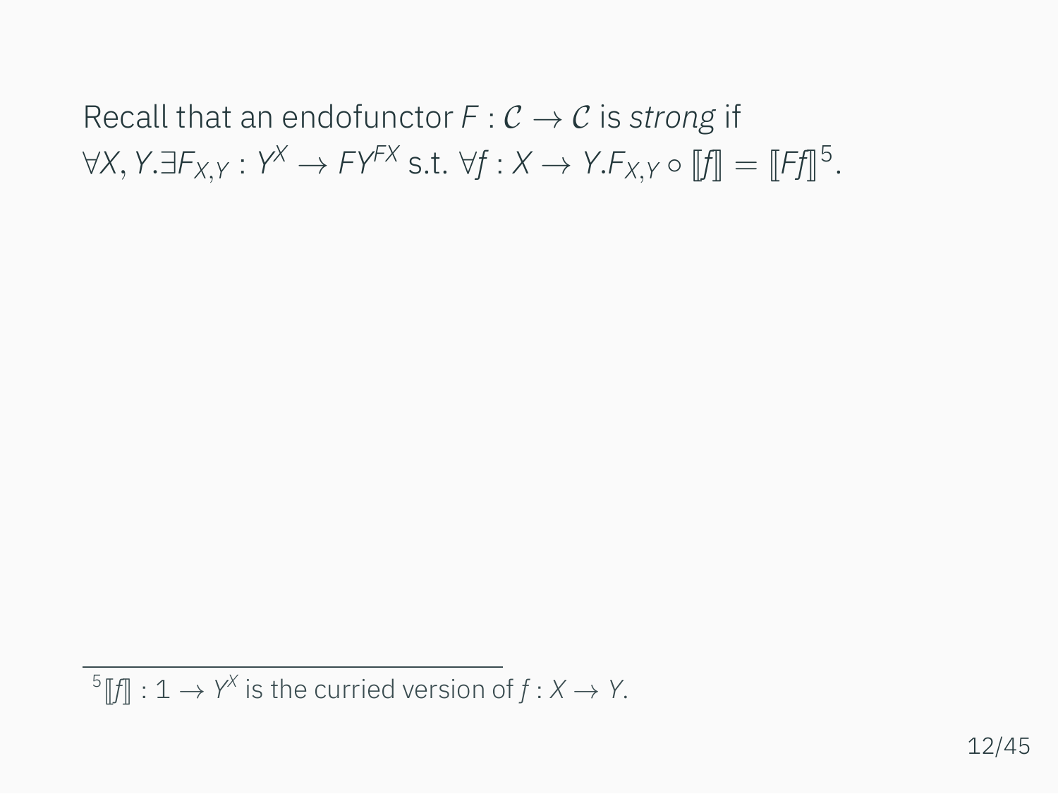Recall that an endofunctor $F : \mathcal{C} \to \mathcal{C}$ is *strong* if $\forall X, Y. \exists F_{X,Y} : Y^X \to FY^{FX}$ s.t. $\forall f : X \to Y. F_{X,Y} \circ [\![f]\!] = [\![Ff]\!]$[5].

---

[5] $[\![f]\!] : 1 \to Y^X$ is the curried version of $f : X \to Y$.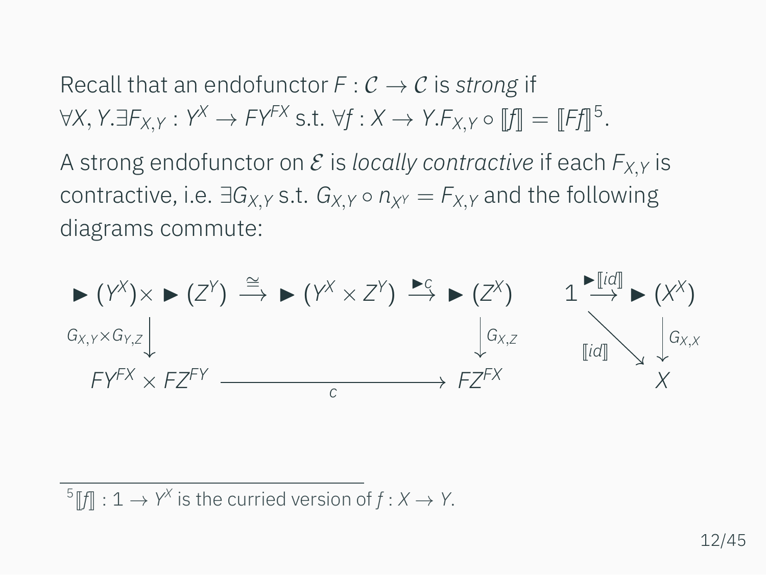Recall that an endofunctor $F : \mathcal{C} \to \mathcal{C}$ is *strong* if $\forall X, Y. \exists F_{X,Y} : Y^X \to FY^{FX}$ s.t. $\forall f : X \to Y. F_{X,Y} \circ [\![f]\!] = [\![Ff]\!]$[5].

A strong endofunctor on $\mathcal{E}$ is *locally contractive* if each $F_{X,Y}$ is contractive, i.e. $\exists G_{X,Y}$ s.t. $G_{X,Y} \circ n_{X^Y} = F_{X,Y}$ and the following diagrams commute:

$$
\begin{array}{ccccc}
\blacktriangleright(Y^X) \times \blacktriangleright(Z^Y) & \xrightarrow{\cong} & \blacktriangleright(Y^X \times Z^Y) & \xrightarrow{\blacktriangleright c} & \blacktriangleright(Z^X) \\
\downarrow{\scriptstyle G_{X,Y} \times G_{Y,Z}} & & & & \downarrow{\scriptstyle G_{X,Z}} \\
FY^{FX} \times FZ^{FY} & & \xrightarrow[c]{\qquad\qquad} & & FZ^{FX}
\end{array}
\qquad
\begin{array}{ccc}
1 & \xrightarrow{\blacktriangleright [\![id]\!]} & \blacktriangleright(X^X) \\
& \searrow{\scriptstyle [\![id]\!]} & \downarrow{\scriptstyle G_{X,X}} \\
& & X
\end{array}
$$

[5] $[\![f]\!] : 1 \to Y^X$ is the curried version of $f : X \to Y$.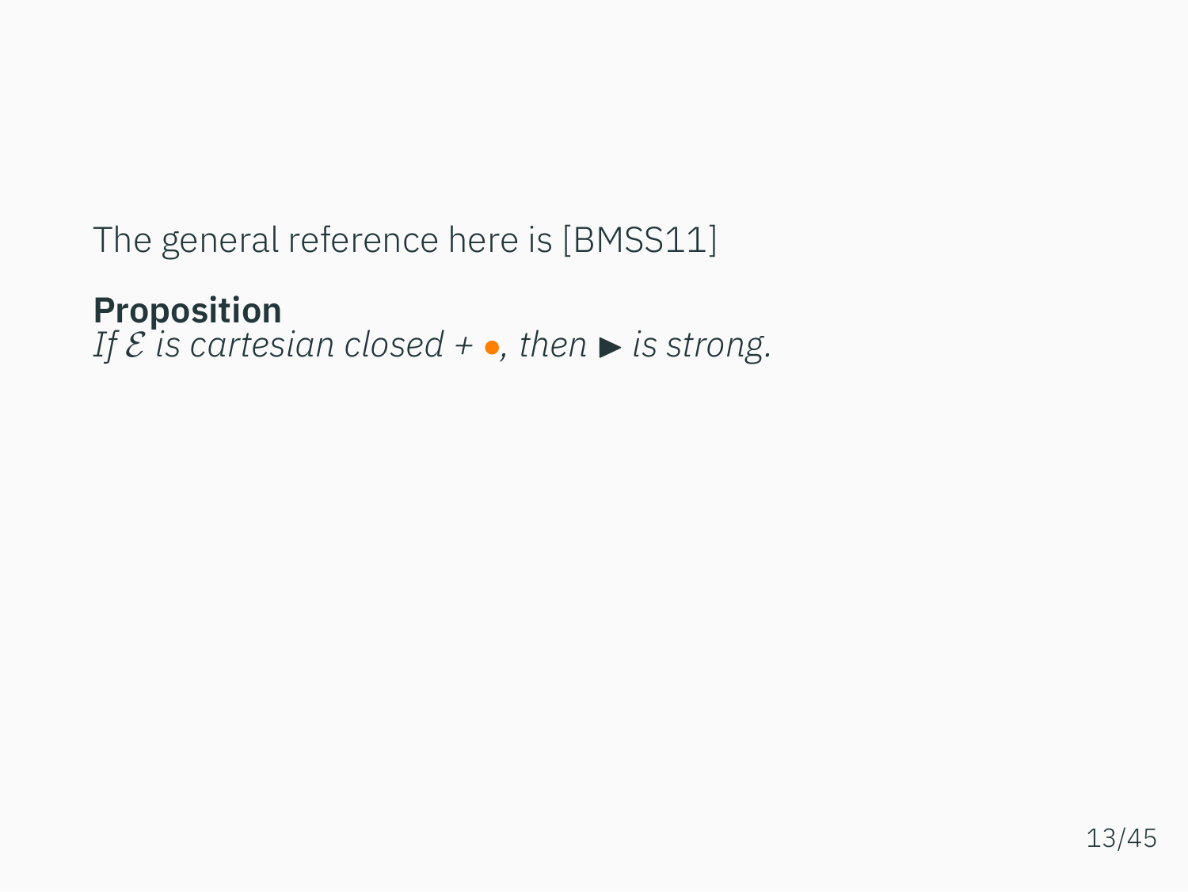The general reference here is [BMSS11]

**Proposition**
*If $\mathcal{E}$ is cartesian closed + $\bullet$, then $\blacktriangleright$ is strong.*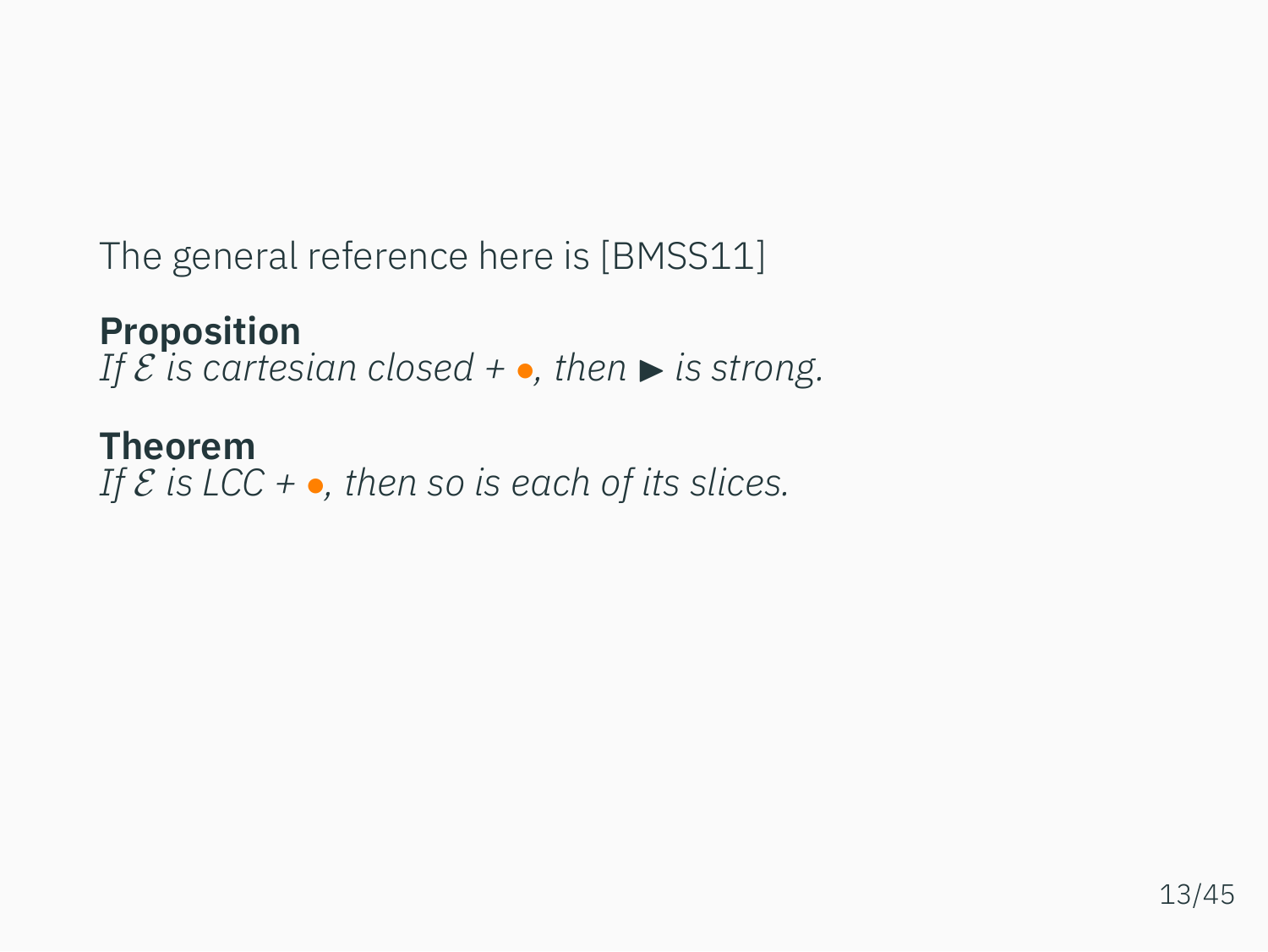The general reference here is [BMSS11]

**Proposition**
*If $\mathcal{E}$ is cartesian closed + $\bullet$, then $\blacktriangleright$ is strong.*

**Theorem**
*If $\mathcal{E}$ is LCC + $\bullet$, then so is each of its slices.*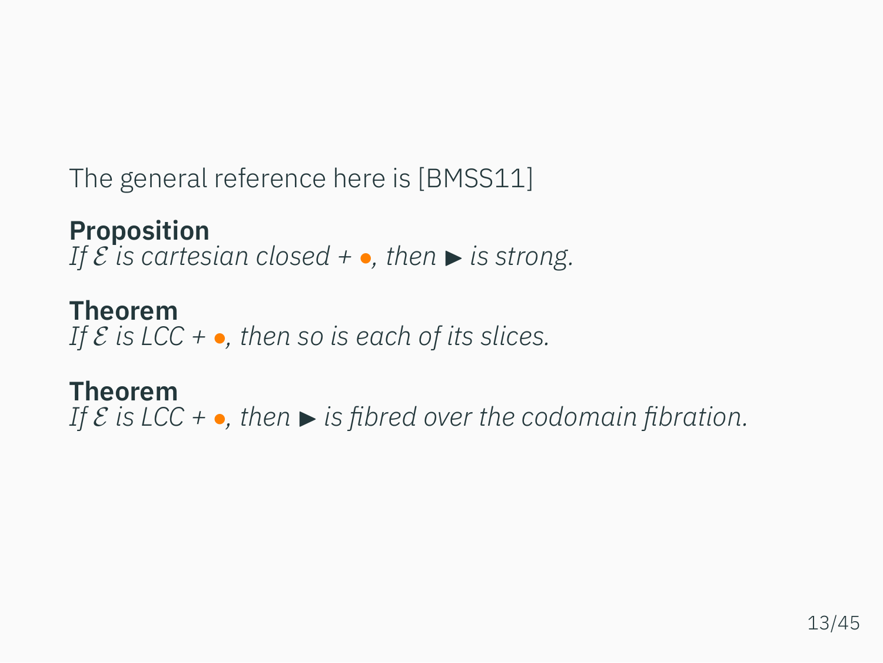The general reference here is [BMSS11]

**Proposition**
*If $\mathcal{E}$ is cartesian closed + $\bullet$, then $\blacktriangleright$ is strong.*

**Theorem**
*If $\mathcal{E}$ is LCC + $\bullet$, then so is each of its slices.*

**Theorem**
*If $\mathcal{E}$ is LCC + $\bullet$, then $\blacktriangleright$ is fibred over the codomain fibration.*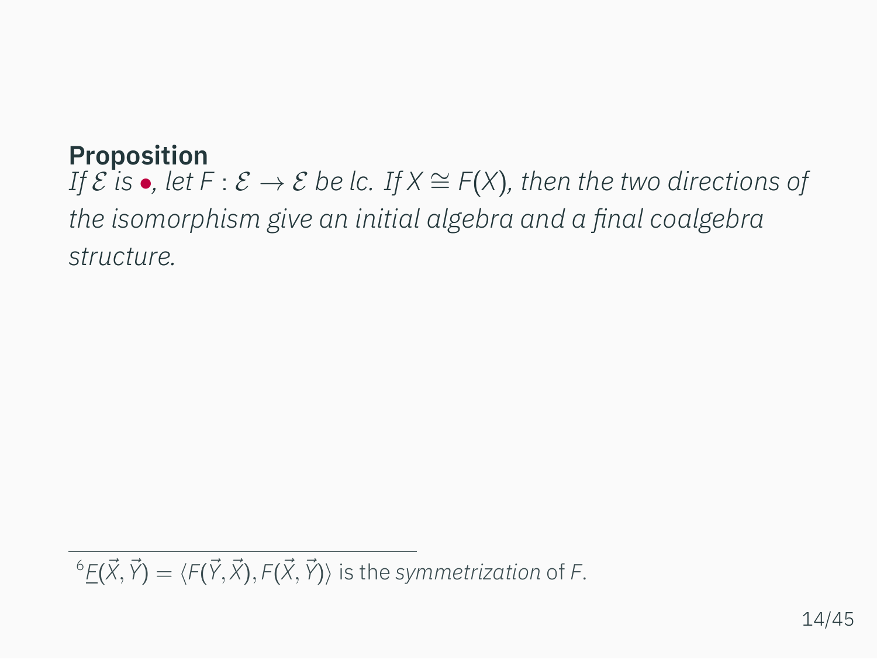**Proposition**

*If $\mathcal{E}$ is $\bullet$, let $F : \mathcal{E} \to \mathcal{E}$ be lc. If $X \cong F(X)$, then the two directions of the isomorphism give an initial algebra and a final coalgebra structure.*

---

[6] $\underline{F}(\vec{X}, \vec{Y}) = \langle F(\vec{Y}, \vec{X}), F(\vec{X}, \vec{Y}) \rangle$ is the *symmetrization* of $F$.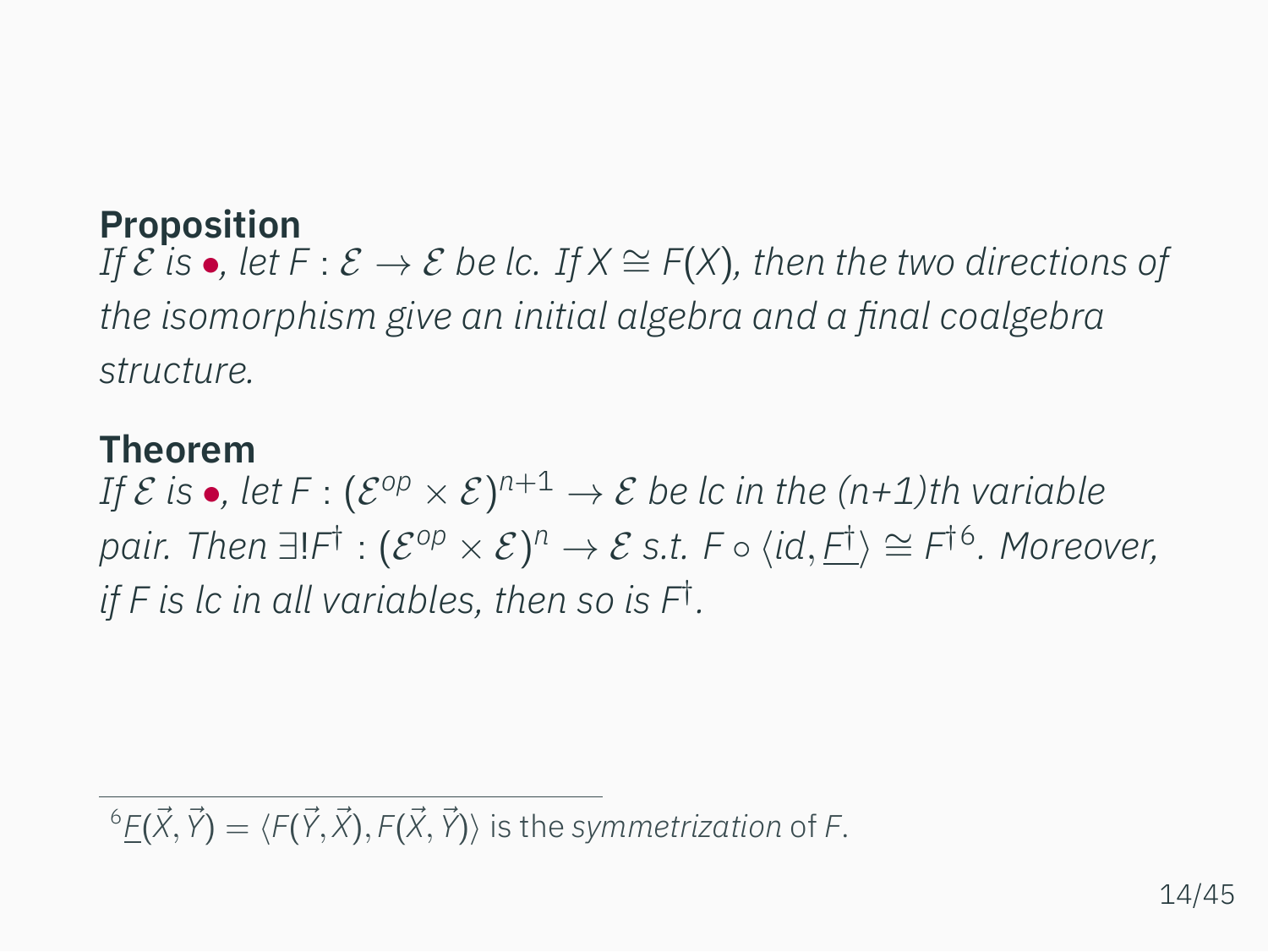**Proposition**
*If $\mathcal{E}$ is* $\bullet$*, let $F : \mathcal{E} \to \mathcal{E}$ be lc. If $X \cong F(X)$, then the two directions of the isomorphism give an initial algebra and a final coalgebra structure.*

**Theorem**
*If $\mathcal{E}$ is* $\bullet$*, let $F : (\mathcal{E}^{op} \times \mathcal{E})^{n+1} \to \mathcal{E}$ be lc in the (n+1)th variable pair. Then $\exists! F^{\dagger} : (\mathcal{E}^{op} \times \mathcal{E})^{n} \to \mathcal{E}$ s.t. $F \circ \langle id, \underline{F^{\dagger}} \rangle \cong F^{\dagger}$[6]. Moreover, if $F$ is lc in all variables, then so is $F^{\dagger}$.*

---

[6] $\underline{F}(\vec{X}, \vec{Y}) = \langle F(\vec{Y}, \vec{X}), F(\vec{X}, \vec{Y}) \rangle$ is the *symmetrization* of $F$.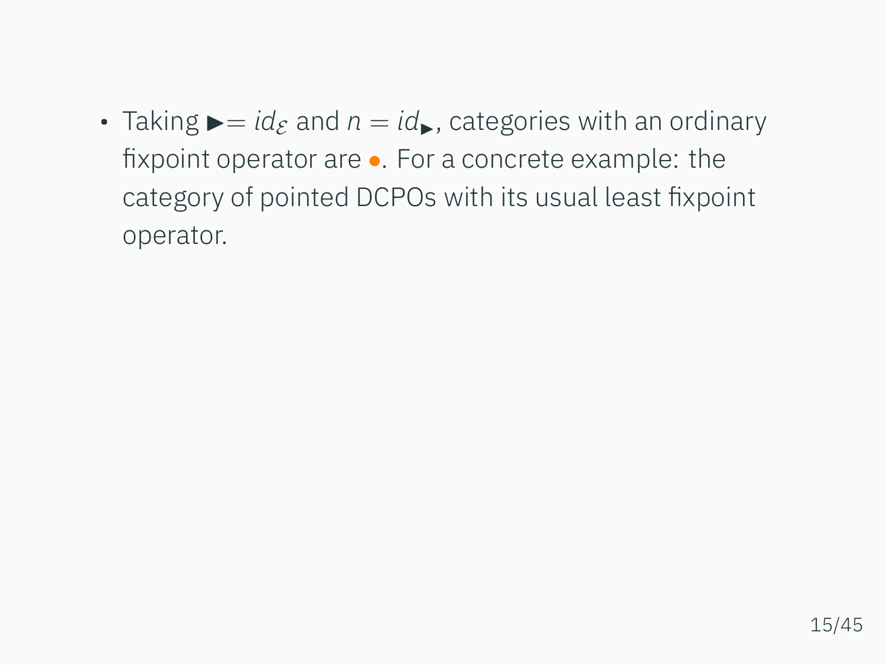- Taking $\blacktriangleright = id_{\mathcal{E}}$ and $n = id_{\blacktriangleright}$, categories with an ordinary fixpoint operator are •. For a concrete example: the category of pointed DCPOs with its usual least fixpoint operator.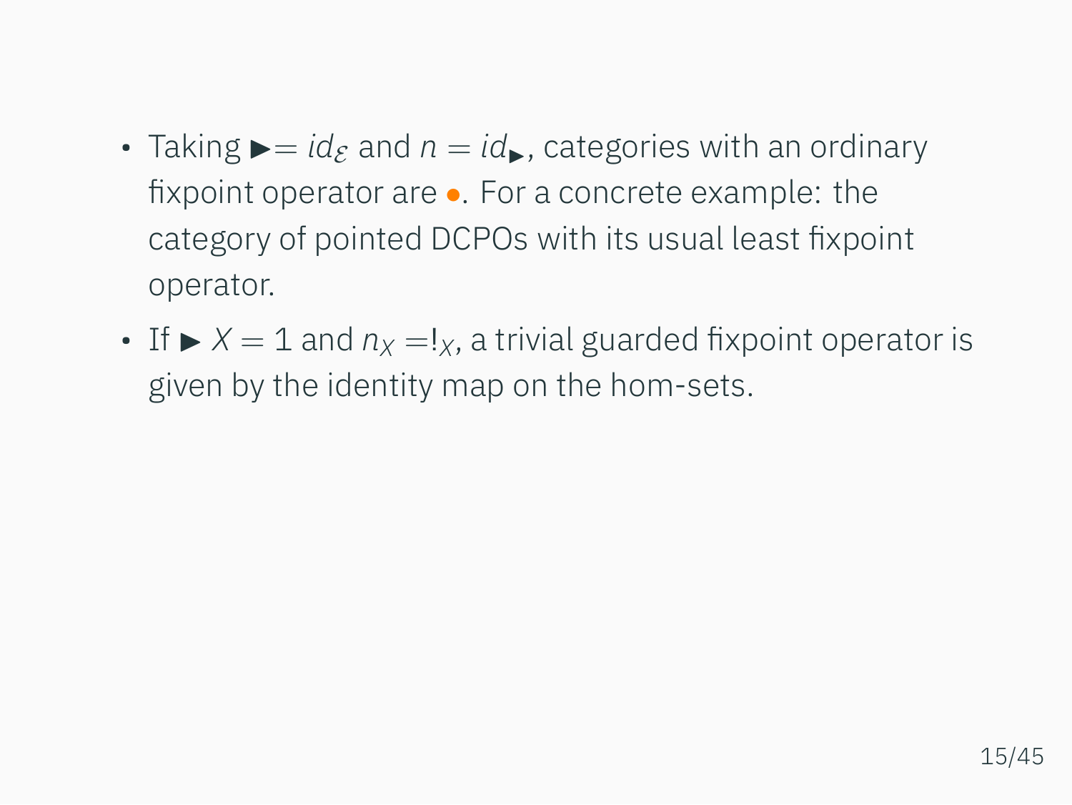- Taking $\blacktriangleright = id_{\mathcal{E}}$ and $n = id_{\blacktriangleright}$, categories with an ordinary fixpoint operator are •. For a concrete example: the category of pointed DCPOs with its usual least fixpoint operator.
- If $\blacktriangleright X = 1$ and $n_X = !_X$, a trivial guarded fixpoint operator is given by the identity map on the hom-sets.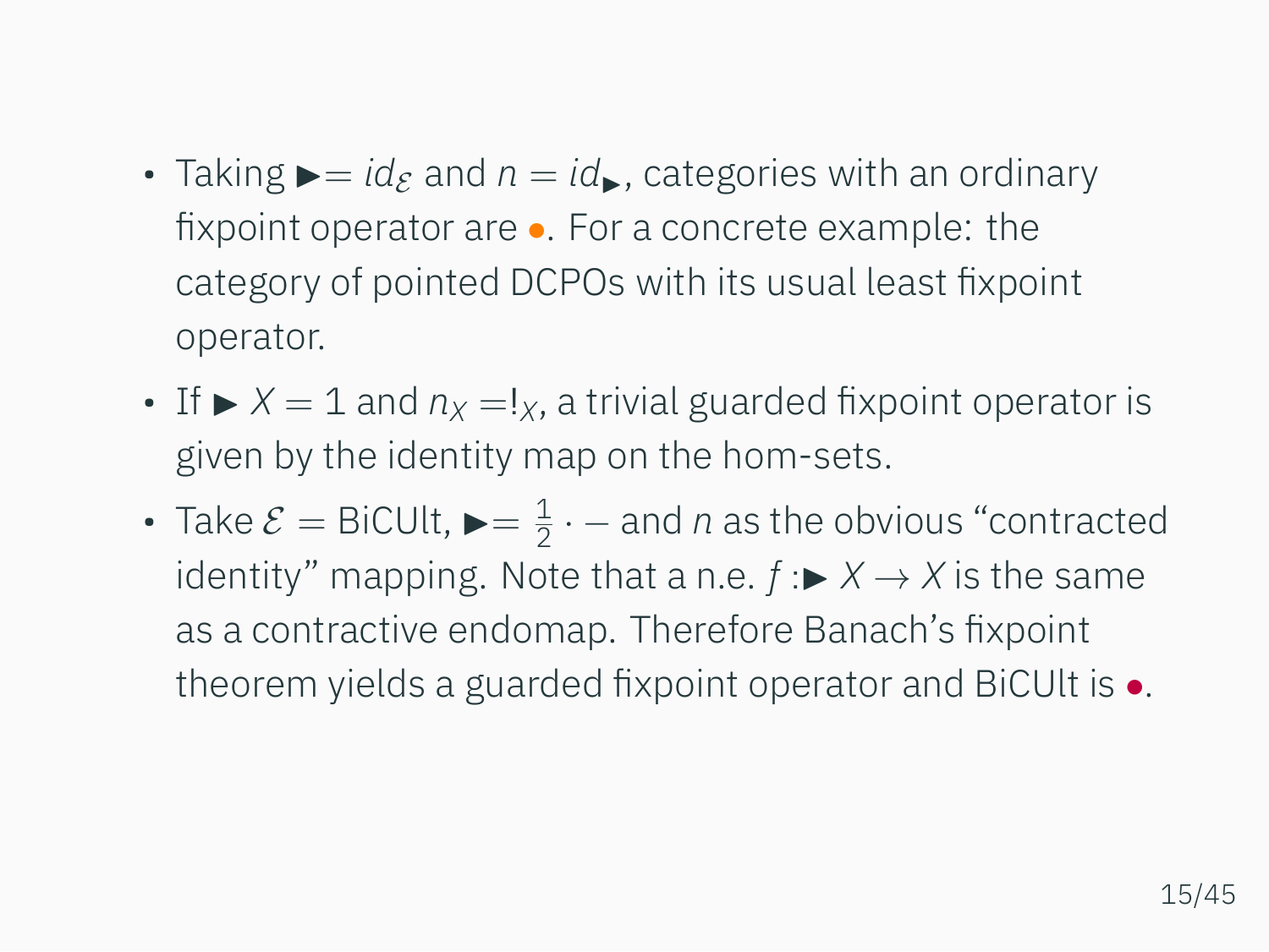- Taking $\blacktriangleright = id_{\mathcal{E}}$ and $n = id_{\blacktriangleright}$, categories with an ordinary fixpoint operator are •. For a concrete example: the category of pointed DCPOs with its usual least fixpoint operator.
- If $\blacktriangleright X = 1$ and $n_X = !_X$, a trivial guarded fixpoint operator is given by the identity map on the hom-sets.
- Take $\mathcal{E} = \text{BiCUlt}$, $\blacktriangleright = \frac{1}{2} \cdot -$ and $n$ as the obvious "contracted identity" mapping. Note that a n.e. $f : \blacktriangleright X \to X$ is the same as a contractive endomap. Therefore Banach's fixpoint theorem yields a guarded fixpoint operator and BiCUlt is •.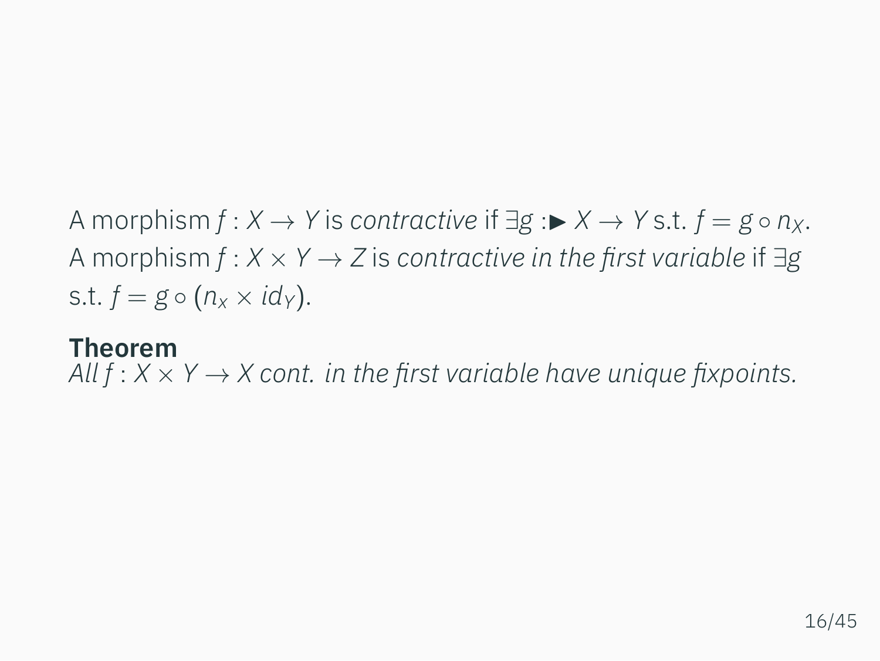A morphism $f : X \to Y$ is *contractive* if $\exists g : \blacktriangleright X \to Y$ s.t. $f = g \circ n_X$. A morphism $f : X \times Y \to Z$ is *contractive in the first variable* if $\exists g$ s.t. $f = g \circ (n_x \times id_Y)$.

**Theorem**
*All $f : X \times Y \to X$ cont. in the first variable have unique fixpoints.*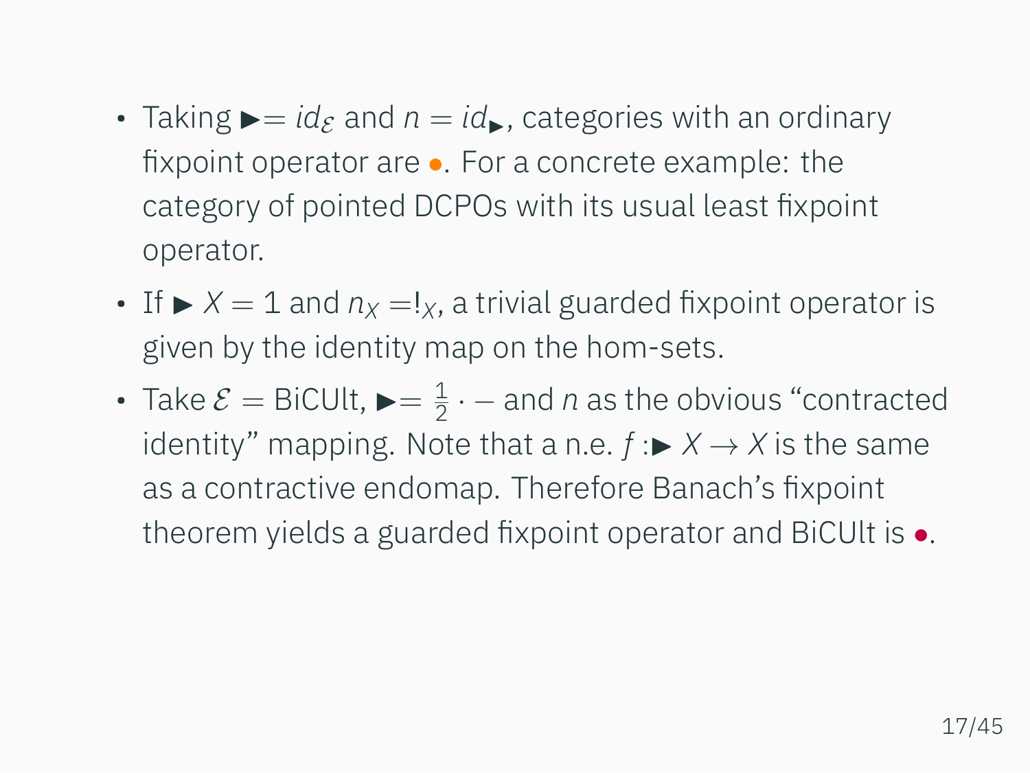- Taking $\blacktriangleright = id_{\mathcal{E}}$ and $n = id_{\blacktriangleright}$, categories with an ordinary fixpoint operator are ●. For a concrete example: the category of pointed DCPOs with its usual least fixpoint operator.
- If $\blacktriangleright X = 1$ and $n_X = !_X$, a trivial guarded fixpoint operator is given by the identity map on the hom-sets.
- Take $\mathcal{E} = \text{BiCUlt}$, $\blacktriangleright = \frac{1}{2} \cdot -$ and $n$ as the obvious "contracted identity" mapping. Note that a n.e. $f : \blacktriangleright X \to X$ is the same as a contractive endomap. Therefore Banach's fixpoint theorem yields a guarded fixpoint operator and BiCUlt is ●.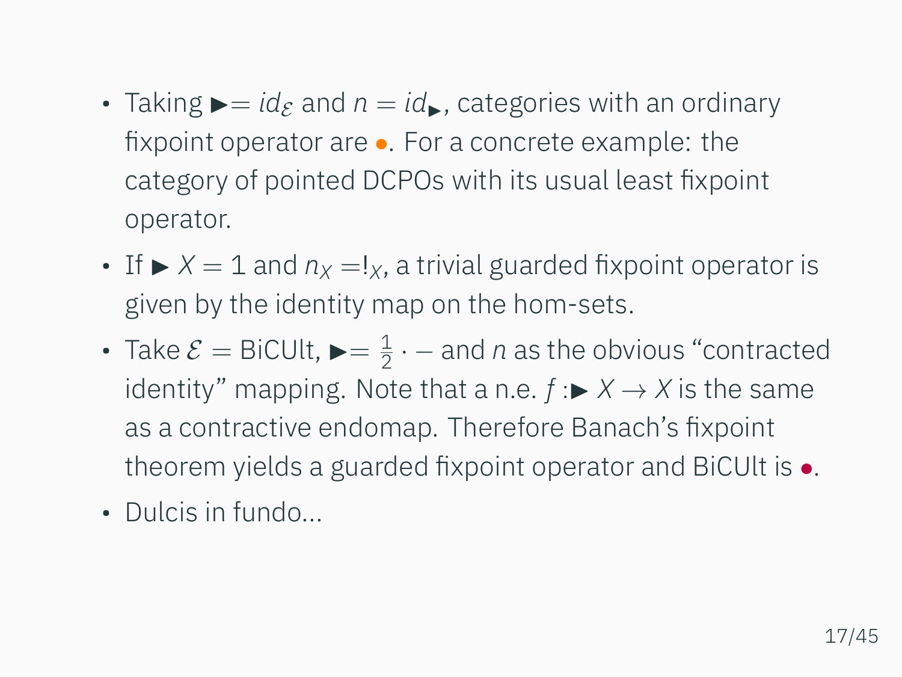- Taking $\blacktriangleright = id_{\mathcal{E}}$ and $n = id_{\blacktriangleright}$, categories with an ordinary fixpoint operator are ●. For a concrete example: the category of pointed DCPOs with its usual least fixpoint operator.
- If $\blacktriangleright X = 1$ and $n_X = !_X$, a trivial guarded fixpoint operator is given by the identity map on the hom-sets.
- Take $\mathcal{E} = \mathrm{BiCUlt}$, $\blacktriangleright = \frac{1}{2} \cdot -$ and $n$ as the obvious "contracted identity" mapping. Note that a n.e. $f : \blacktriangleright X \to X$ is the same as a contractive endomap. Therefore Banach's fixpoint theorem yields a guarded fixpoint operator and BiCUlt is ●.
- Dulcis in fundo...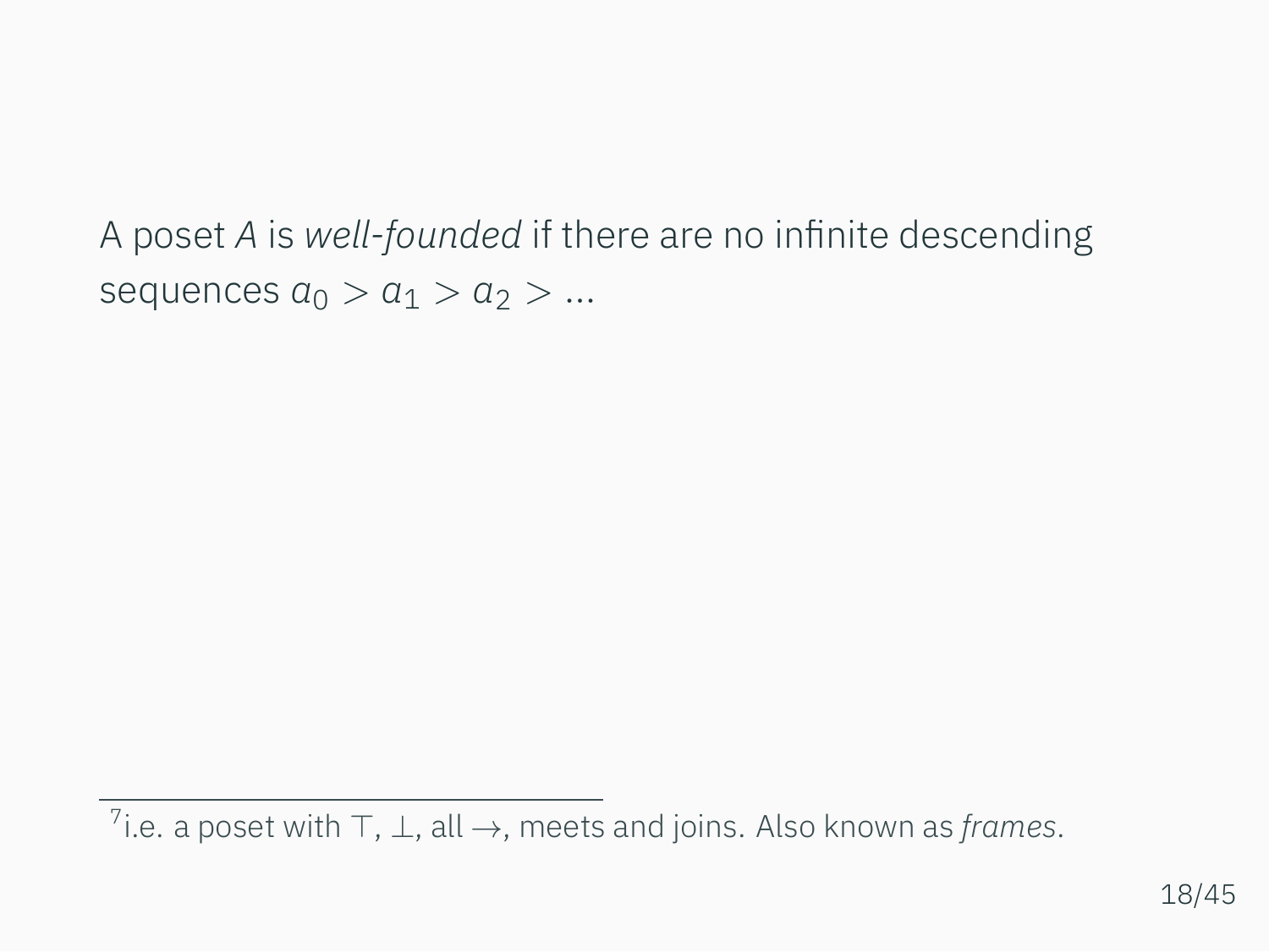A poset $A$ is *well-founded* if there are no infinite descending sequences $a_0 > a_1 > a_2 > ...$

---

[7] i.e. a poset with $\top$, $\bot$, all $\to$, meets and joins. Also known as *frames*.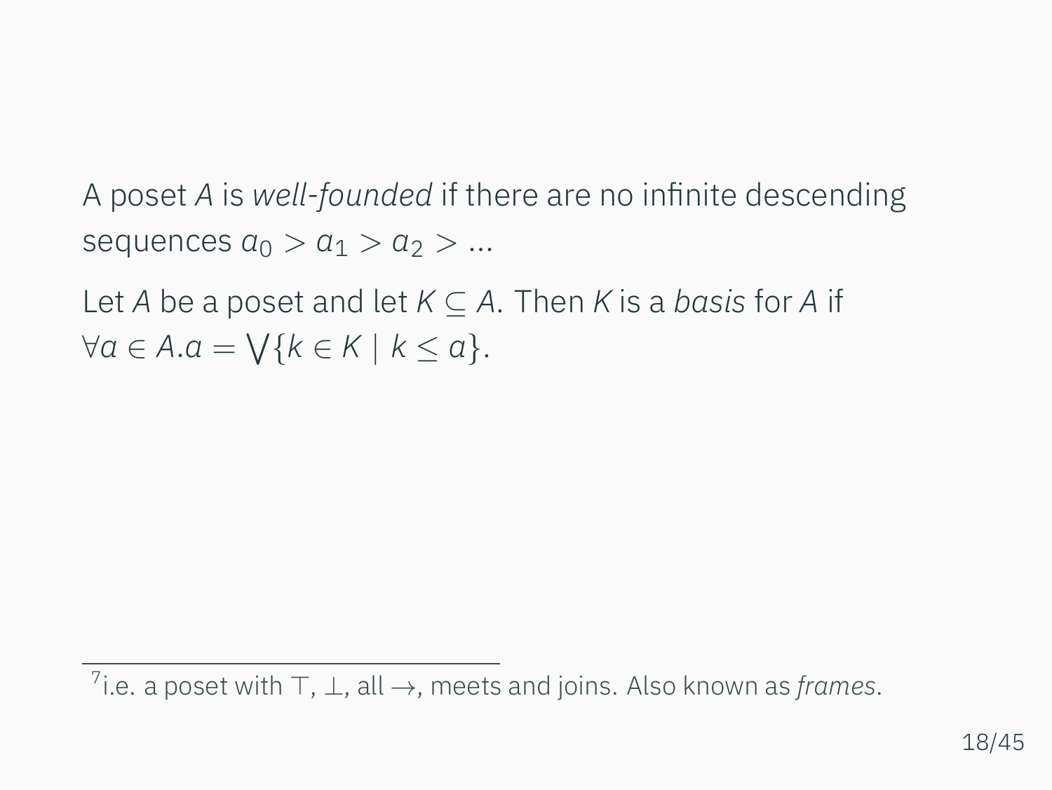A poset $A$ is *well-founded* if there are no infinite descending sequences $a_0 > a_1 > a_2 > \ldots$

Let $A$ be a poset and let $K \subseteq A$. Then $K$ is a *basis* for $A$ if $\forall a \in A. a = \bigvee \{k \in K \mid k \leq a\}$.

---

[7] i.e. a poset with $\top$, $\bot$, all $\rightarrow$, meets and joins. Also known as *frames*.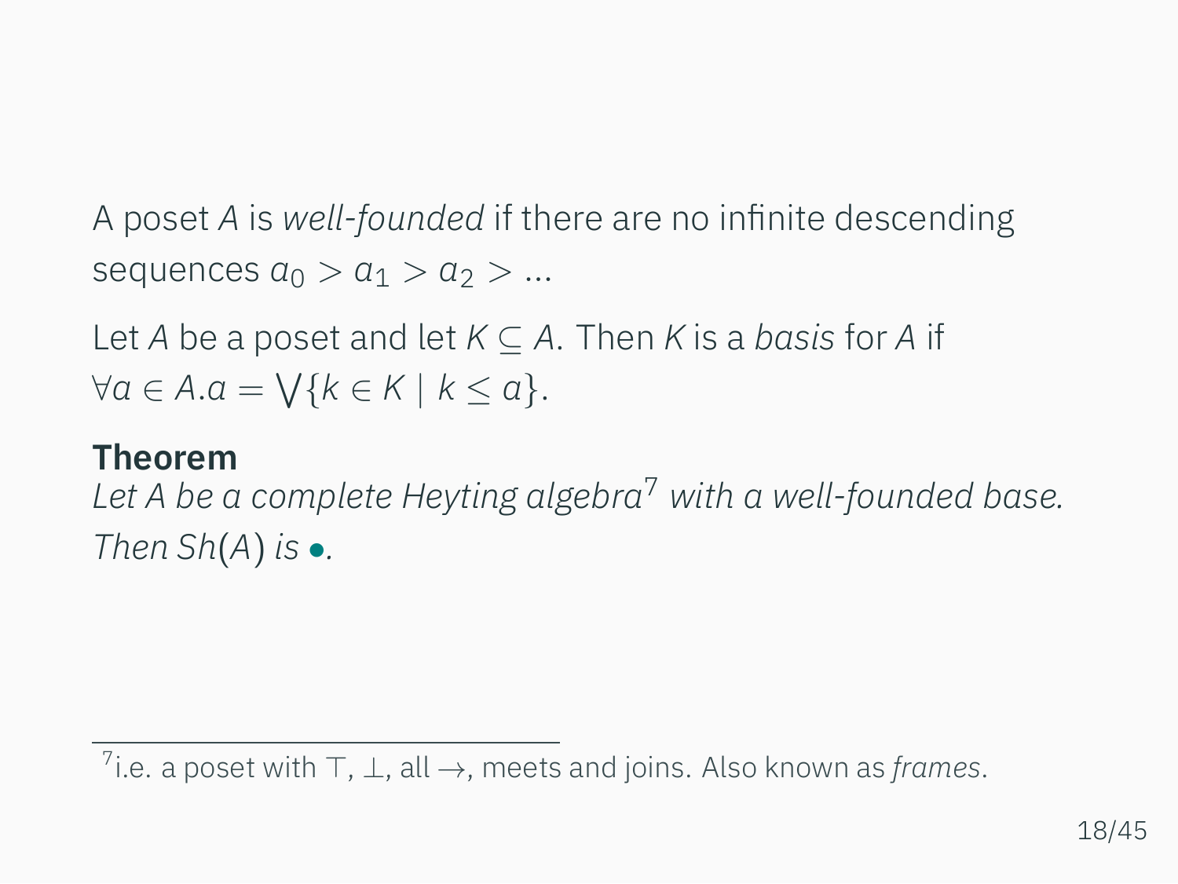A poset $A$ is *well-founded* if there are no infinite descending sequences $a_0 > a_1 > a_2 > \ldots$

Let $A$ be a poset and let $K \subseteq A$. Then $K$ is a *basis* for $A$ if $\forall a \in A. a = \bigvee \{k \in K \mid k \leq a\}$.

**Theorem**

*Let $A$ be a complete Heyting algebra[7] with a well-founded base. Then $Sh(A)$ is •.*

[7] i.e. a poset with $\top$, $\bot$, all $\rightarrow$, meets and joins. Also known as *frames*.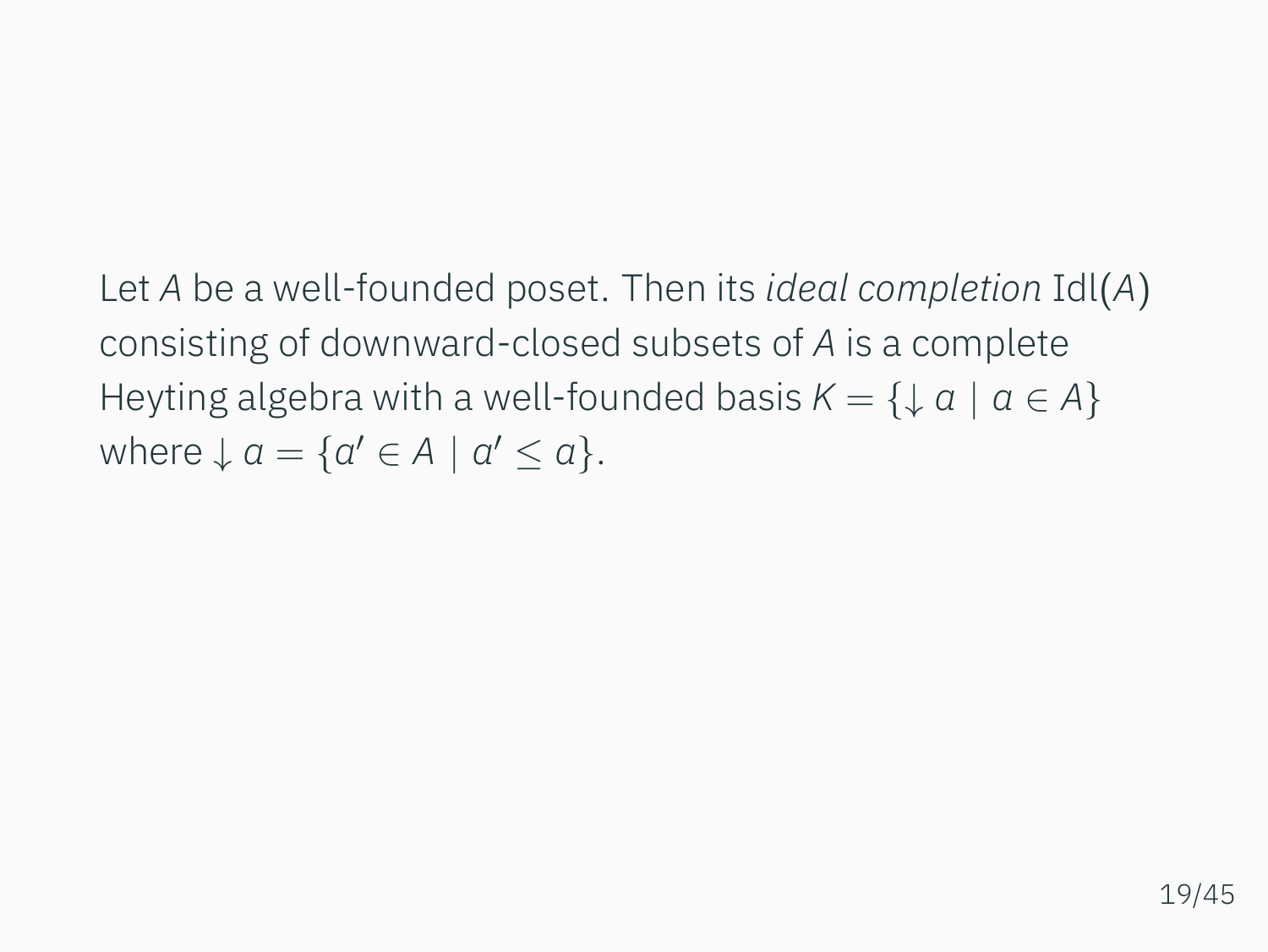Let $A$ be a well-founded poset. Then its *ideal completion* $\mathrm{Idl}(A)$ consisting of downward-closed subsets of $A$ is a complete Heyting algebra with a well-founded basis $K = \{\downarrow a \mid a \in A\}$ where $\downarrow a = \{a' \in A \mid a' \leq a\}$.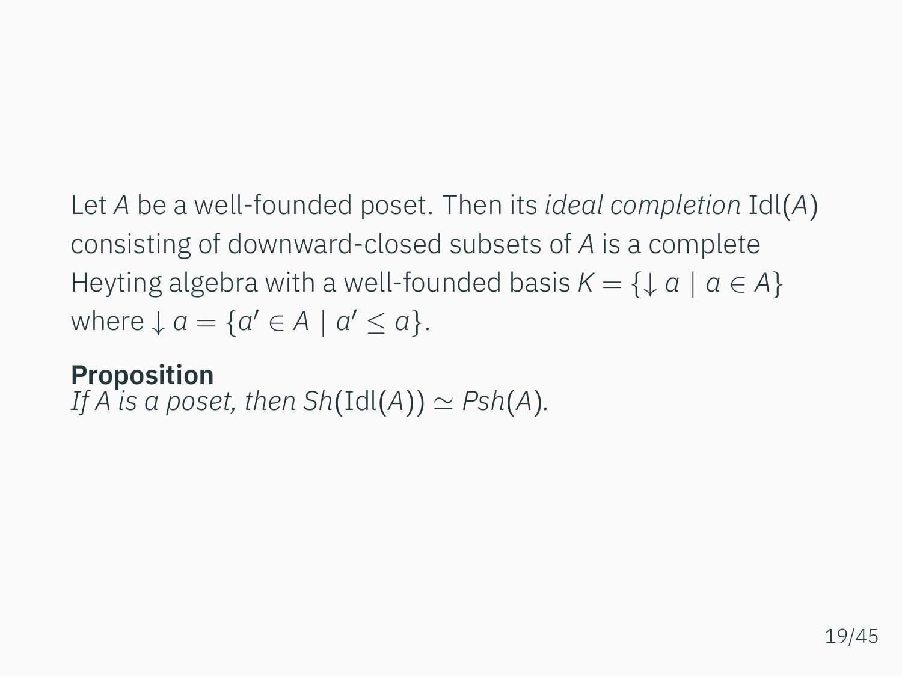Let $A$ be a well-founded poset. Then its *ideal completion* $\mathrm{Idl}(A)$ consisting of downward-closed subsets of $A$ is a complete Heyting algebra with a well-founded basis $K = \{\downarrow a \mid a \in A\}$ where $\downarrow a = \{a' \in A \mid a' \leq a\}$.

**Proposition**
*If $A$ is a poset, then $Sh(\mathrm{Idl}(A)) \simeq Psh(A)$.*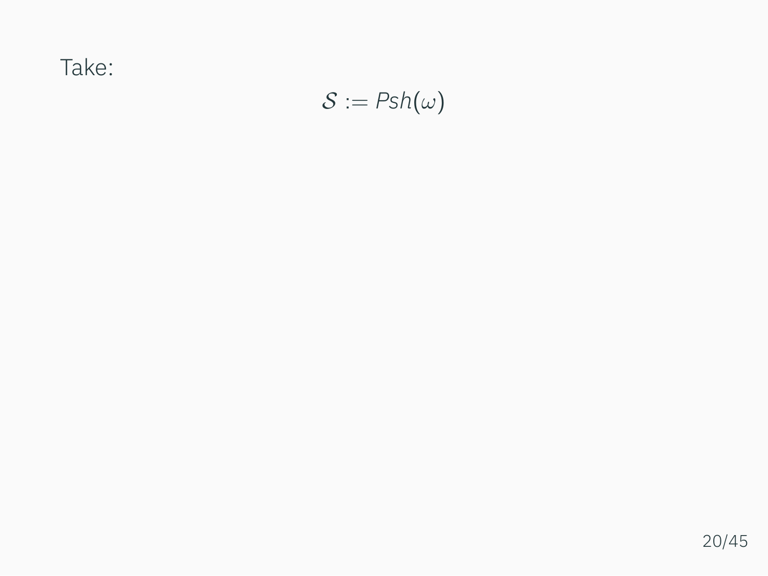Take:

$$\mathcal{S} := Psh(\omega)$$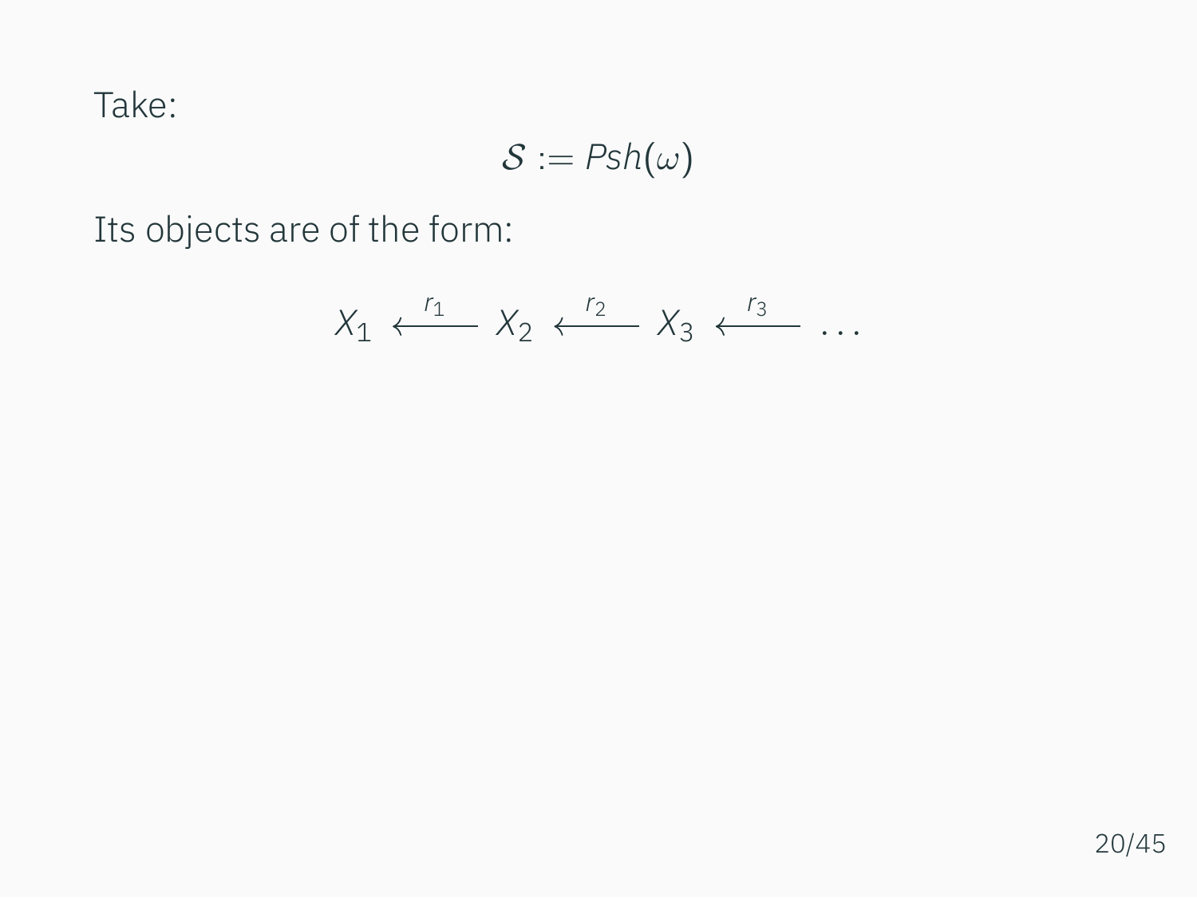Take:

$$\mathcal{S} := Psh(\omega)$$

Its objects are of the form:

$$X_1 \xleftarrow{r_1} X_2 \xleftarrow{r_2} X_3 \xleftarrow{r_3} \ldots$$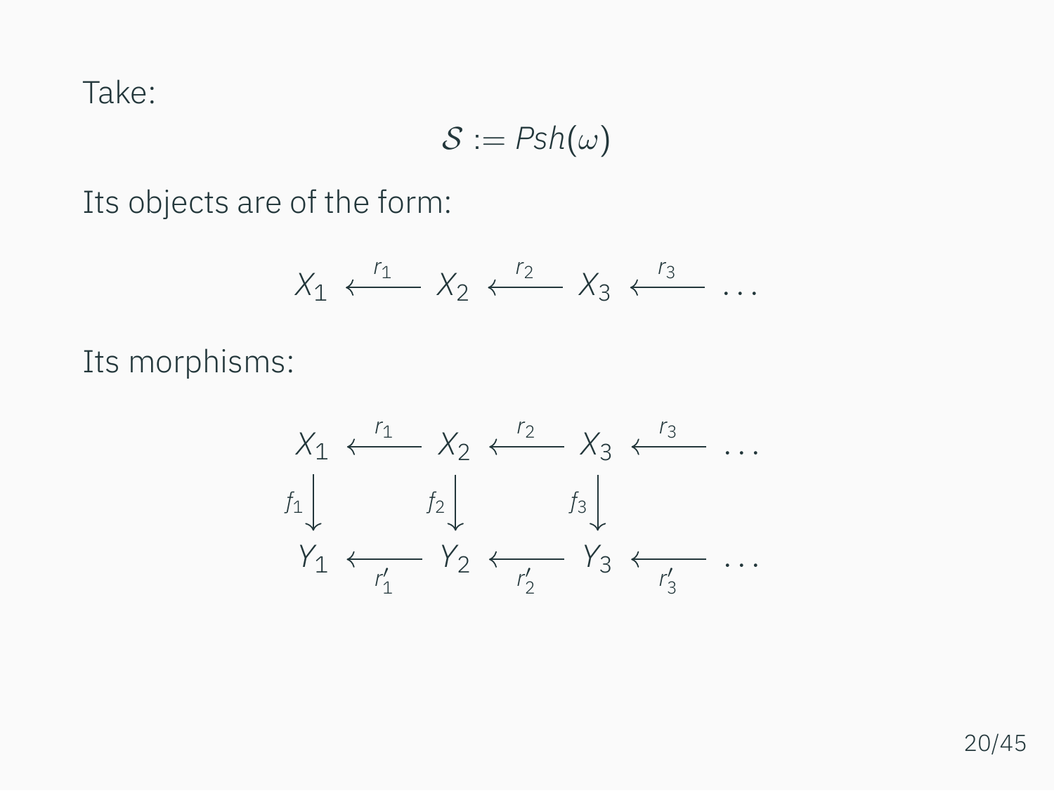Take:

$$\mathcal{S} := Psh(\omega)$$

Its objects are of the form:

$$X_1 \xleftarrow{r_1} X_2 \xleftarrow{r_2} X_3 \xleftarrow{r_3} \dots$$

Its morphisms:

$$\begin{array}{ccccccc}
X_1 & \xleftarrow{r_1} & X_2 & \xleftarrow{r_2} & X_3 & \xleftarrow{r_3} & \dots \\
{\scriptstyle f_1}\downarrow & & {\scriptstyle f_2}\downarrow & & {\scriptstyle f_3}\downarrow & & \\
Y_1 & \underset{r'_1}{\longleftarrow} & Y_2 & \underset{r'_2}{\longleftarrow} & Y_3 & \underset{r'_3}{\longleftarrow} & \dots
\end{array}$$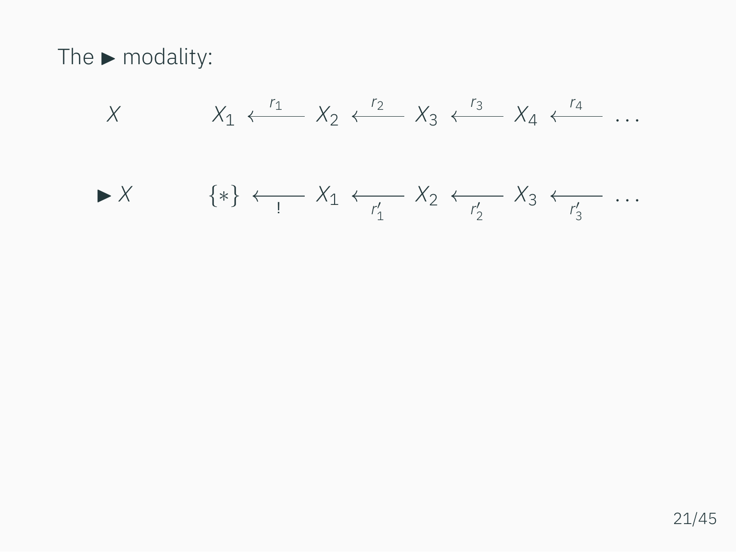The ▶ modality:

$$X \qquad X_1 \xleftarrow{r_1} X_2 \xleftarrow{r_2} X_3 \xleftarrow{r_3} X_4 \xleftarrow{r_4} \dots$$

$$\blacktriangleright X \qquad \{*\} \xleftarrow[!]{} X_1 \xleftarrow[r'_1]{} X_2 \xleftarrow[r'_2]{} X_3 \xleftarrow[r'_3]{} \dots$$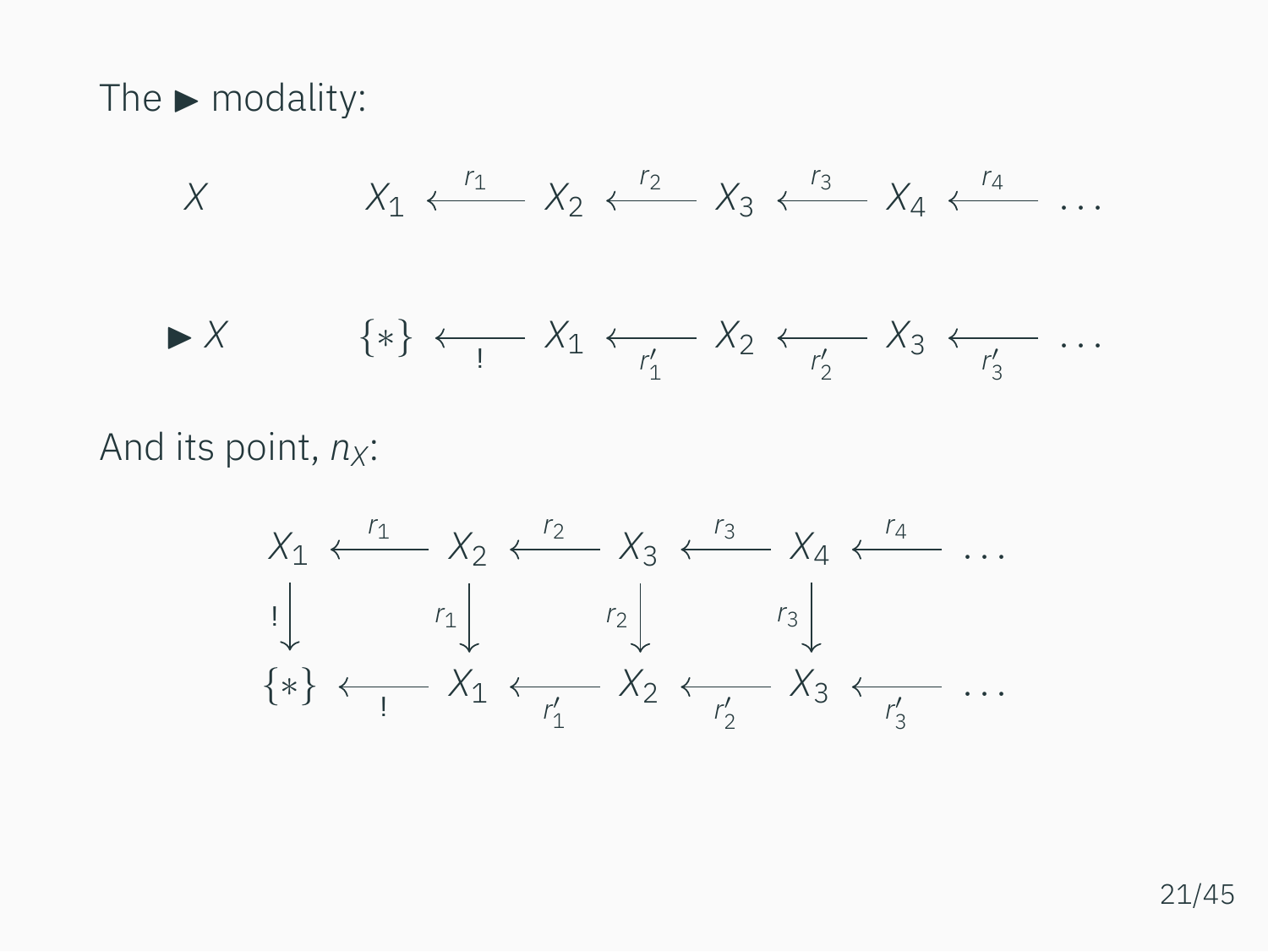The $\blacktriangleright$ modality:

$$X \qquad X_1 \xleftarrow{r_1} X_2 \xleftarrow{r_2} X_3 \xleftarrow{r_3} X_4 \xleftarrow{r_4} \cdots$$

$$\blacktriangleright X \qquad \{*\} \xleftarrow[!]{} X_1 \xleftarrow[r'_1]{} X_2 \xleftarrow[r'_2]{} X_3 \xleftarrow[r'_3]{} \cdots$$

And its point, $n_X$:

$$\begin{array}{ccccccccc}
X_1 & \xleftarrow{r_1} & X_2 & \xleftarrow{r_2} & X_3 & \xleftarrow{r_3} & X_4 & \xleftarrow{r_4} & \cdots \\
{\scriptstyle !}\downarrow & & {\scriptstyle r_1}\downarrow & & {\scriptstyle r_2}\downarrow & & {\scriptstyle r_3}\downarrow & & \\
\{*\} & \xleftarrow[!]{} & X_1 & \xleftarrow[r'_1]{} & X_2 & \xleftarrow[r'_2]{} & X_3 & \xleftarrow[r'_3]{} & \cdots
\end{array}$$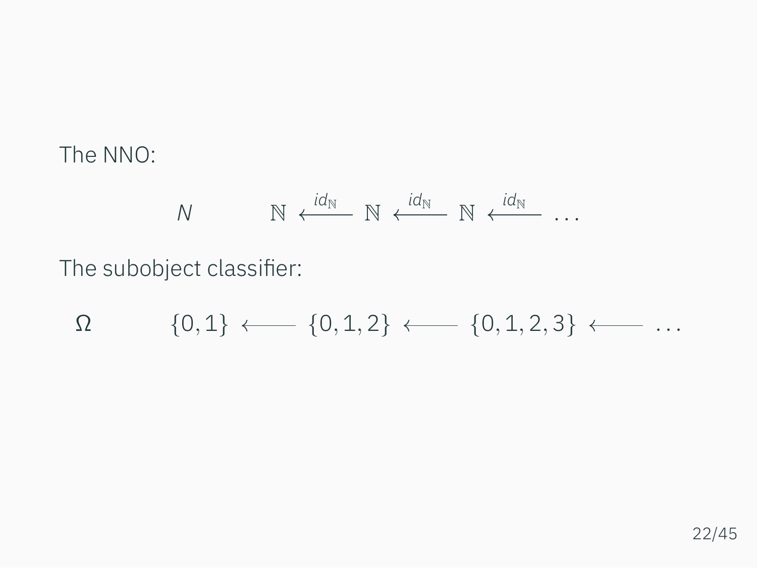The NNO:

$$N \qquad \mathbb{N} \xleftarrow{id_{\mathbb{N}}} \mathbb{N} \xleftarrow{id_{\mathbb{N}}} \mathbb{N} \xleftarrow{id_{\mathbb{N}}} \dots$$

The subobject classifier:

$$\Omega \qquad \{0,1\} \longleftarrow \{0,1,2\} \longleftarrow \{0,1,2,3\} \longleftarrow \dots$$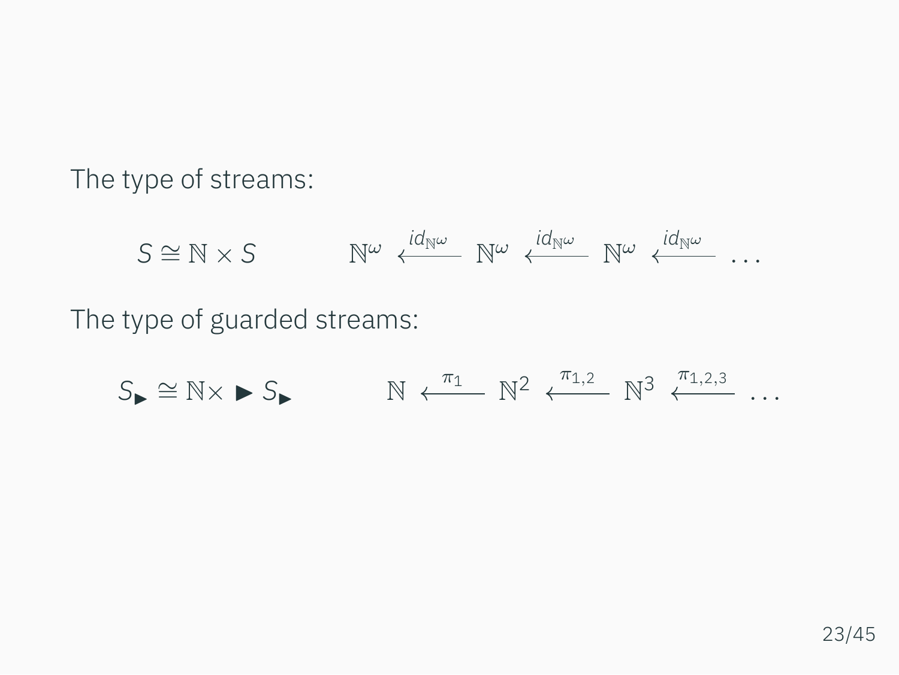The type of streams:

$$S \cong \mathbb{N} \times S \qquad \mathbb{N}^\omega \xleftarrow{id_{\mathbb{N}^\omega}} \mathbb{N}^\omega \xleftarrow{id_{\mathbb{N}^\omega}} \mathbb{N}^\omega \xleftarrow{id_{\mathbb{N}^\omega}} \dots$$

The type of guarded streams:

$$S_\blacktriangleright \cong \mathbb{N} \times \blacktriangleright S_\blacktriangleright \qquad \mathbb{N} \xleftarrow{\pi_1} \mathbb{N}^2 \xleftarrow{\pi_{1,2}} \mathbb{N}^3 \xleftarrow{\pi_{1,2,3}} \dots$$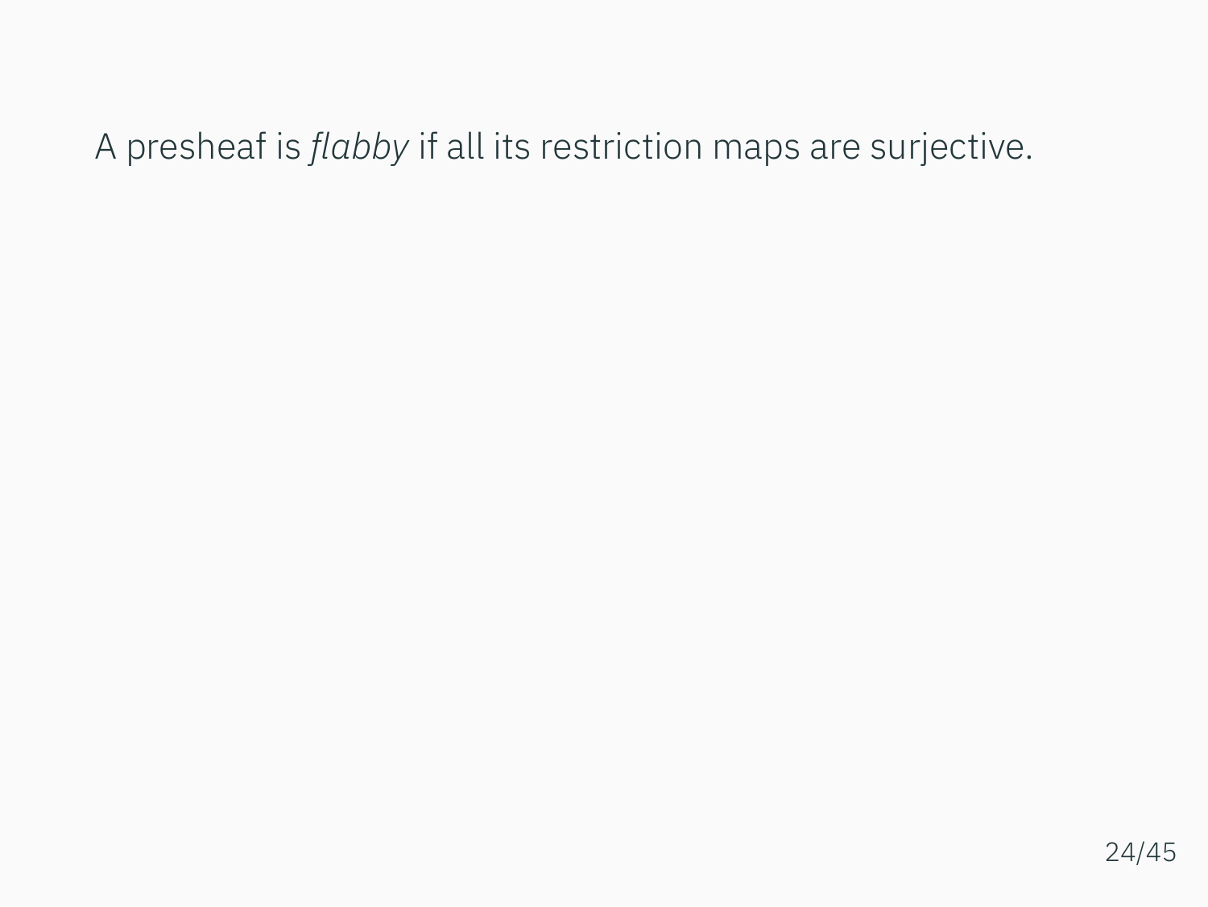A presheaf is *flabby* if all its restriction maps are surjective.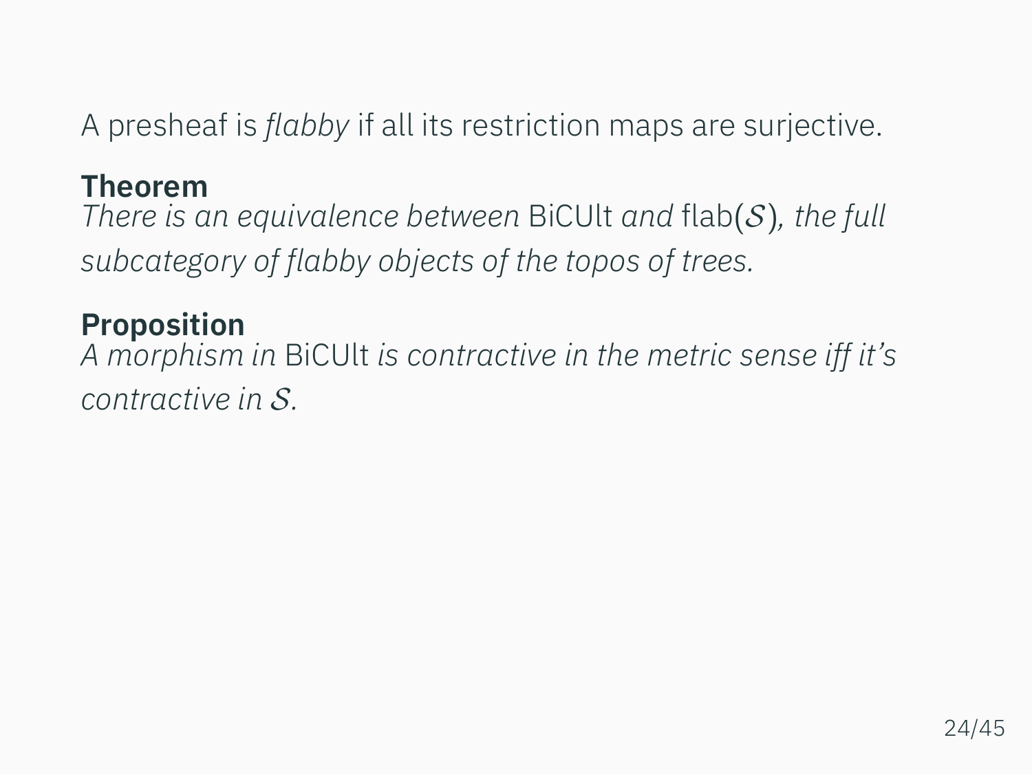A presheaf is *flabby* if all its restriction maps are surjective.

**Theorem**
*There is an equivalence between* BiCUlt *and* flab($\mathcal{S}$)*, the full subcategory of flabby objects of the topos of trees.*

**Proposition**
*A morphism in* BiCUlt *is contractive in the metric sense iff it's contractive in* $\mathcal{S}$*.*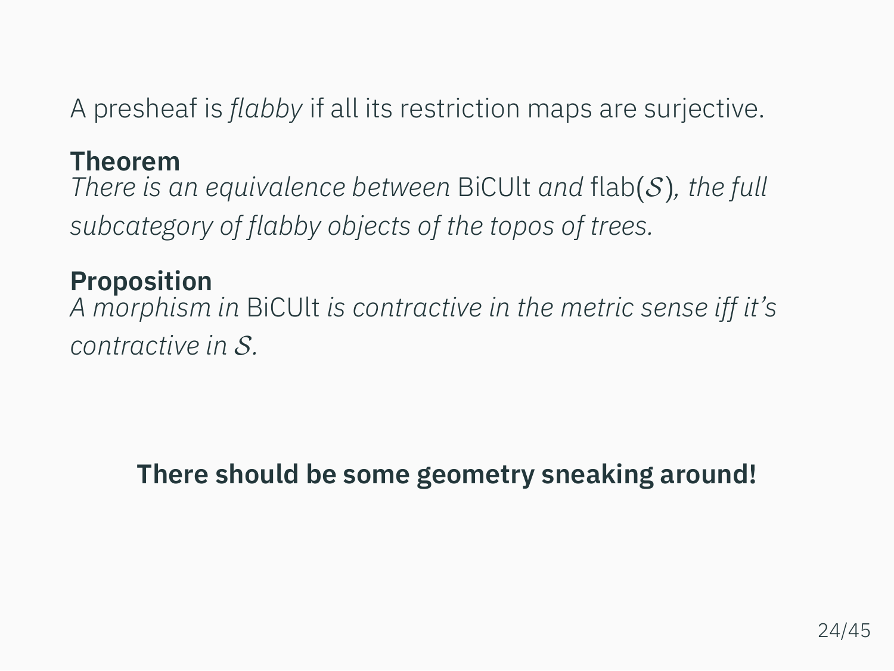A presheaf is *flabby* if all its restriction maps are surjective.

**Theorem**
*There is an equivalence between* BiCUlt *and* flab($\mathcal{S}$)*, the full subcategory of flabby objects of the topos of trees.*

**Proposition**
*A morphism in* BiCUlt *is contractive in the metric sense iff it's contractive in* $\mathcal{S}$*.*

**There should be some geometry sneaking around!**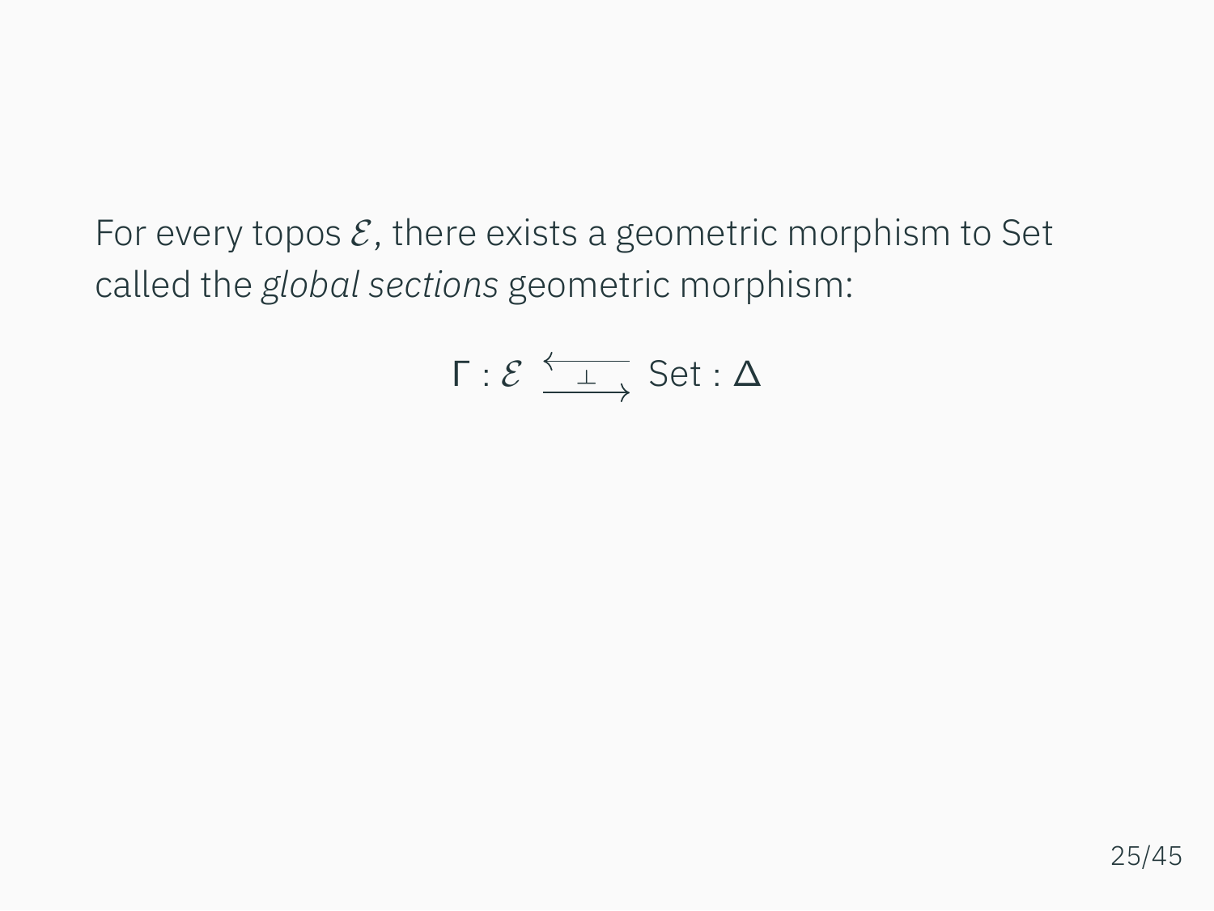For every topos $\mathcal{E}$, there exists a geometric morphism to Set called the *global sections* geometric morphism:

$$\Gamma : \mathcal{E} \underset{\longrightarrow}{\overset{\longleftarrow}{\perp}} \mathrm{Set} : \Delta$$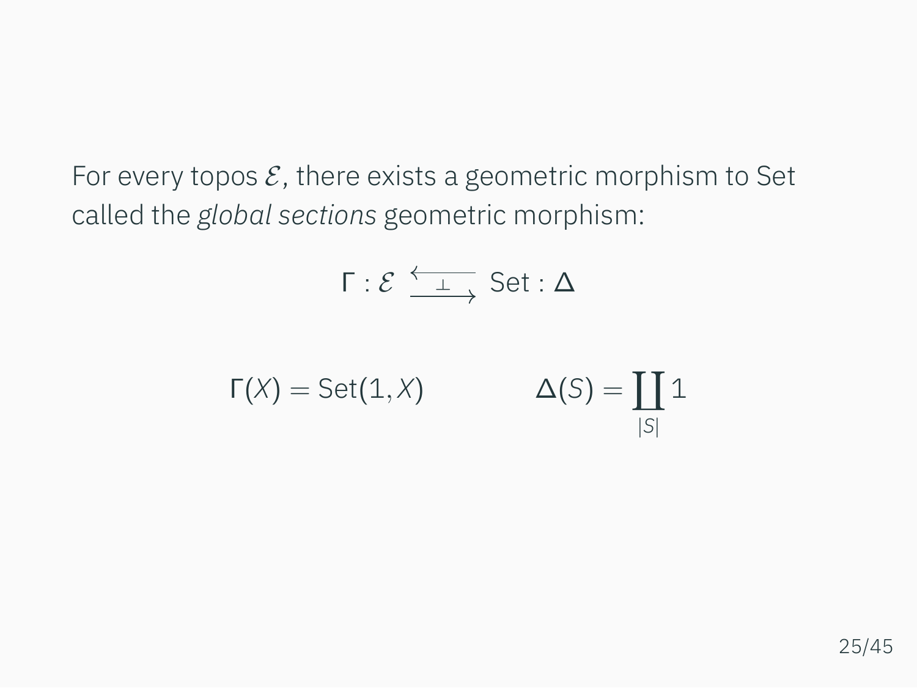For every topos $\mathcal{E}$, there exists a geometric morphism to Set called the *global sections* geometric morphism:

$$\Gamma : \mathcal{E} \underset{\longrightarrow}{\overset{\longleftarrow}{\perp}} \mathrm{Set} : \Delta$$

$$\Gamma(X) = \mathrm{Set}(1, X) \qquad\qquad \Delta(S) = \coprod_{|S|} 1$$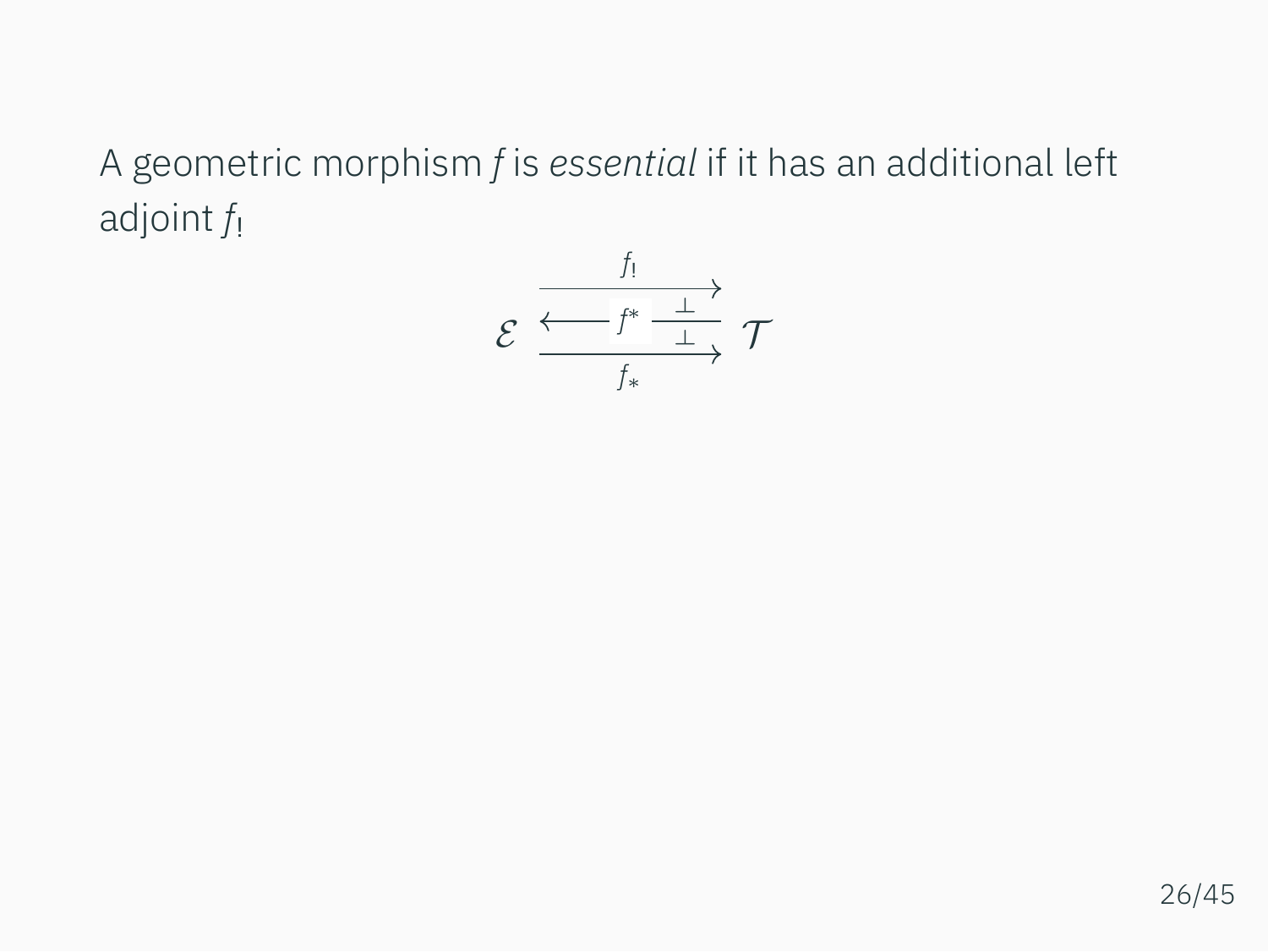A geometric morphism $f$ is *essential* if it has an additional left adjoint $f_!$

$$\mathcal{E} \underset{f_*}{\overset{f_!}{\underset{\longleftarrow f^* \longrightarrow}{\overset{\longrightarrow}{\bot}}}} \mathcal{T}$$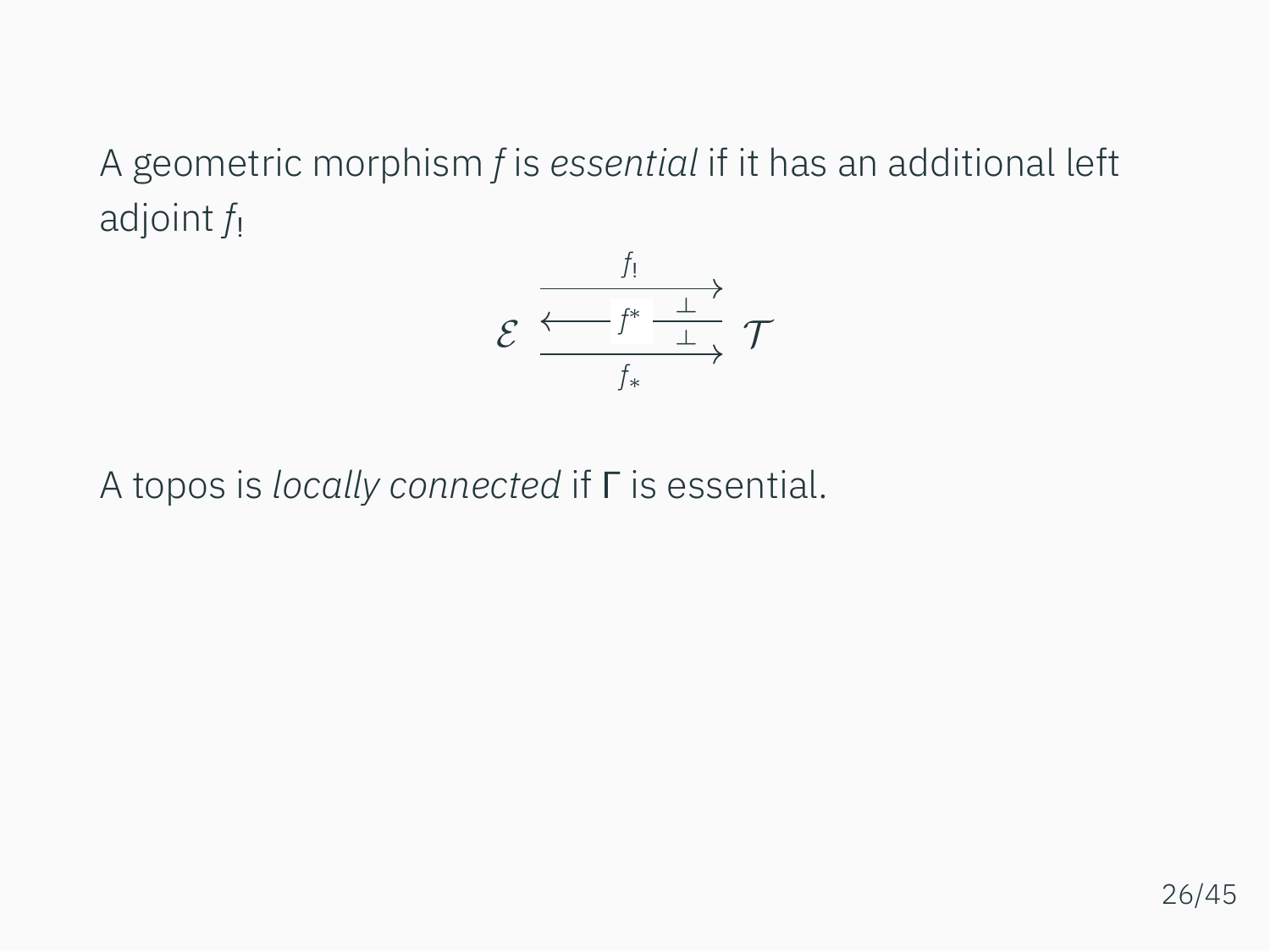A geometric morphism $f$ is *essential* if it has an additional left adjoint $f_!$

$$\mathcal{E} \underset{f_*}{\overset{f_!}{\underset{\xleftarrow{\quad f^* \quad}}{\rightleftarrows}}} \mathcal{T}$$

A topos is *locally connected* if $\Gamma$ is essential.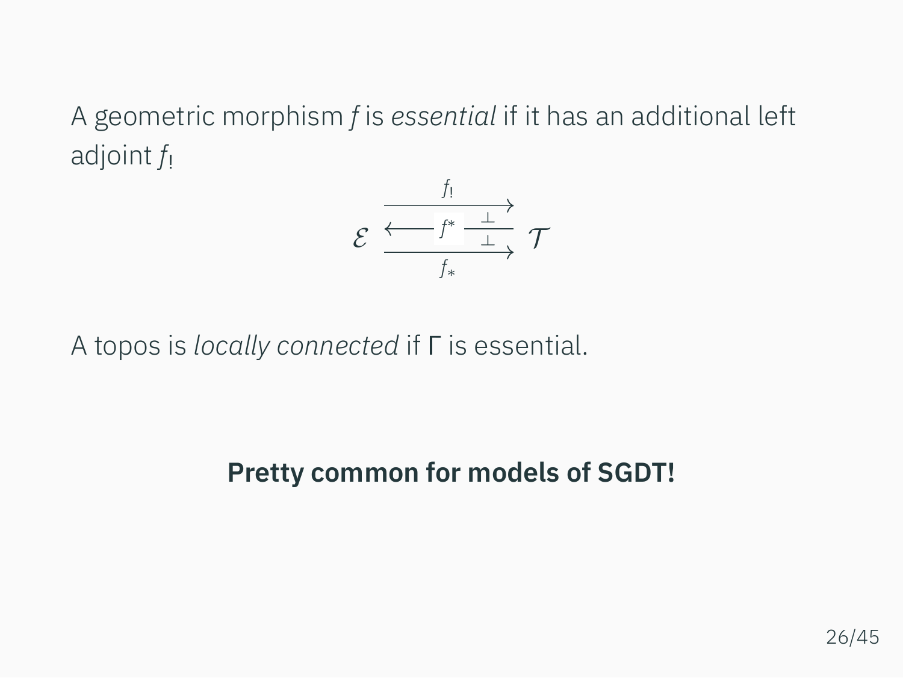A geometric morphism $f$ is *essential* if it has an additional left adjoint $f_!$

$$\mathcal{E} \underset{f_*}{\overset{f_!}{\rightleftarrows}} \mathcal{T} \quad f_! \dashv f^* \dashv f_*$$

A topos is *locally connected* if $\Gamma$ is essential.

**Pretty common for models of SGDT!**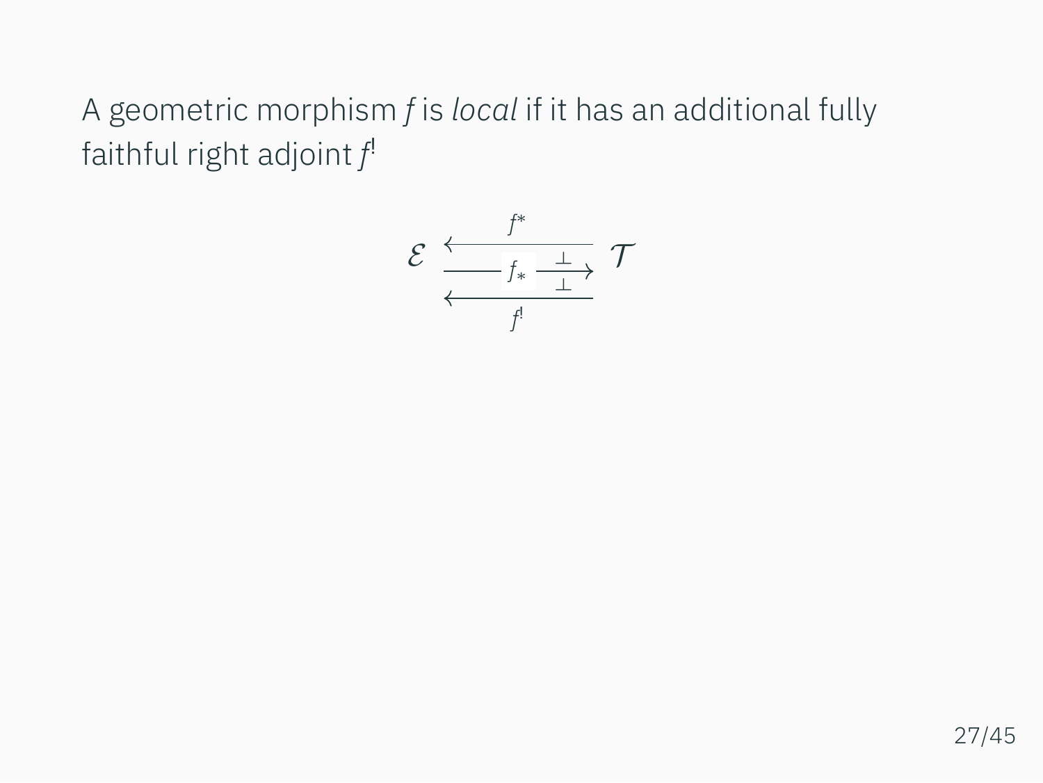A geometric morphism $f$ is *local* if it has an additional fully faithful right adjoint $f^!$

$$\mathcal{E} \underset{f^!}{\overset{f^*}{\underset{\longleftarrow}{\overset{\longleftarrow}{\xrightarrow[\bot]{\ f_* \ \bot}}}}} \mathcal{T}$$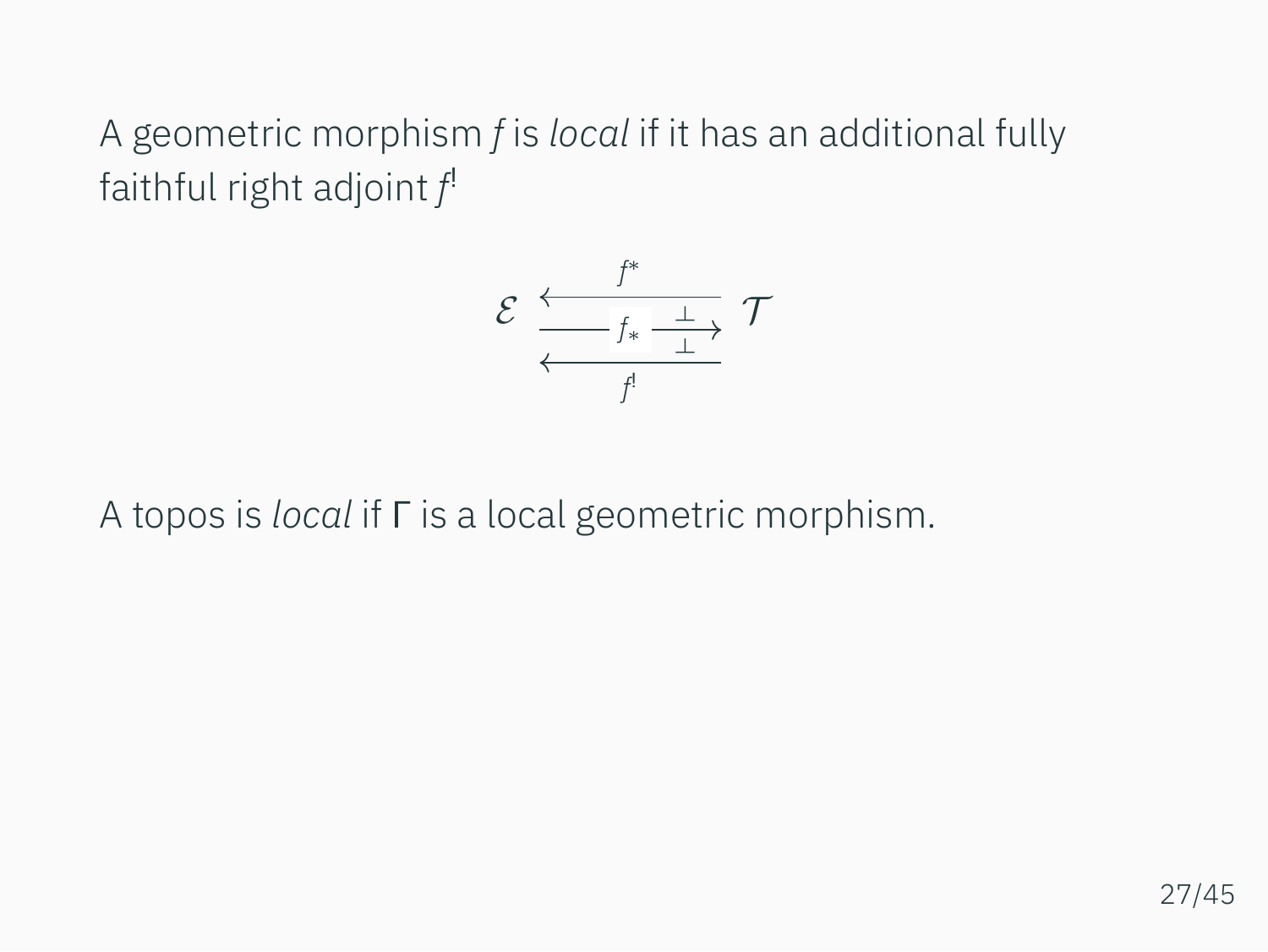A geometric morphism $f$ is *local* if it has an additional fully faithful right adjoint $f^!$

$$\mathcal{E} \underset{f^!}{\overset{f^*}{\leftleftarrows}} \!\!\! \xrightarrow[\bot]{\;f_*\; \bot} \mathcal{T}$$

A topos is *local* if $\Gamma$ is a local geometric morphism.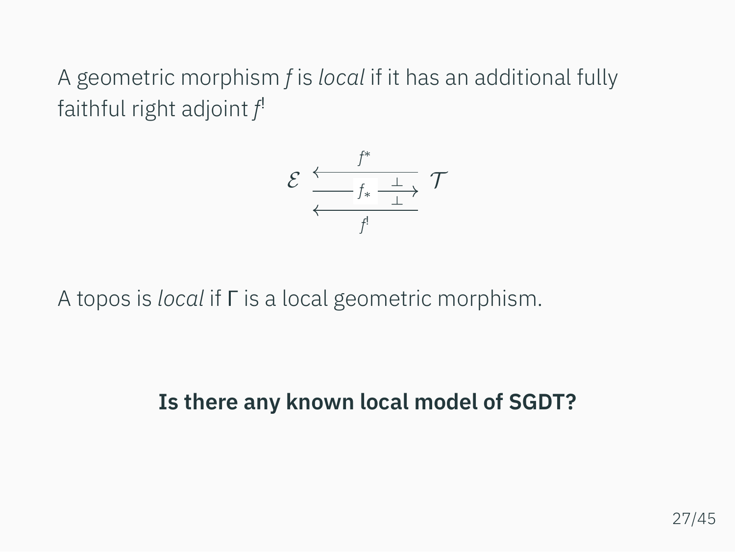A geometric morphism $f$ is *local* if it has an additional fully faithful right adjoint $f^!$

$$\mathcal{E} \underset{f^!}{\overset{f^*}{\leftarrows}} \xrightarrow{f_*} \mathcal{T} \qquad f^* \dashv f_* \dashv f^!$$

A topos is *local* if $\Gamma$ is a local geometric morphism.

**Is there any known local model of SGDT?**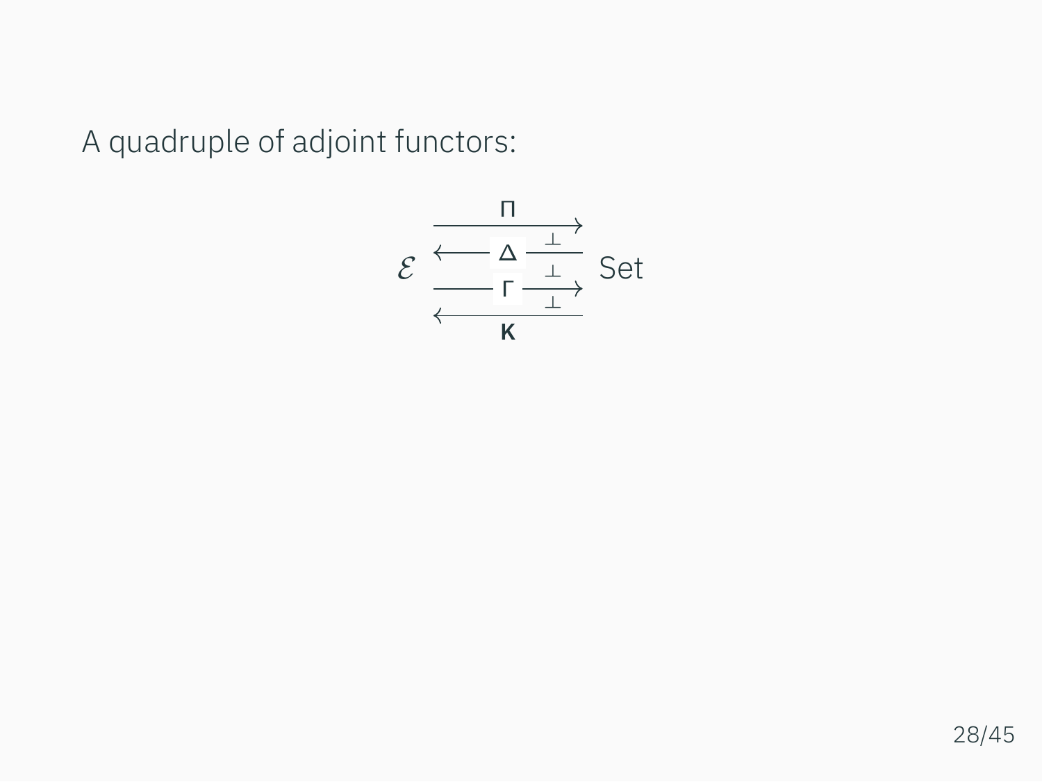A quadruple of adjoint functors:

$$\mathcal{E} \;\; \begin{array}{c} \xrightarrow{\quad \Pi \quad} \\ \perp \\ \xleftarrow{\quad \Delta \quad} \\ \perp \\ \xrightarrow{\quad \Gamma \quad} \\ \perp \\ \xleftarrow[\quad \mathsf{K} \quad]{} \end{array} \;\; \mathrm{Set}$$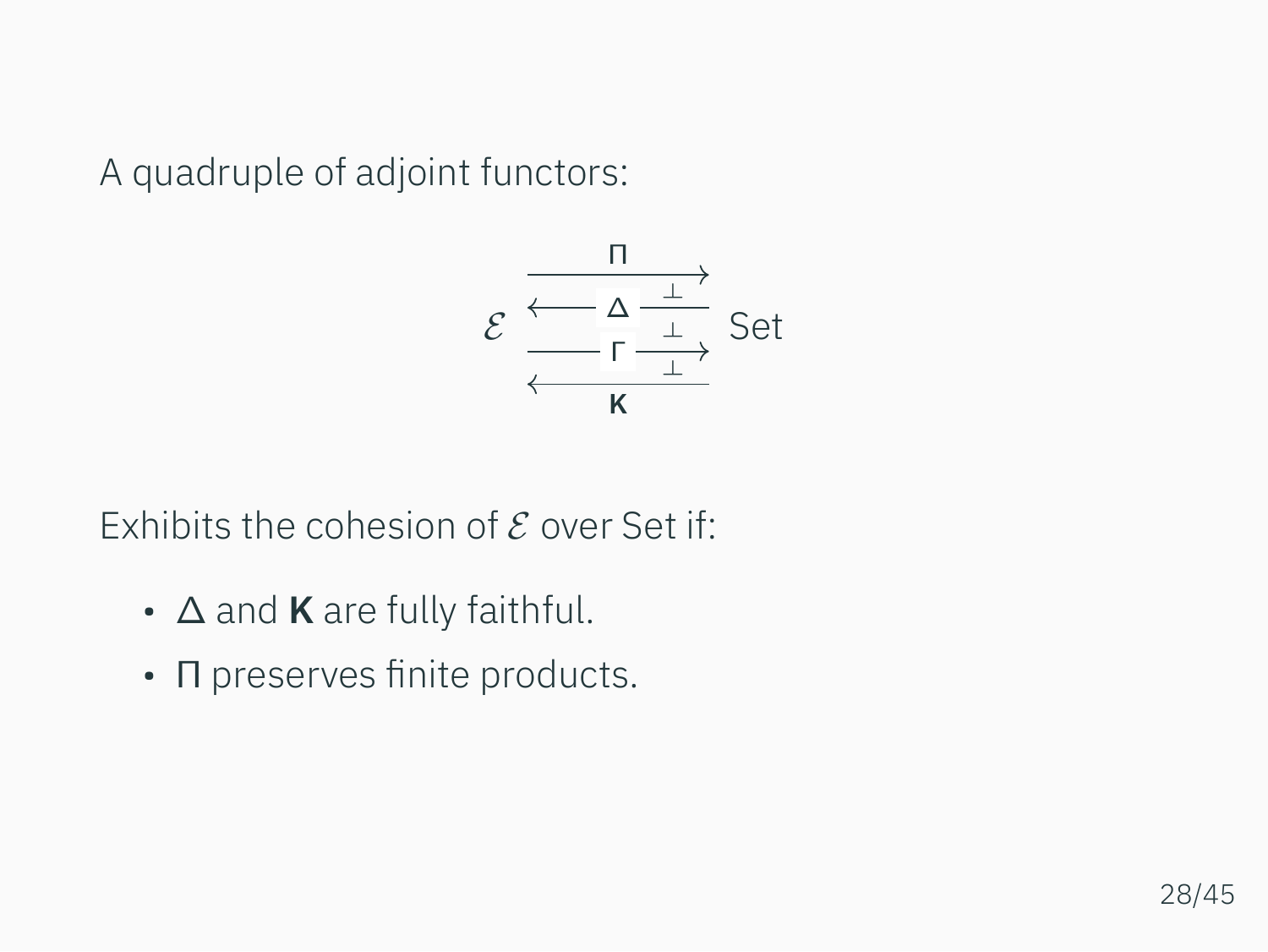A quadruple of adjoint functors:

$$
\mathcal{E} \;\; \begin{matrix} \xrightarrow{\quad \Pi \quad} \\ \xleftarrow{\quad \Delta \quad} \\ \xrightarrow{\quad \Gamma \quad} \\ \xleftarrow{\quad \mathbf{K} \quad} \end{matrix} \;\; \text{Set}
\qquad (\Pi \dashv \Delta \dashv \Gamma \dashv \mathbf{K})
$$

Exhibits the cohesion of $\mathcal{E}$ over Set if:

- $\Delta$ and $\mathbf{K}$ are fully faithful.
- $\Pi$ preserves finite products.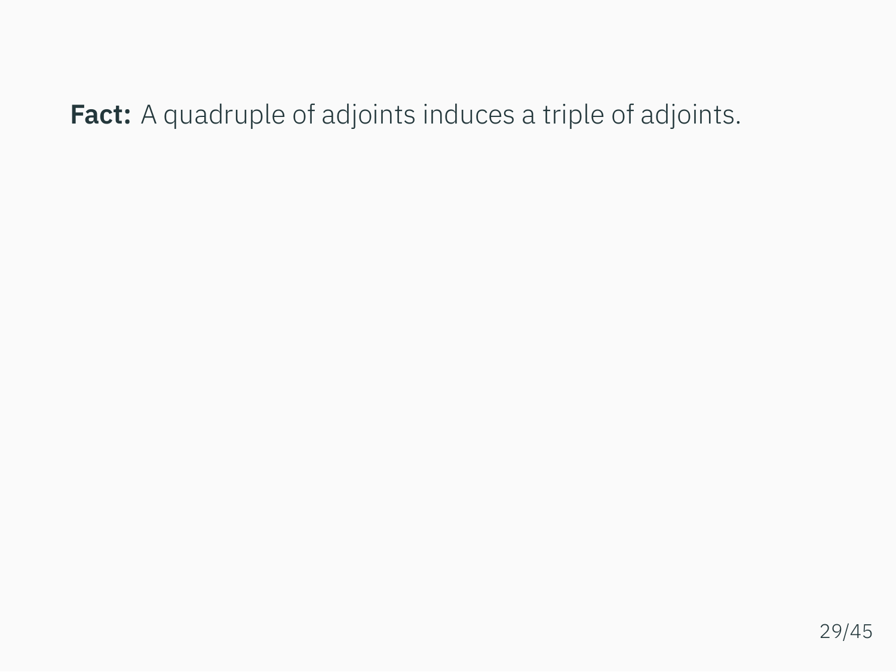**Fact:** A quadruple of adjoints induces a triple of adjoints.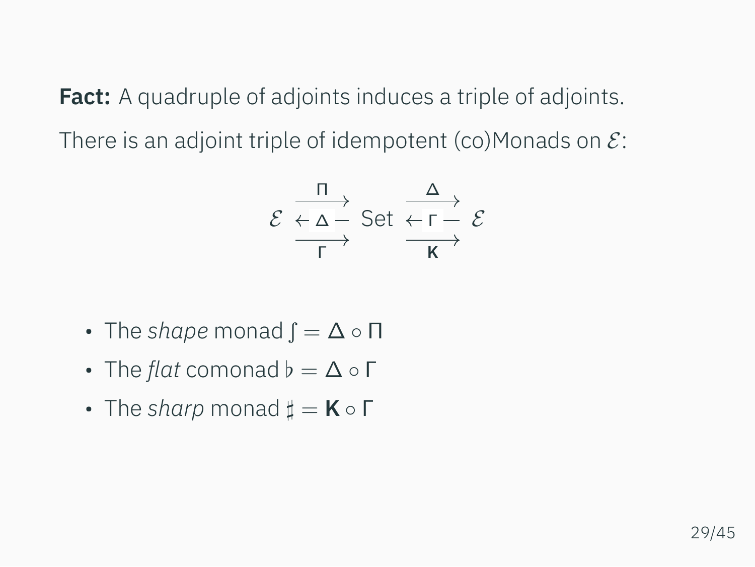**Fact:** A quadruple of adjoints induces a triple of adjoints.

There is an adjoint triple of idempotent (co)Monads on $\mathcal{E}$:

$$\mathcal{E} \; \underset{\Gamma}{\overset{\Pi}{\underset{\longrightarrow}{\overset{\longrightarrow}{\leftarrow \Delta -}}}} \; \mathrm{Set} \; \underset{\mathbf{K}}{\overset{\Delta}{\underset{\longrightarrow}{\overset{\longrightarrow}{\leftarrow \Gamma -}}}} \; \mathcal{E}$$

- The *shape* monad $\int = \Delta \circ \Pi$
- The *flat* comonad $\flat = \Delta \circ \Gamma$
- The *sharp* monad $\sharp = \mathbf{K} \circ \Gamma$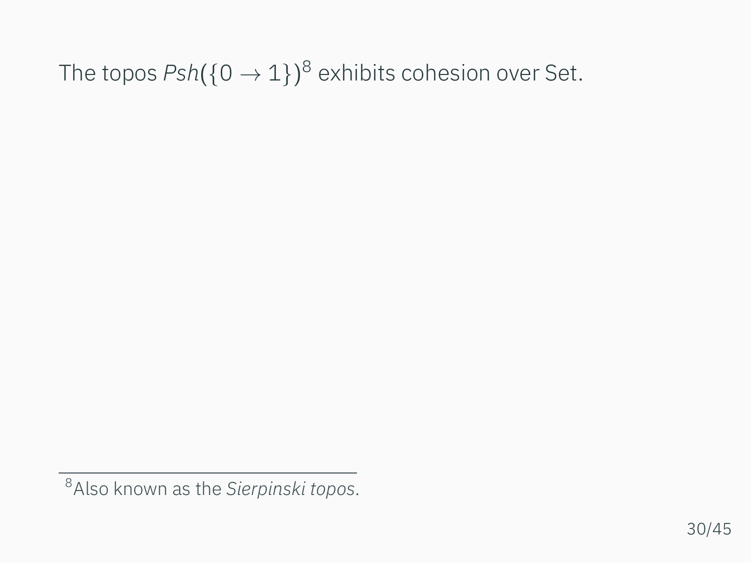The topos *Psh*$(\{0 \to 1\})$[8] exhibits cohesion over Set.

[8] Also known as the *Sierpinski topos*.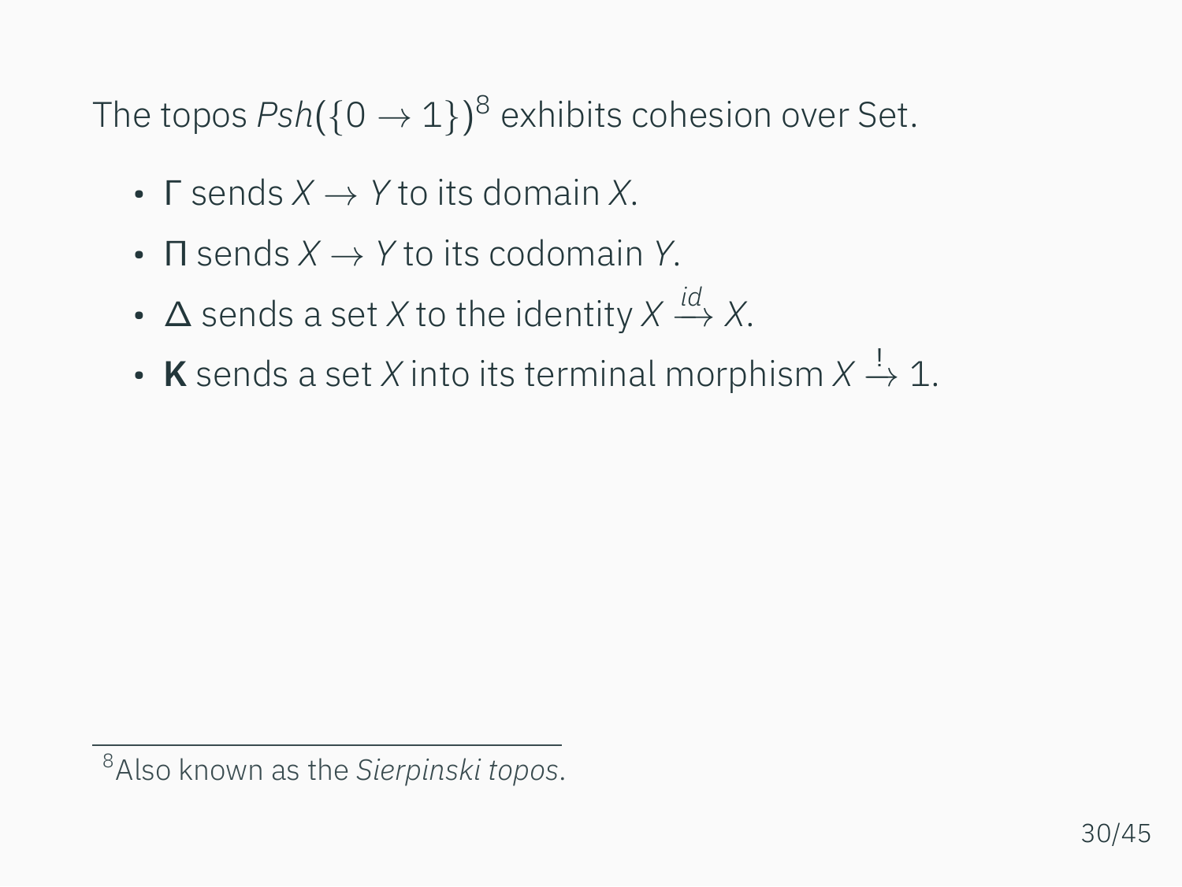The topos $Psh(\{0 \to 1\})$[8] exhibits cohesion over Set.

- $\Gamma$ sends $X \to Y$ to its domain $X$.
- $\Pi$ sends $X \to Y$ to its codomain $Y$.
- $\Delta$ sends a set $X$ to the identity $X \xrightarrow{id} X$.
- $\mathbf{K}$ sends a set $X$ into its terminal morphism $X \xrightarrow{!} 1$.

---

[8] Also known as the *Sierpinski topos*.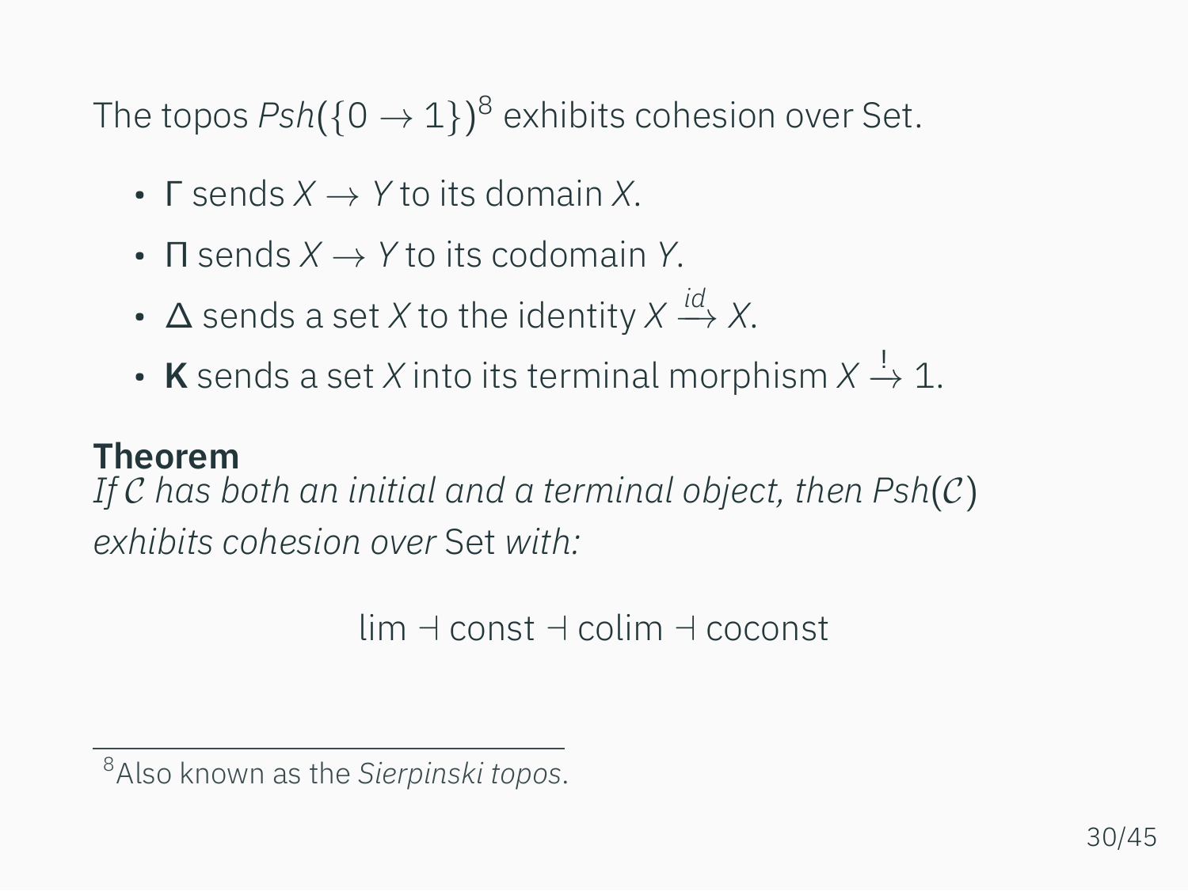The topos $Psh(\{0 \to 1\})$[8] exhibits cohesion over Set.

- $\Gamma$ sends $X \to Y$ to its domain $X$.
- $\Pi$ sends $X \to Y$ to its codomain $Y$.
- $\Delta$ sends a set $X$ to the identity $X \xrightarrow{id} X$.
- $\mathbf{K}$ sends a set $X$ into its terminal morphism $X \xrightarrow{!} 1$.

**Theorem**
*If $\mathcal{C}$ has both an initial and a terminal object, then $Psh(\mathcal{C})$ exhibits cohesion over* Set *with:*

$$\text{lim} \dashv \text{const} \dashv \text{colim} \dashv \text{coconst}$$

[8] Also known as the *Sierpinski topos*.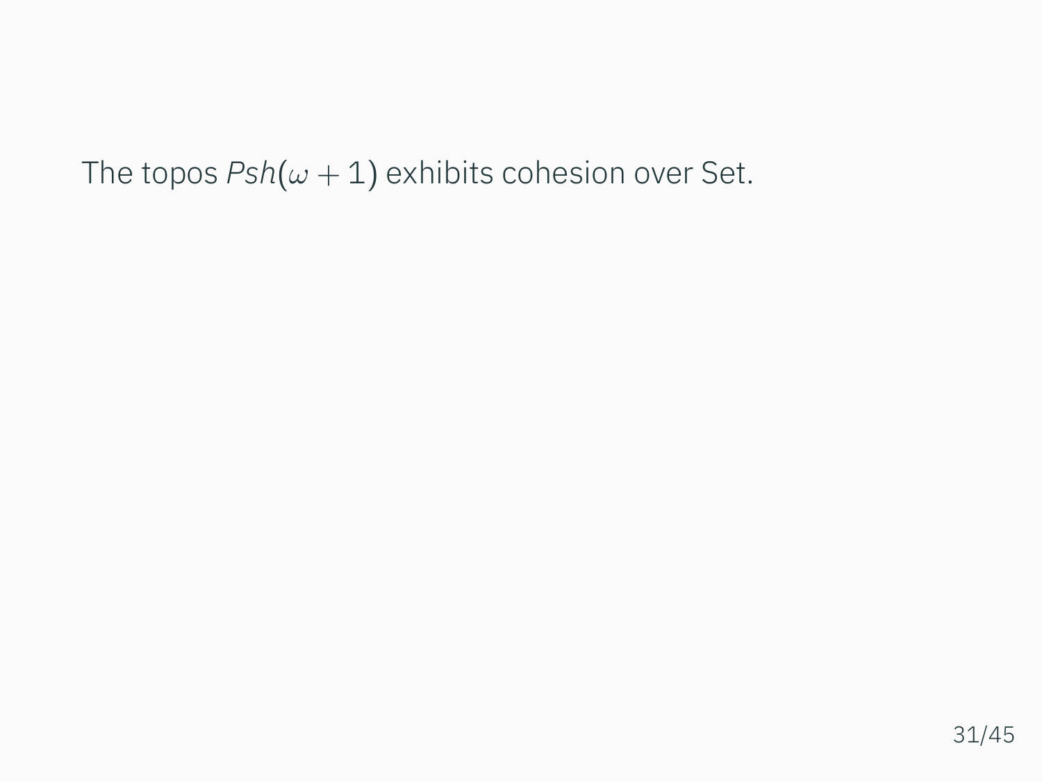The topos $Psh(\omega + 1)$ exhibits cohesion over Set.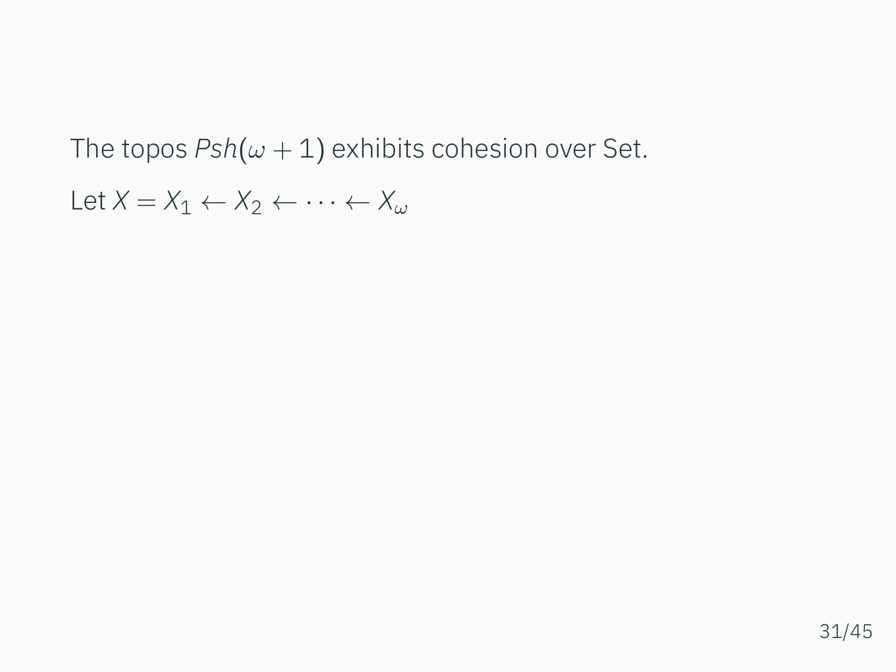The topos $Psh(\omega + 1)$ exhibits cohesion over Set.

Let $X = X_1 \leftarrow X_2 \leftarrow \cdots \leftarrow X_\omega$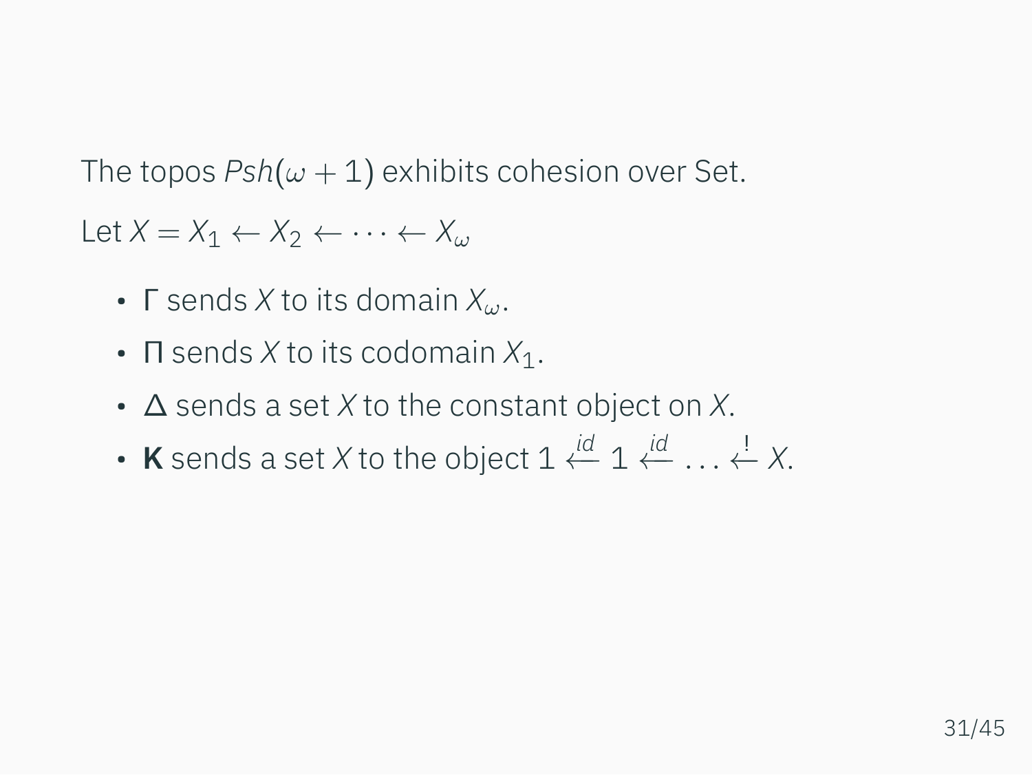The topos $Psh(\omega + 1)$ exhibits cohesion over Set.

Let $X = X_1 \leftarrow X_2 \leftarrow \cdots \leftarrow X_\omega$

- $\Gamma$ sends $X$ to its domain $X_\omega$.
- $\Pi$ sends $X$ to its codomain $X_1$.
- $\Delta$ sends a set $X$ to the constant object on $X$.
- $\mathbf{K}$ sends a set $X$ to the object $1 \overset{id}{\leftarrow} 1 \overset{id}{\leftarrow} \ldots \overset{!}{\leftarrow} X$.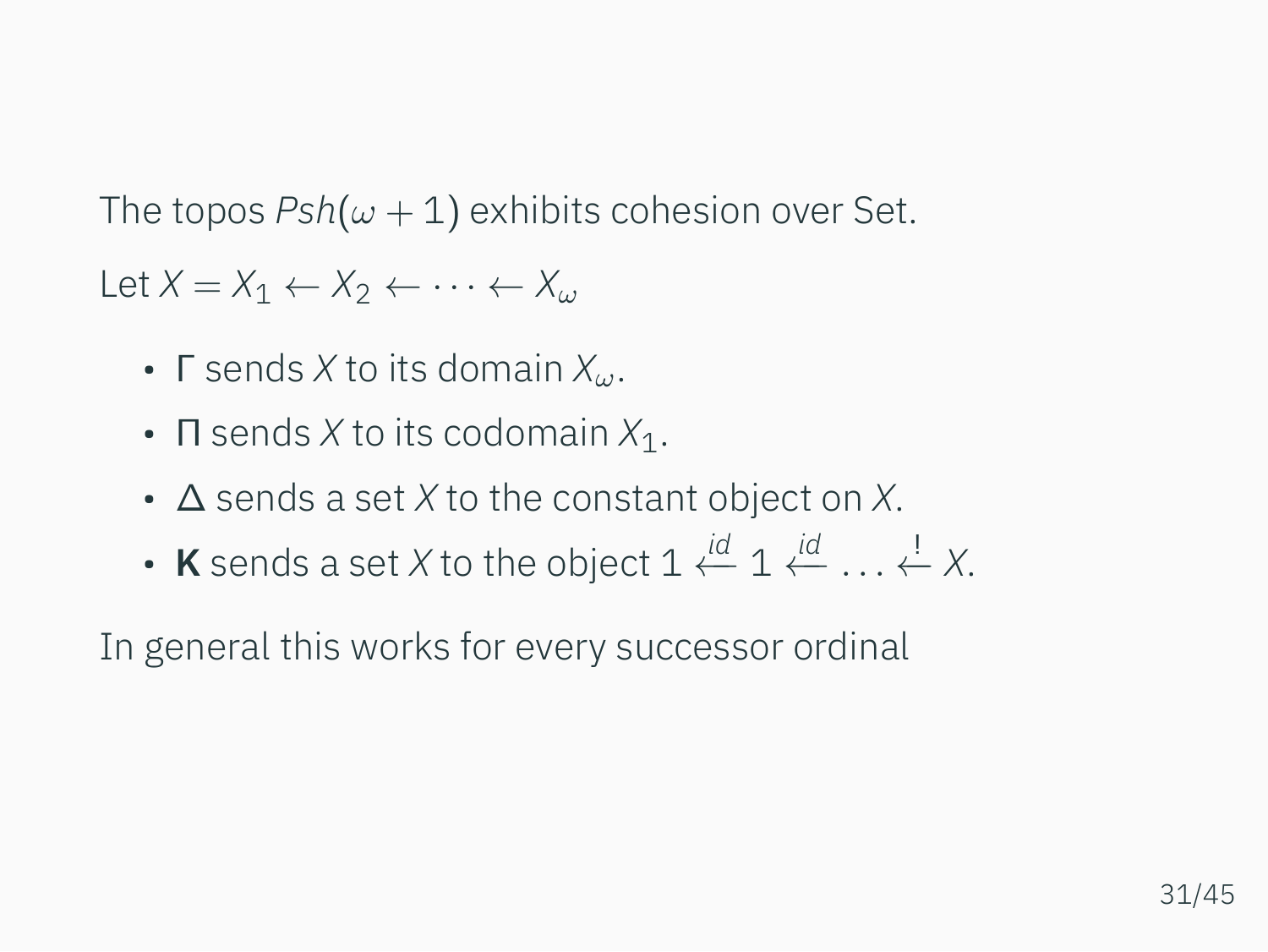The topos $Psh(\omega + 1)$ exhibits cohesion over Set.

Let $X = X_1 \leftarrow X_2 \leftarrow \cdots \leftarrow X_\omega$

- $\Gamma$ sends $X$ to its domain $X_\omega$.
- $\Pi$ sends $X$ to its codomain $X_1$.
- $\Delta$ sends a set $X$ to the constant object on $X$.
- $\mathbf{K}$ sends a set $X$ to the object $1 \xleftarrow{id} 1 \xleftarrow{id} \ldots \xleftarrow{!} X$.

In general this works for every successor ordinal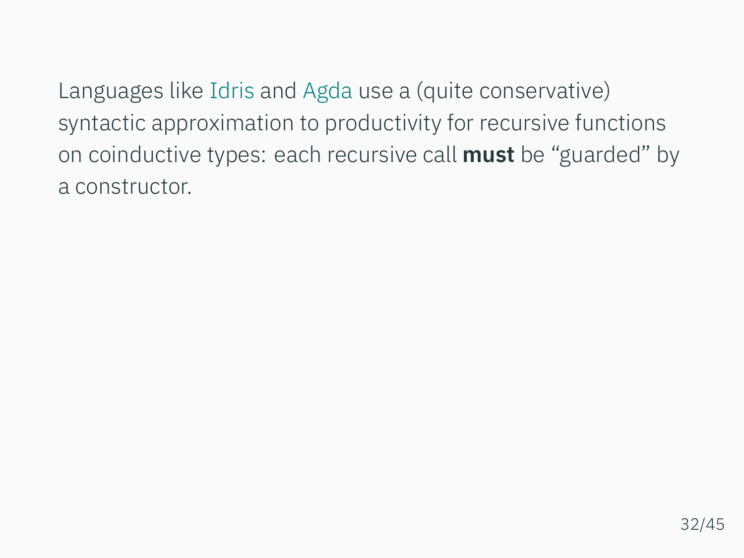Languages like Idris and Agda use a (quite conservative) syntactic approximation to productivity for recursive functions on coinductive types: each recursive call **must** be “guarded” by a constructor.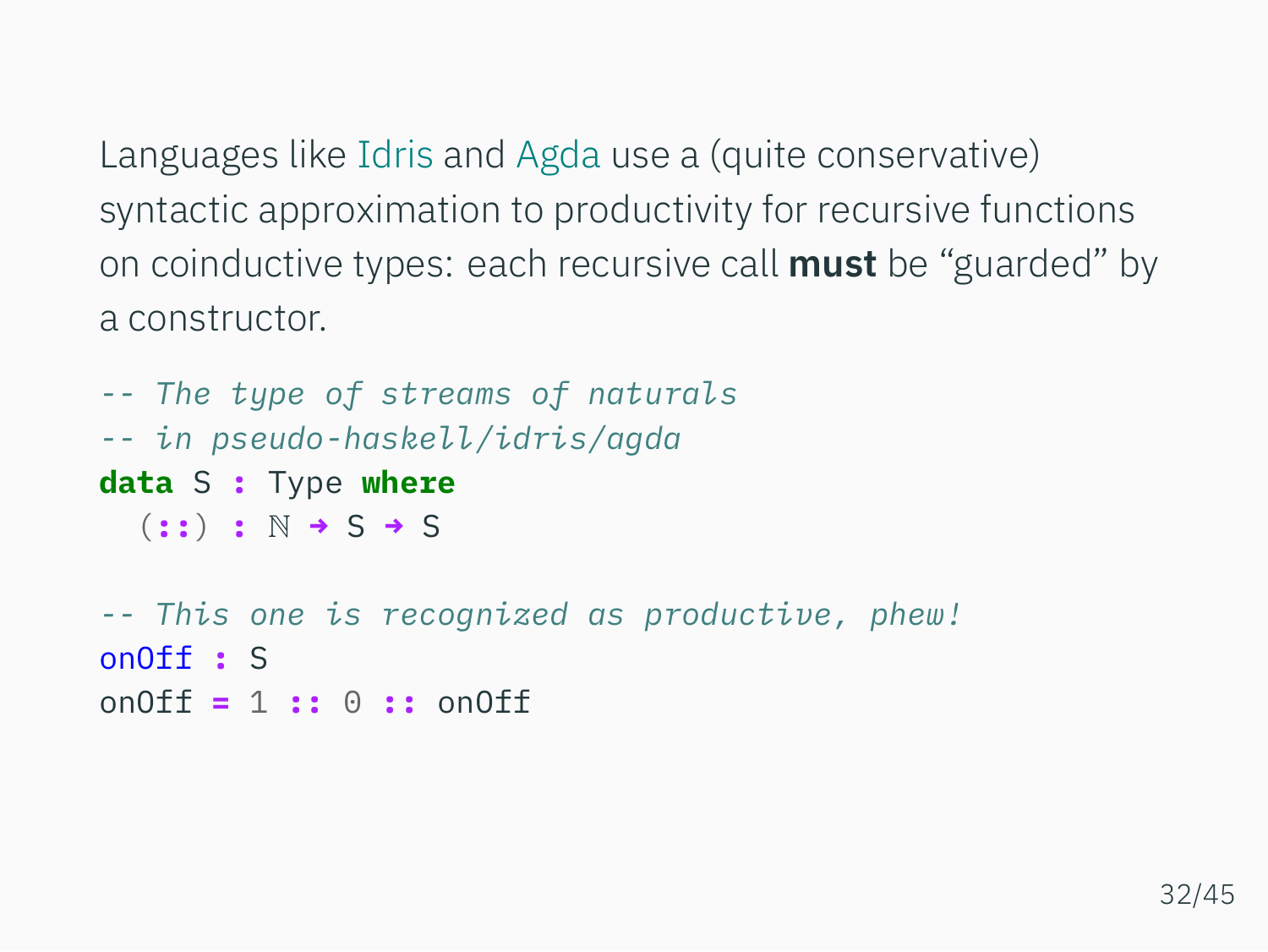Languages like Idris and Agda use a (quite conservative) syntactic approximation to productivity for recursive functions on coinductive types: each recursive call **must** be “guarded” by a constructor.

```
-- The type of streams of naturals
-- in pseudo-haskell/idris/agda
data S : Type where
  (::) : ℕ → S → S

-- This one is recognized as productive, phew!
onOff : S
onOff = 1 :: 0 :: onOff
```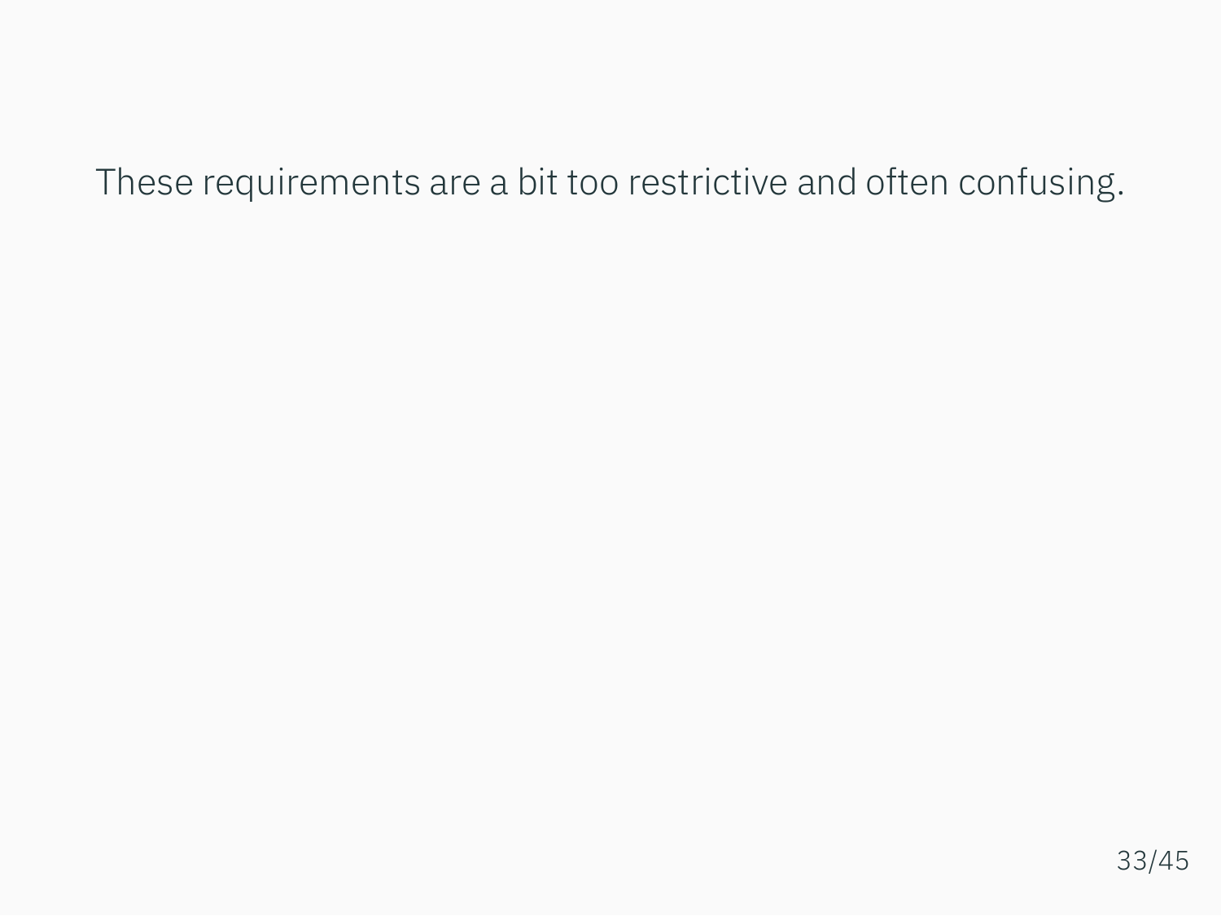These requirements are a bit too restrictive and often confusing.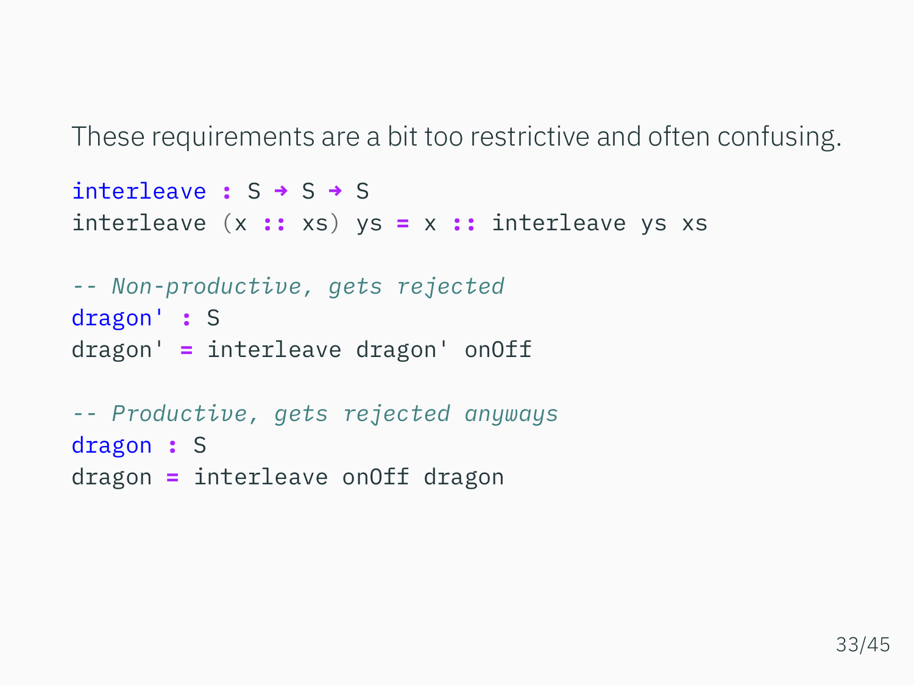These requirements are a bit too restrictive and often confusing.

```
interleave : S → S → S
interleave (x :: xs) ys = x :: interleave ys xs

-- Non-productive, gets rejected
dragon' : S
dragon' = interleave dragon' onOff

-- Productive, gets rejected anyways
dragon : S
dragon = interleave onOff dragon
```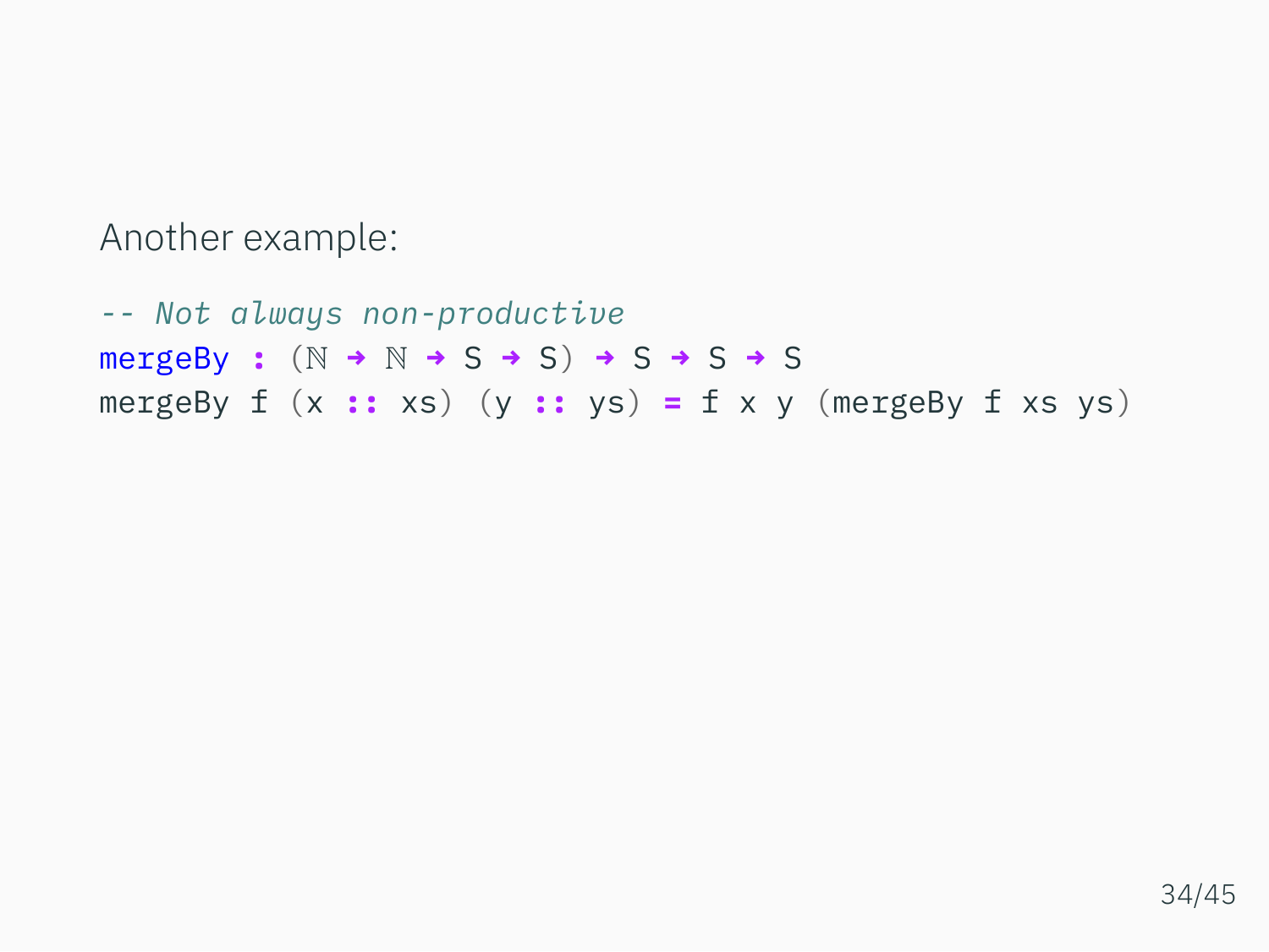Another example:

```
-- Not always non-productive
mergeBy : (ℕ → ℕ → S → S) → S → S → S
mergeBy f (x :: xs) (y :: ys) = f x y (mergeBy f xs ys)
```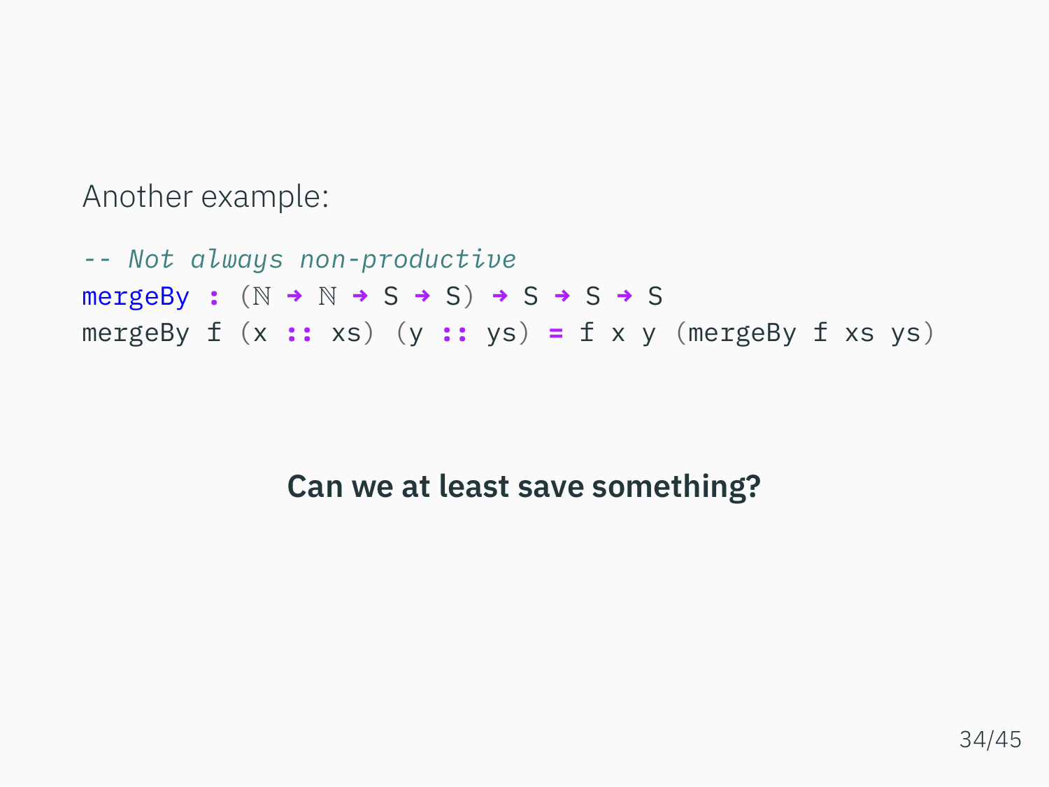Another example:

```
-- Not always non-productive
mergeBy : (ℕ → ℕ → S → S) → S → S → S
mergeBy f (x :: xs) (y :: ys) = f x y (mergeBy f xs ys)
```

**Can we at least save something?**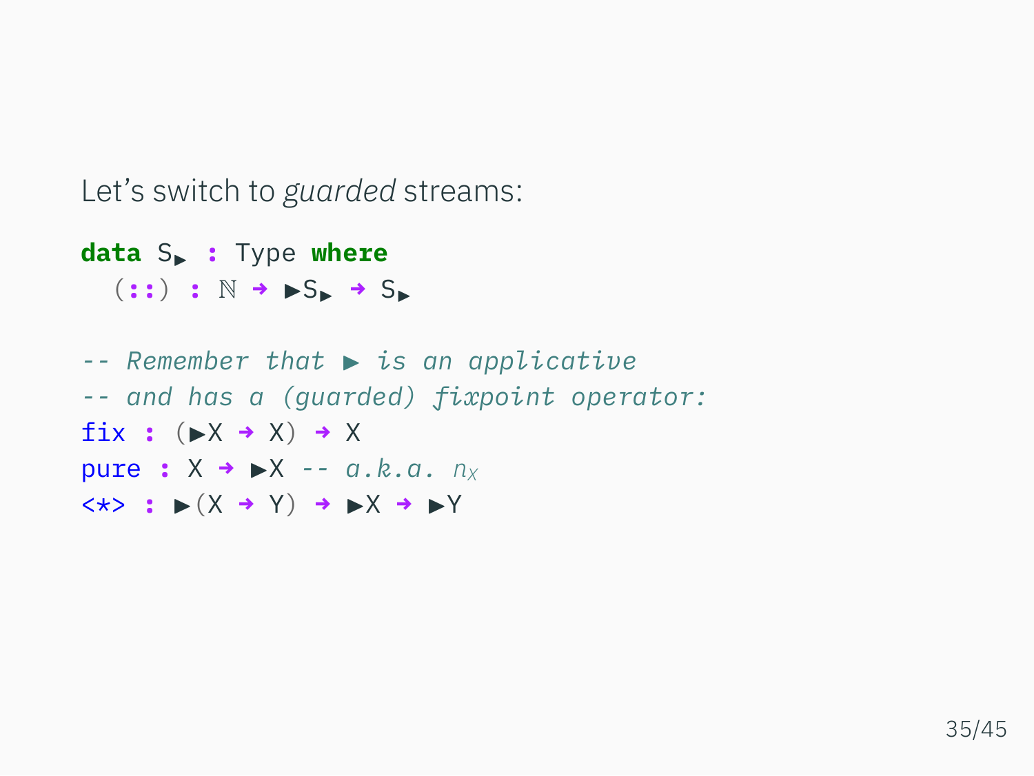Let's switch to *guarded* streams:

```
data S▸ : Type where
  (::) : ℕ → ▸S▸ → S▸

-- Remember that ▸ is an applicative
-- and has a (guarded) fixpoint operator:
fix : (▸X → X) → X
pure : X → ▸X -- a.k.a. nX
<*> : ▸(X → Y) → ▸X → ▸Y
```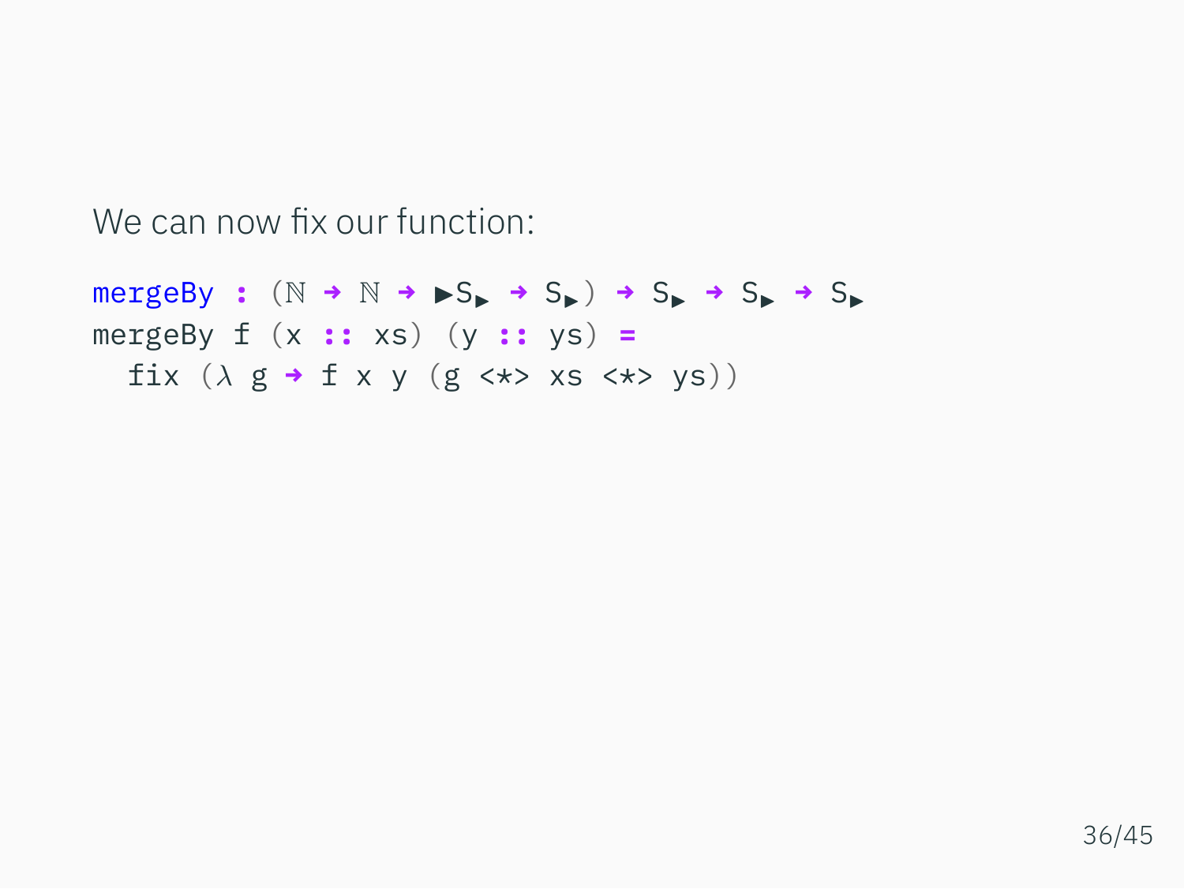We can now fix our function:

```
mergeBy : (ℕ → ℕ → ▶S▸ → S▸) → S▸ → S▸ → S▸
mergeBy f (x :: xs) (y :: ys) =
  fix (λ g → f x y (g <*> xs <*> ys))
```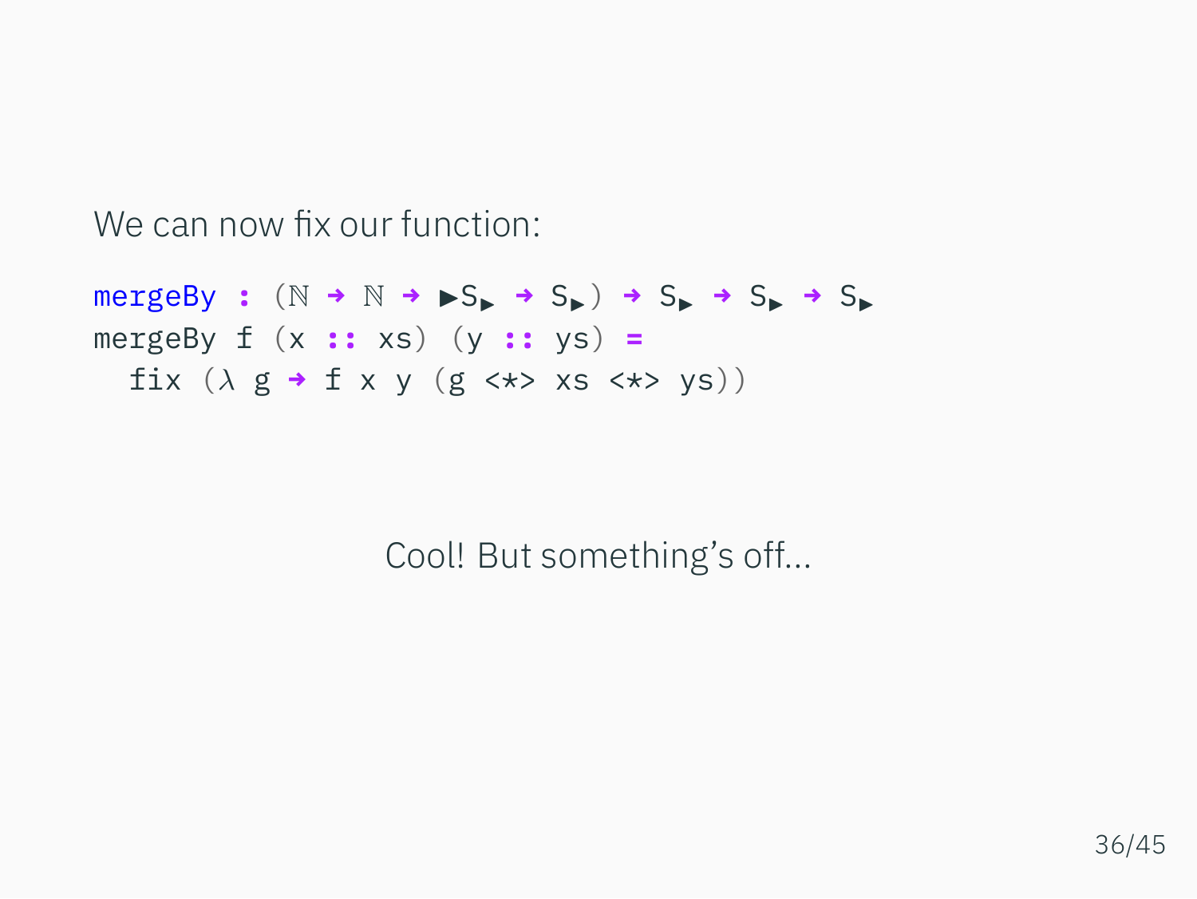We can now fix our function:

```
mergeBy : (ℕ → ℕ → ▶S▸ → S▸) → S▸ → S▸ → S▸
mergeBy f (x :: xs) (y :: ys) =
  fix (λ g → f x y (g <*> xs <*> ys))
```

Cool! But something's off...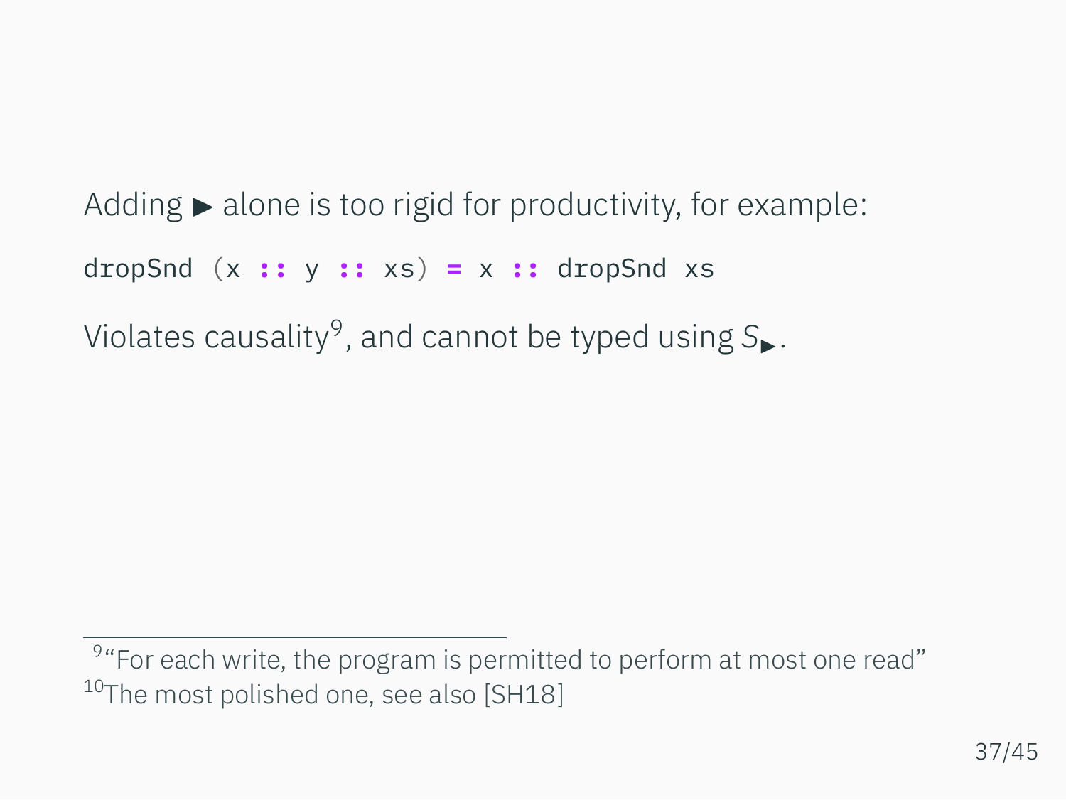Adding $\blacktriangleright$ alone is too rigid for productivity, for example:

```
dropSnd (x :: y :: xs) = x :: dropSnd xs
```

Violates causality[9], and cannot be typed using $S_{\blacktriangleright}$.

---

[9] "For each write, the program is permitted to perform at most one read"

[10] The most polished one, see also [SH18]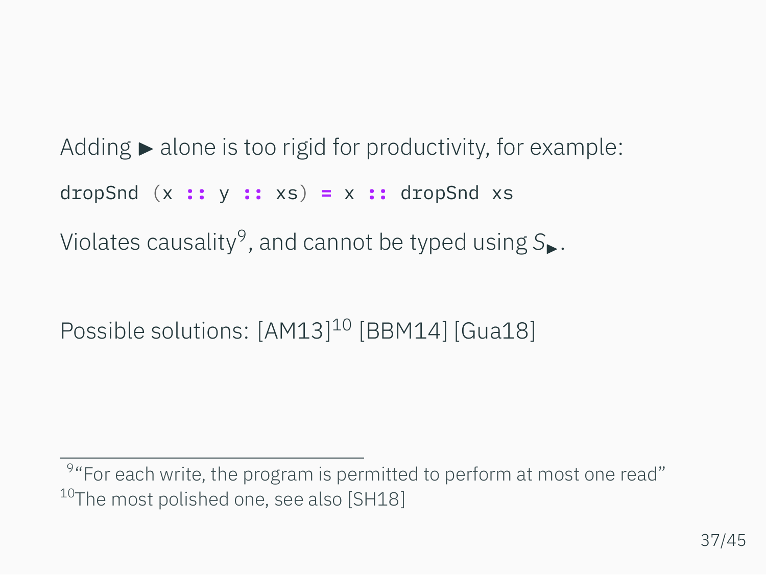Adding ▶ alone is too rigid for productivity, for example:

```
dropSnd (x :: y :: xs) = x :: dropSnd xs
```

Violates causality[9], and cannot be typed using $S_{\blacktriangleright}$.

Possible solutions: [AM13][10] [BBM14] [Gua18]

---

[9] "For each write, the program is permitted to perform at most one read"

[10] The most polished one, see also [SH18]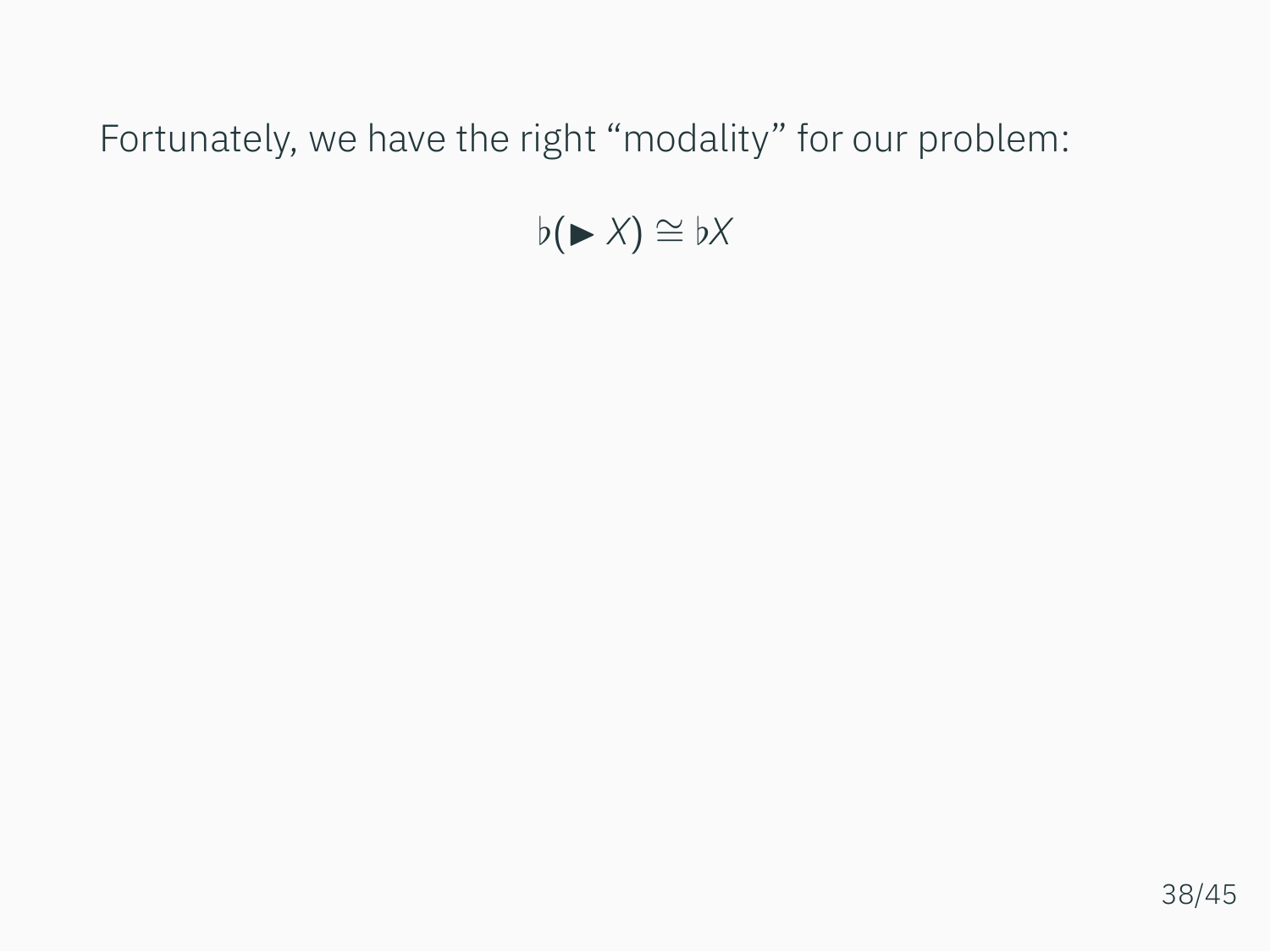Fortunately, we have the right “modality” for our problem:

$$\flat(\blacktriangleright X) \cong \flat X$$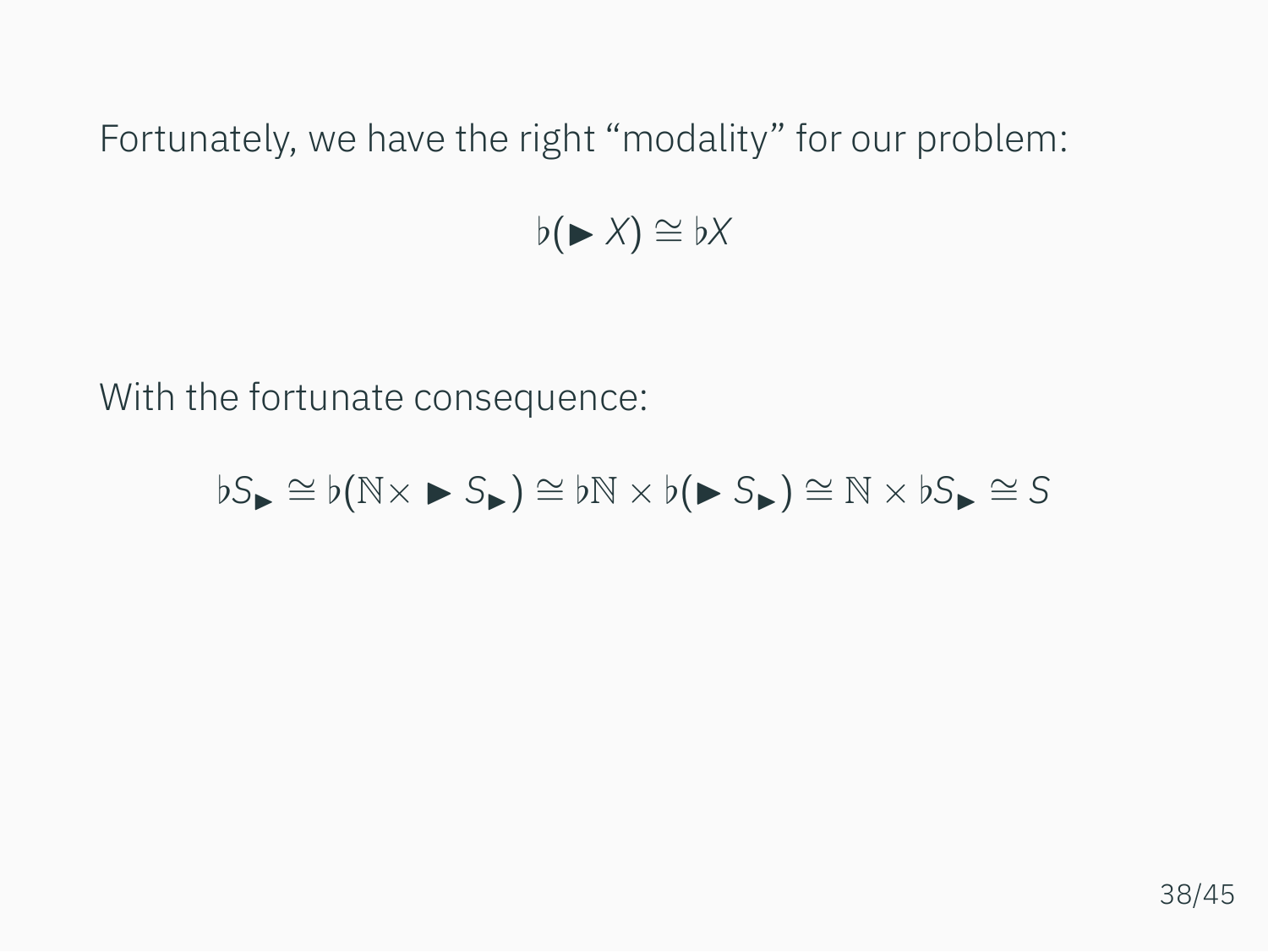Fortunately, we have the right “modality” for our problem:

$$\flat(\blacktriangleright X) \cong \flat X$$

With the fortunate consequence:

$$\flat S_{\blacktriangleright} \cong \flat(\mathbb{N} \times \blacktriangleright S_{\blacktriangleright}) \cong \flat\mathbb{N} \times \flat(\blacktriangleright S_{\blacktriangleright}) \cong \mathbb{N} \times \flat S_{\blacktriangleright} \cong S$$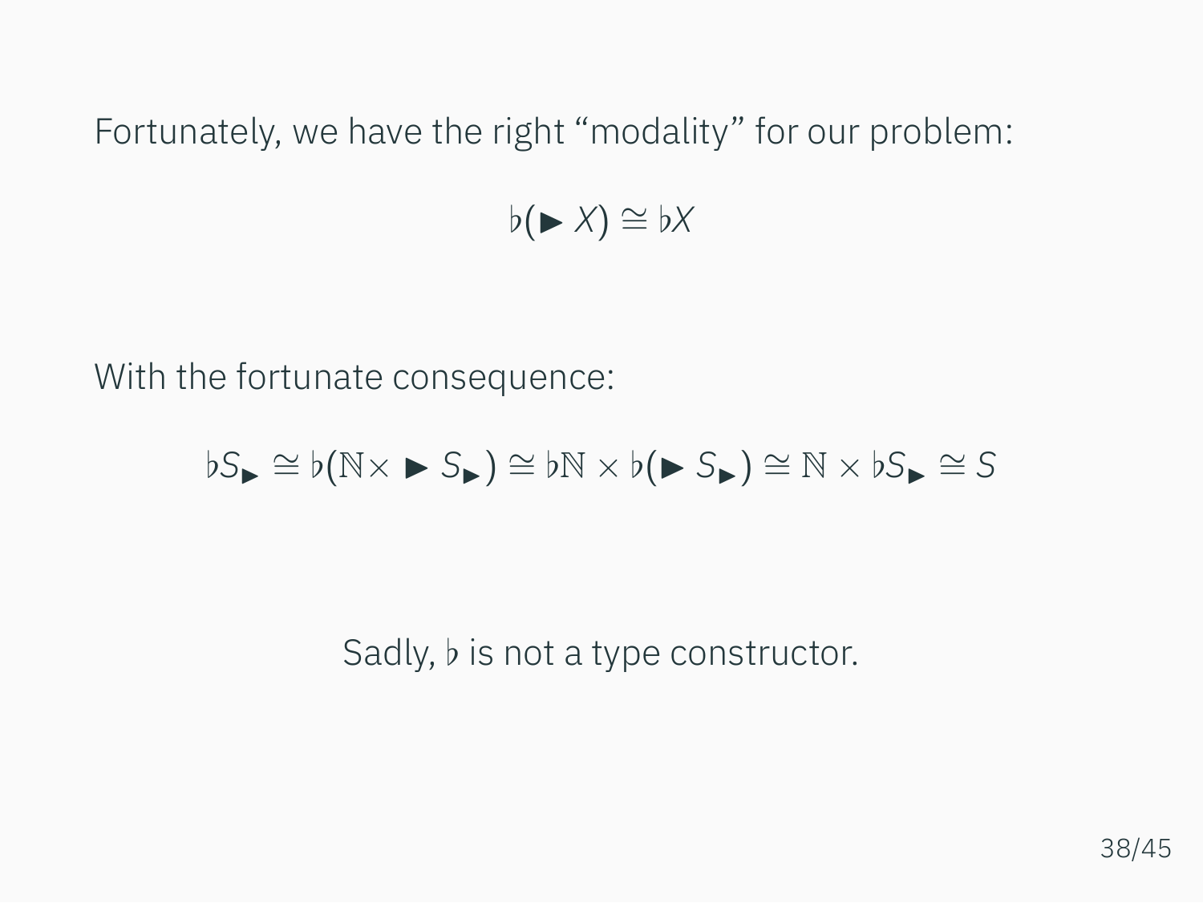Fortunately, we have the right “modality” for our problem:

$$\flat(\blacktriangleright X) \cong \flat X$$

With the fortunate consequence:

$$\flat S_{\blacktriangleright} \cong \flat(\mathbb{N} \times \blacktriangleright S_{\blacktriangleright}) \cong \flat\mathbb{N} \times \flat(\blacktriangleright S_{\blacktriangleright}) \cong \mathbb{N} \times \flat S_{\blacktriangleright} \cong S$$

Sadly, $\flat$ is not a type constructor.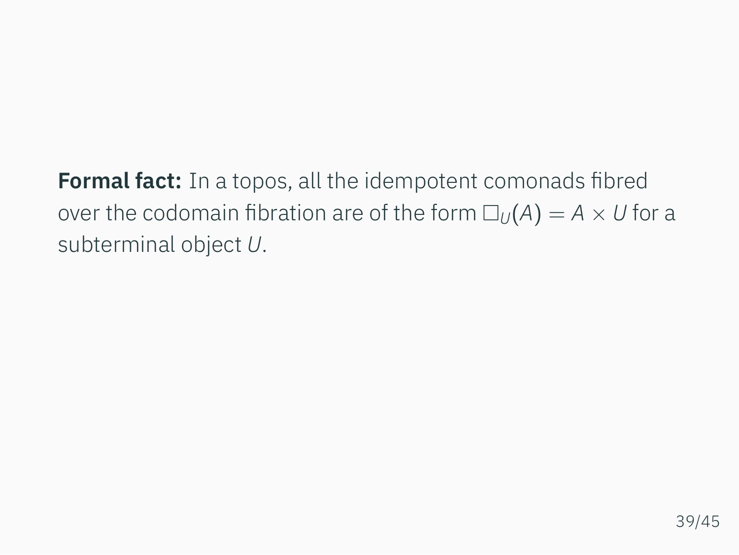**Formal fact:** In a topos, all the idempotent comonads fibred over the codomain fibration are of the form $\Box_U(A) = A \times U$ for a subterminal object $U$.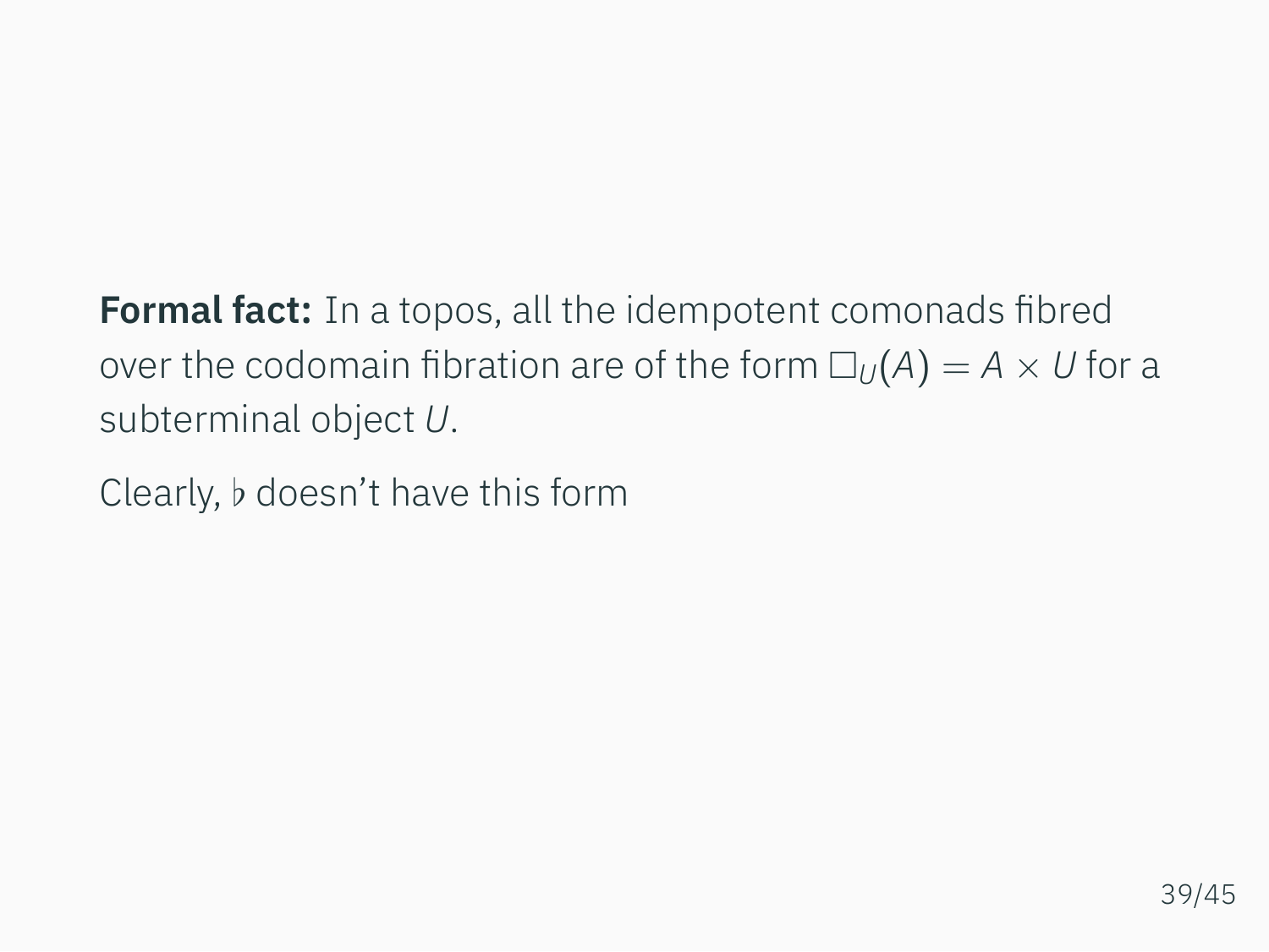**Formal fact:** In a topos, all the idempotent comonads fibred over the codomain fibration are of the form $\Box_U(A) = A \times U$ for a subterminal object $U$.

Clearly, $\flat$ doesn't have this form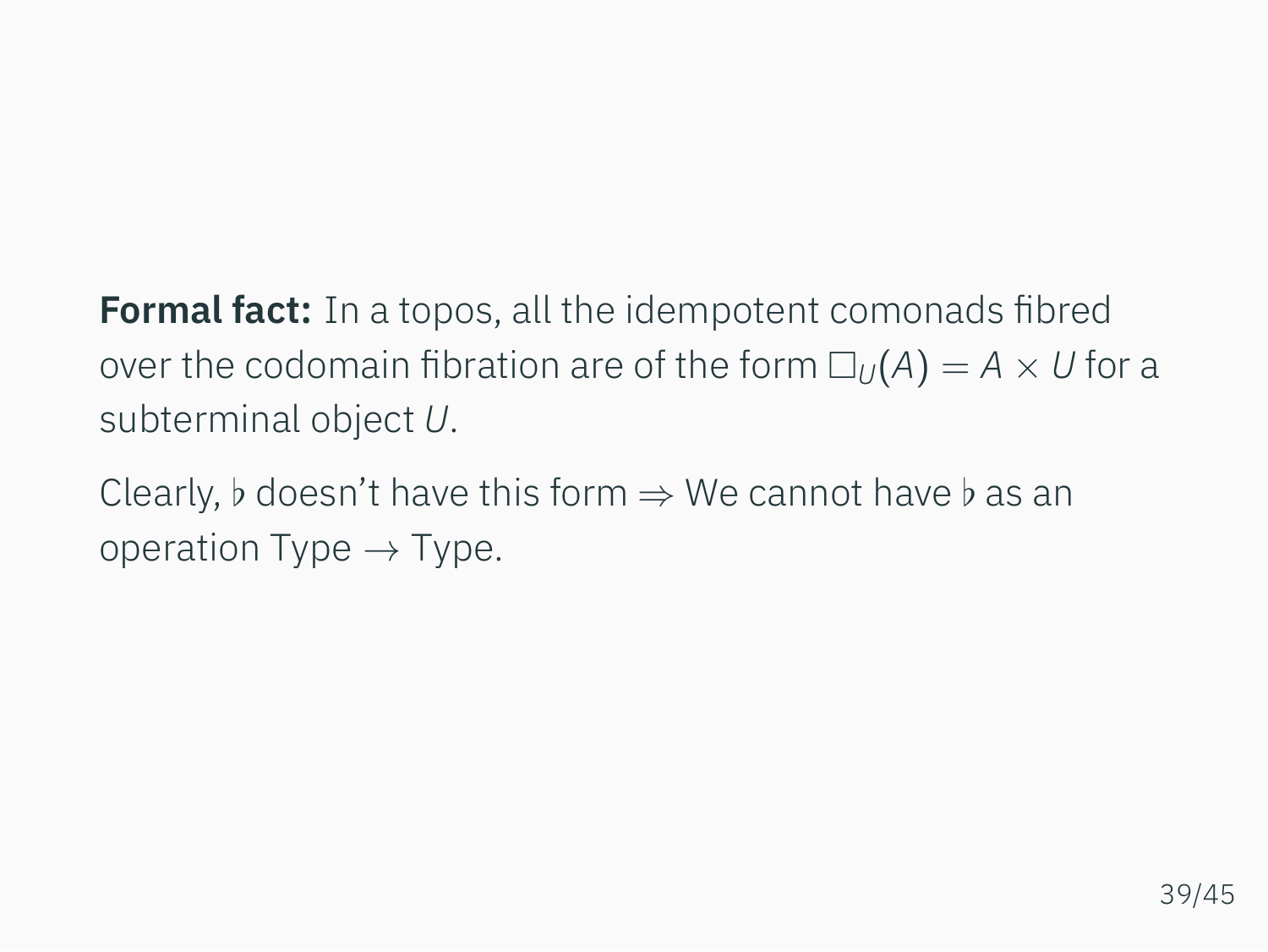**Formal fact:** In a topos, all the idempotent comonads fibred over the codomain fibration are of the form $\Box_U(A) = A \times U$ for a subterminal object $U$.

Clearly, $\flat$ doesn't have this form $\Rightarrow$ We cannot have $\flat$ as an operation $\mathrm{Type} \to \mathrm{Type}$.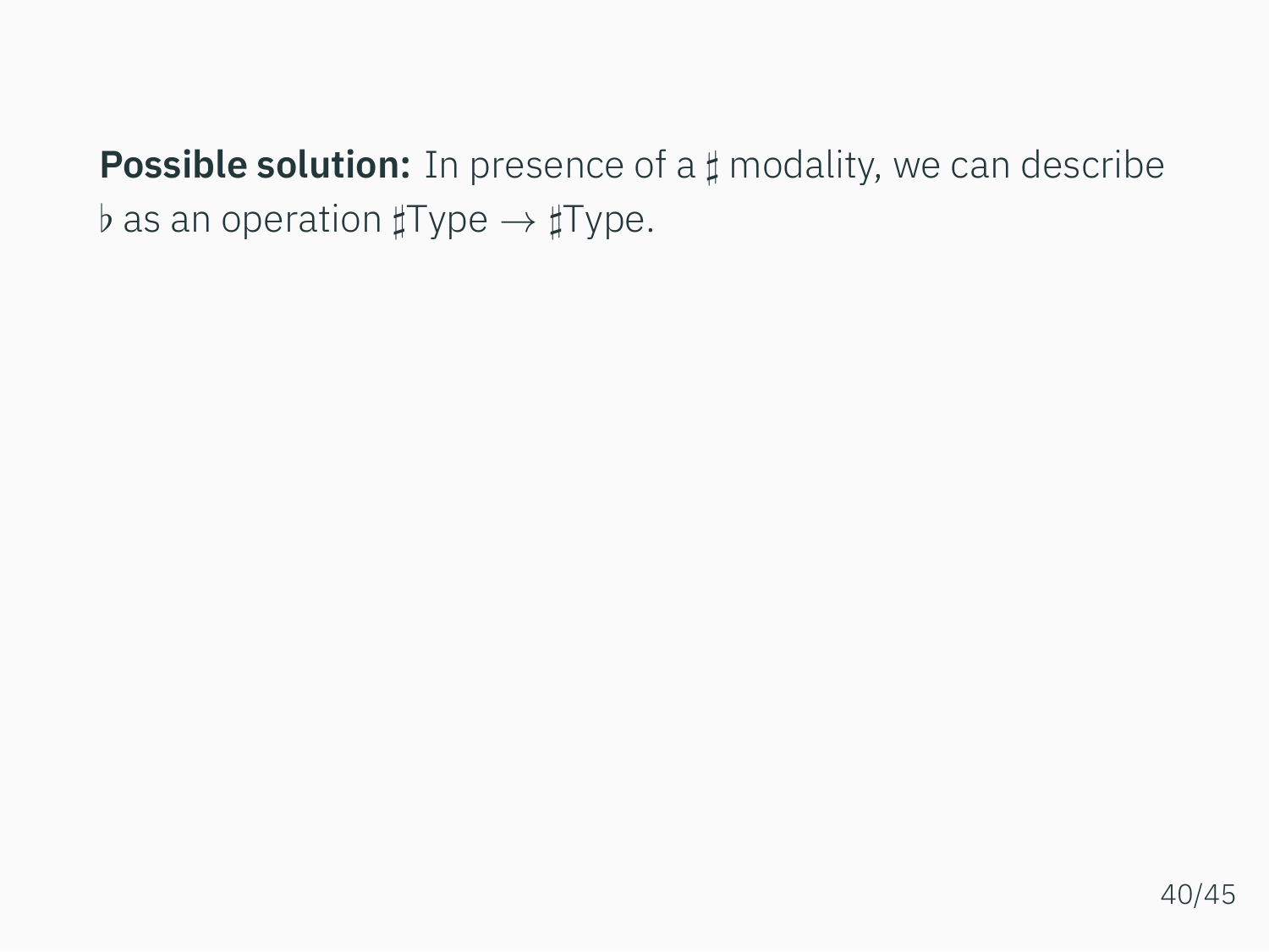**Possible solution:** In presence of a $\sharp$ modality, we can describe $\flat$ as an operation $\sharp\mathrm{Type} \to \sharp\mathrm{Type}$.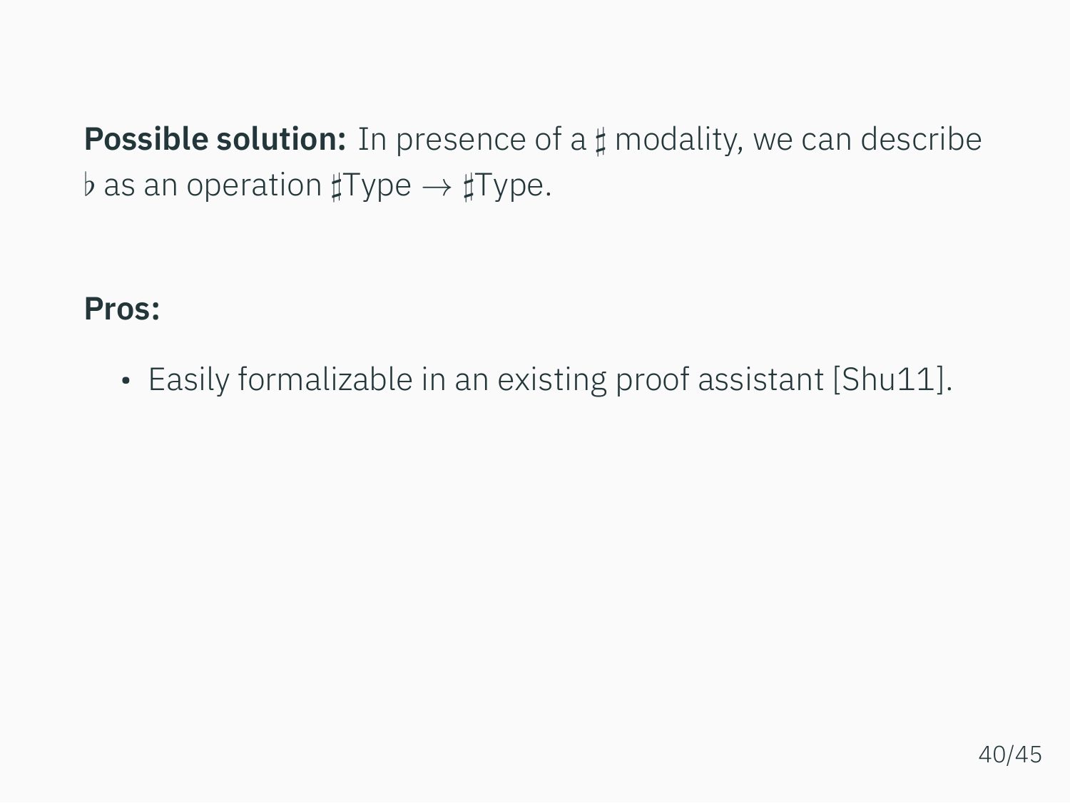**Possible solution:** In presence of a $\sharp$ modality, we can describe $\flat$ as an operation $\sharp\mathrm{Type} \to \sharp\mathrm{Type}$.

**Pros:**

- Easily formalizable in an existing proof assistant [Shu11].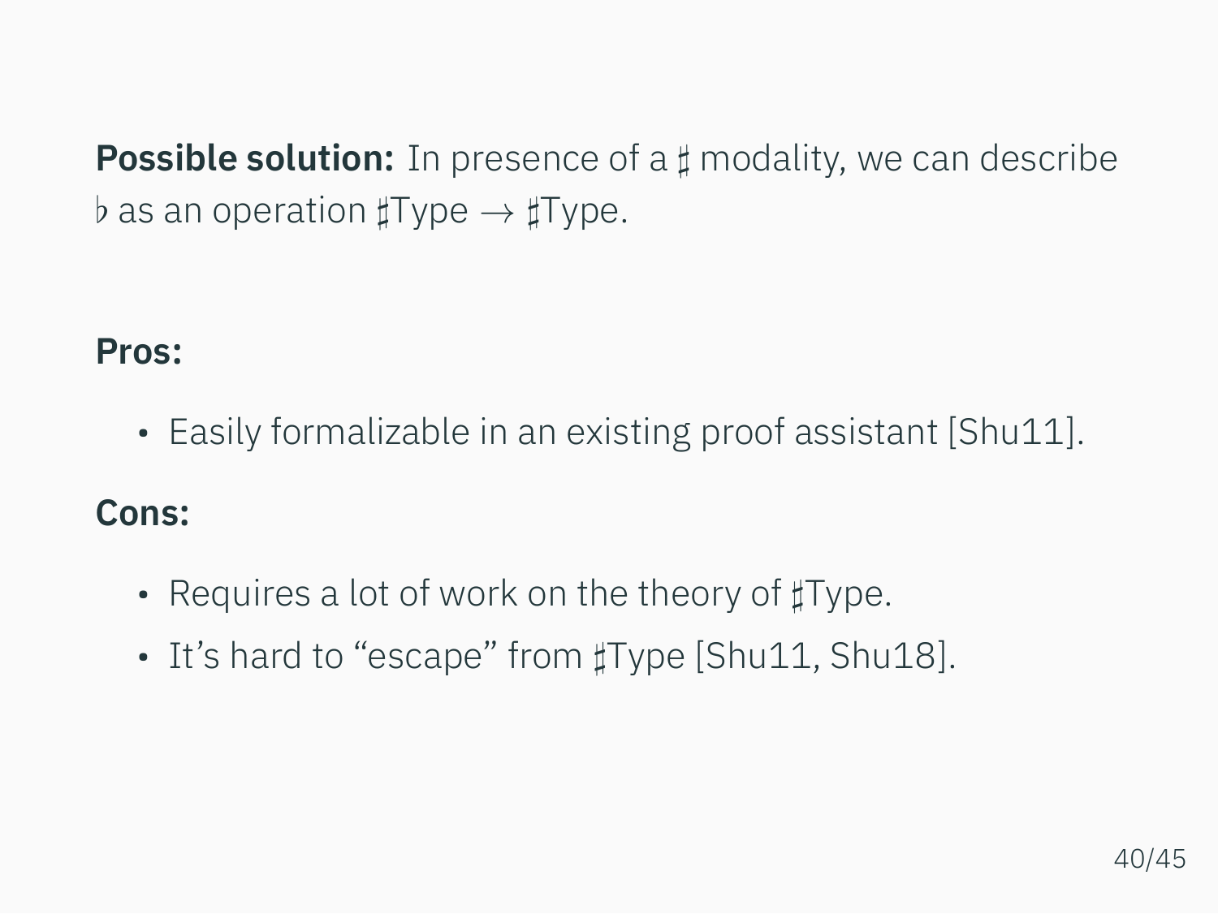**Possible solution:** In presence of a $\sharp$ modality, we can describe $\flat$ as an operation $\sharp\text{Type} \to \sharp\text{Type}$.

**Pros:**

- Easily formalizable in an existing proof assistant [Shu11].

**Cons:**

- Requires a lot of work on the theory of $\sharp$Type.
- It's hard to "escape" from $\sharp$Type [Shu11, Shu18].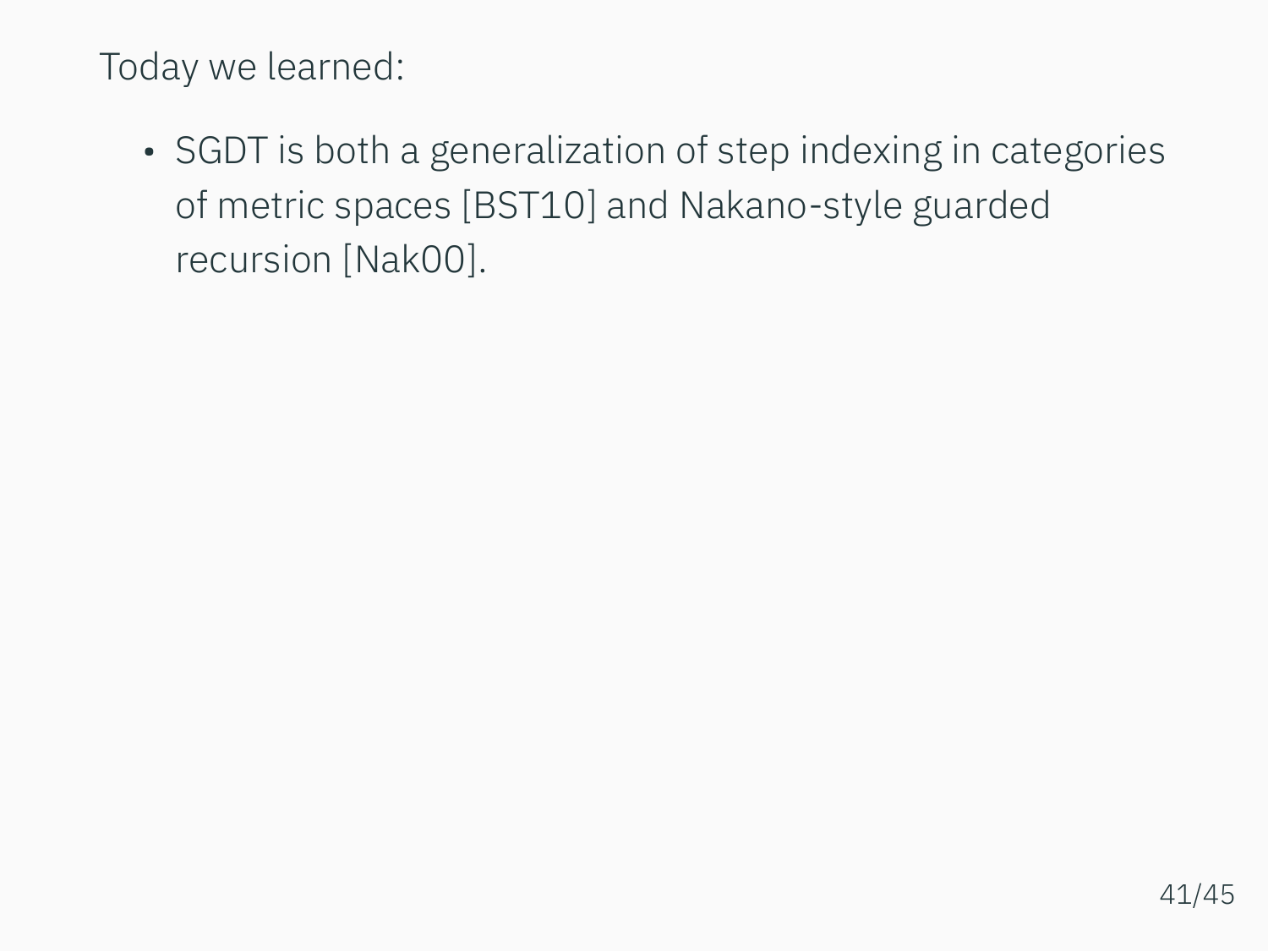Today we learned:

- SGDT is both a generalization of step indexing in categories of metric spaces [BST10] and Nakano-style guarded recursion [Nak00].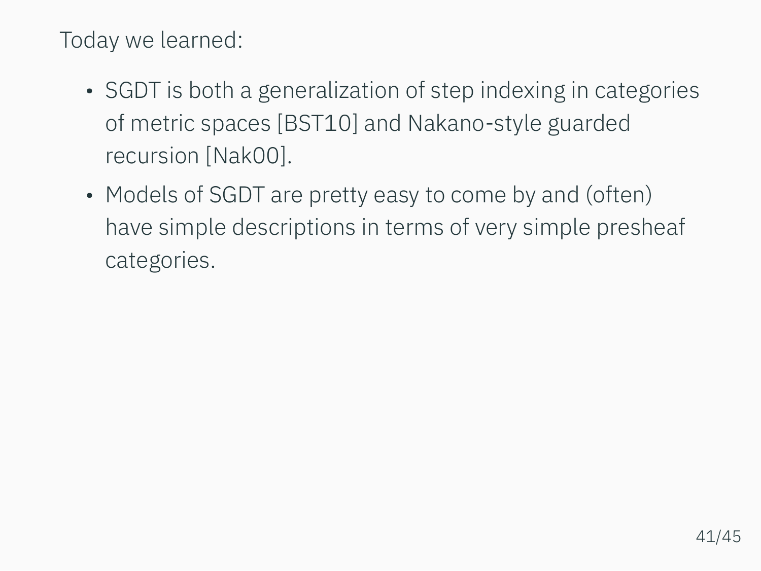Today we learned:

- SGDT is both a generalization of step indexing in categories of metric spaces [BST10] and Nakano-style guarded recursion [Nak00].
- Models of SGDT are pretty easy to come by and (often) have simple descriptions in terms of very simple presheaf categories.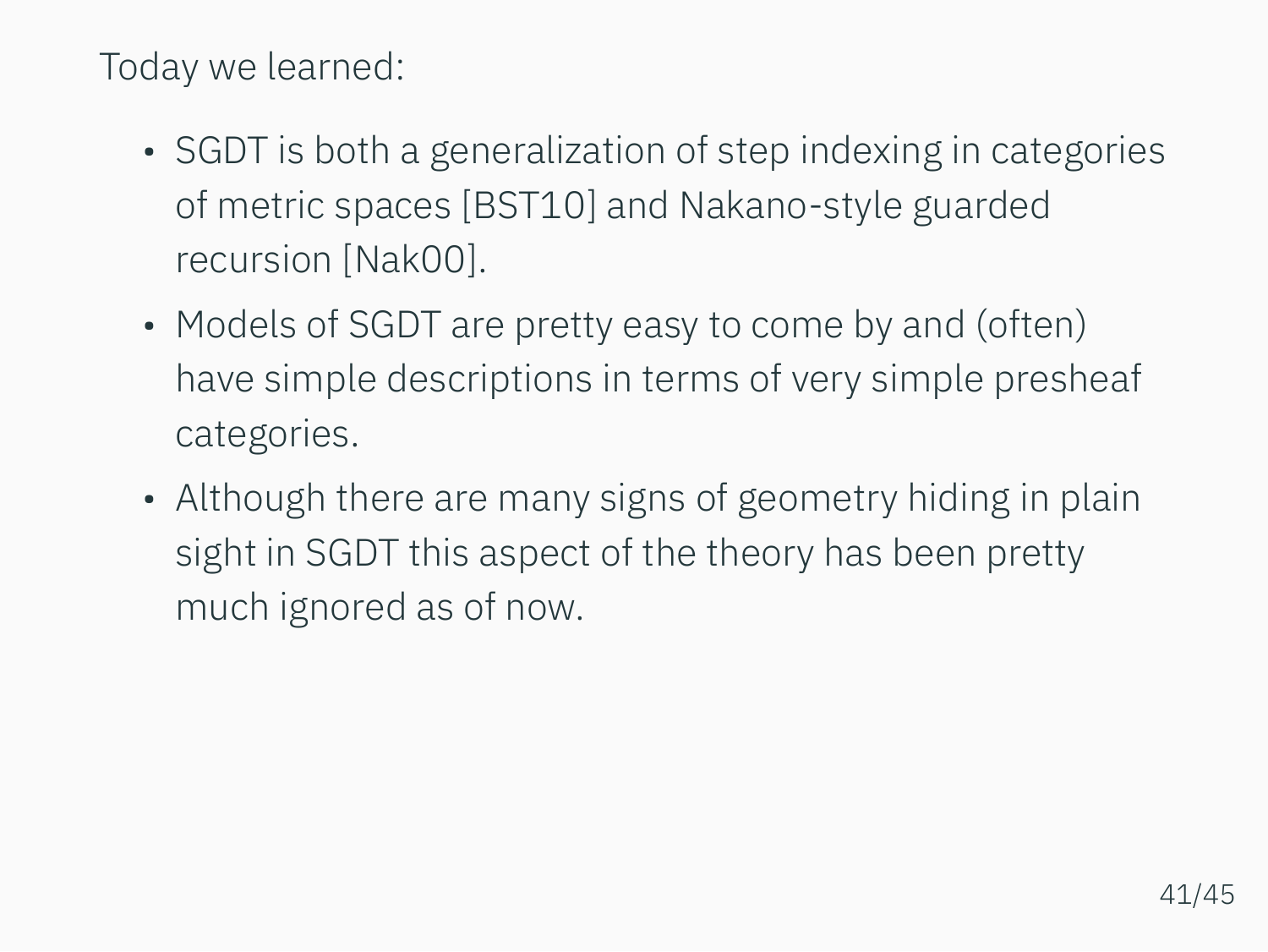Today we learned:

- SGDT is both a generalization of step indexing in categories of metric spaces [BST10] and Nakano-style guarded recursion [Nak00].
- Models of SGDT are pretty easy to come by and (often) have simple descriptions in terms of very simple presheaf categories.
- Although there are many signs of geometry hiding in plain sight in SGDT this aspect of the theory has been pretty much ignored as of now.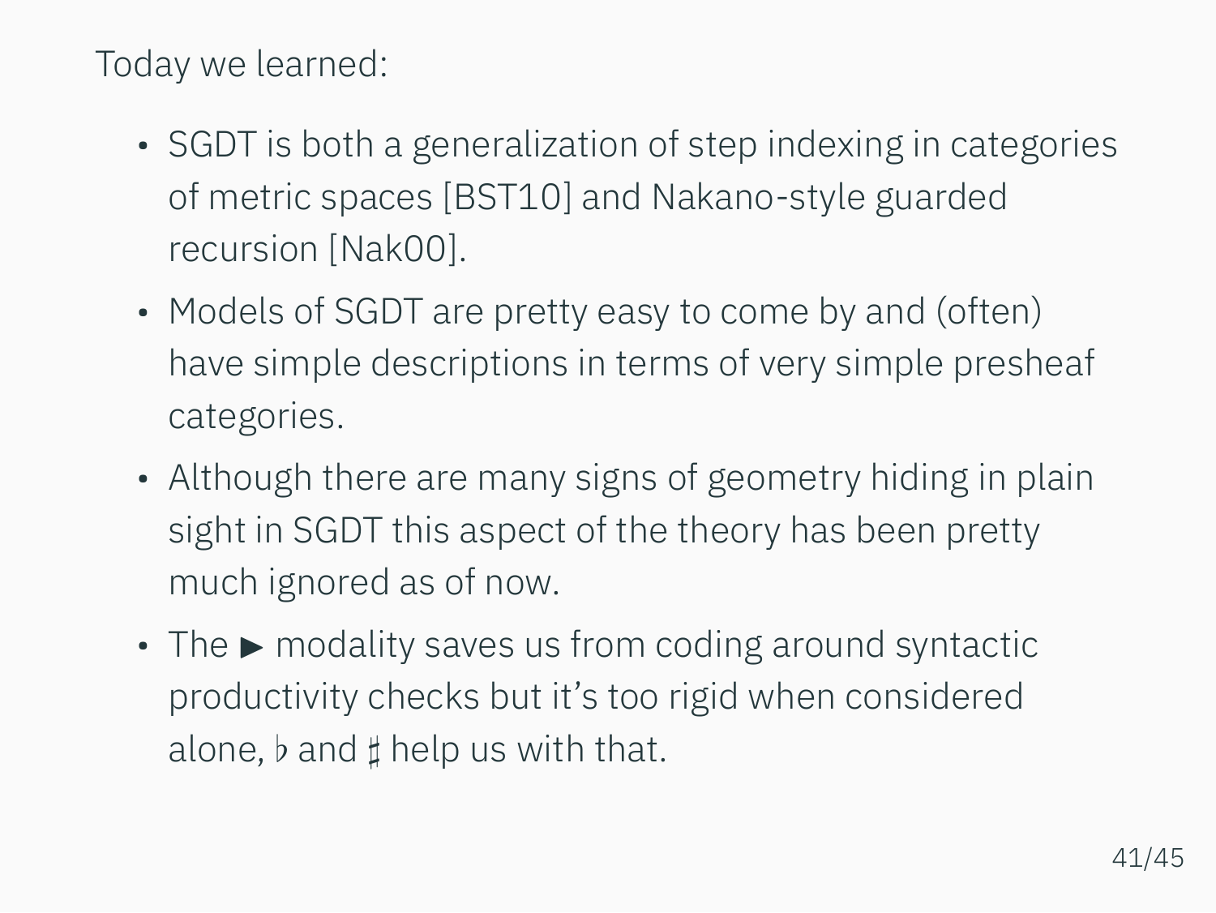Today we learned:

- SGDT is both a generalization of step indexing in categories of metric spaces [BST10] and Nakano-style guarded recursion [Nak00].
- Models of SGDT are pretty easy to come by and (often) have simple descriptions in terms of very simple presheaf categories.
- Although there are many signs of geometry hiding in plain sight in SGDT this aspect of the theory has been pretty much ignored as of now.
- The $\blacktriangleright$ modality saves us from coding around syntactic productivity checks but it's too rigid when considered alone, $\flat$ and $\sharp$ help us with that.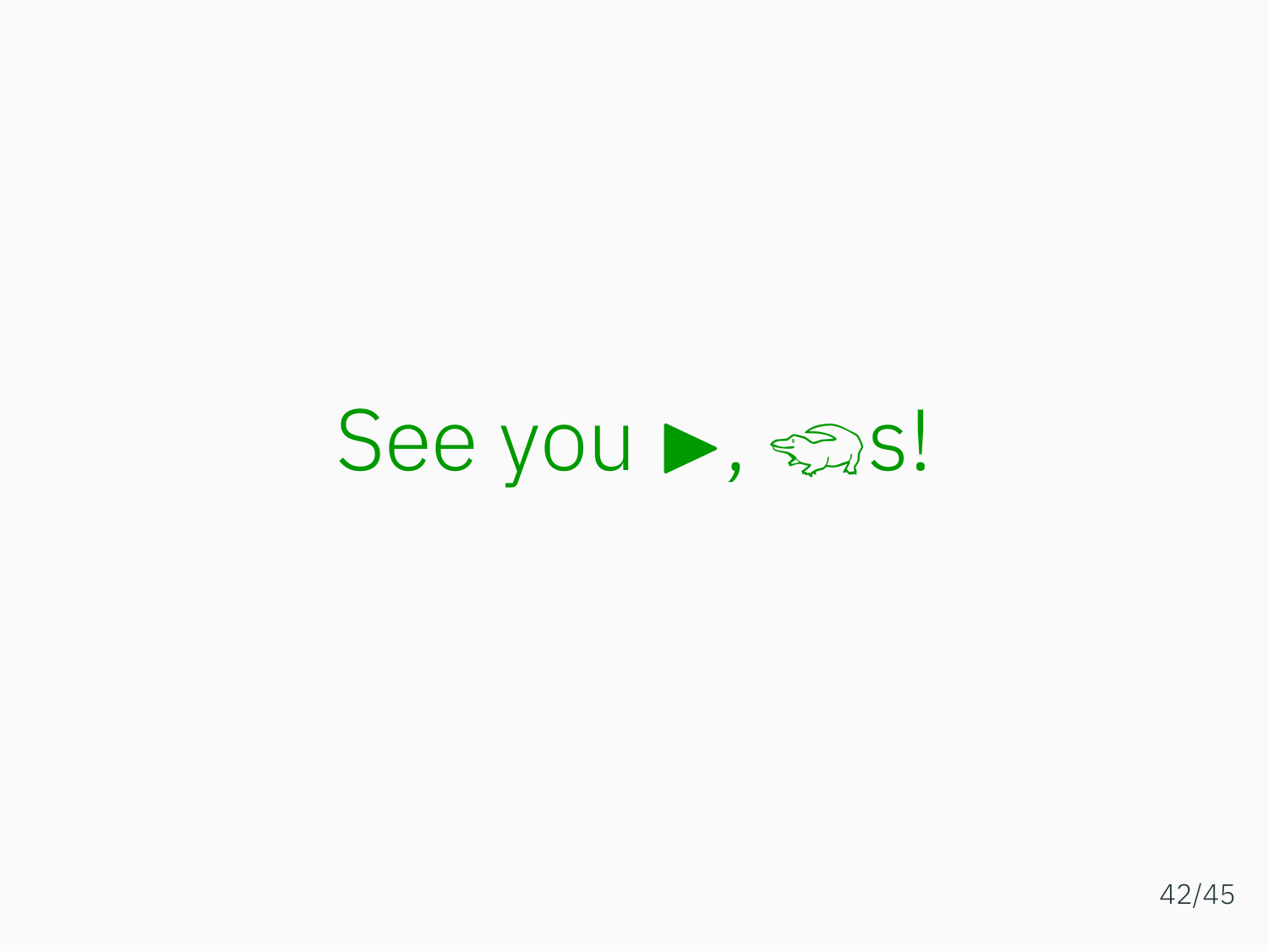See you ▶, 🐊s!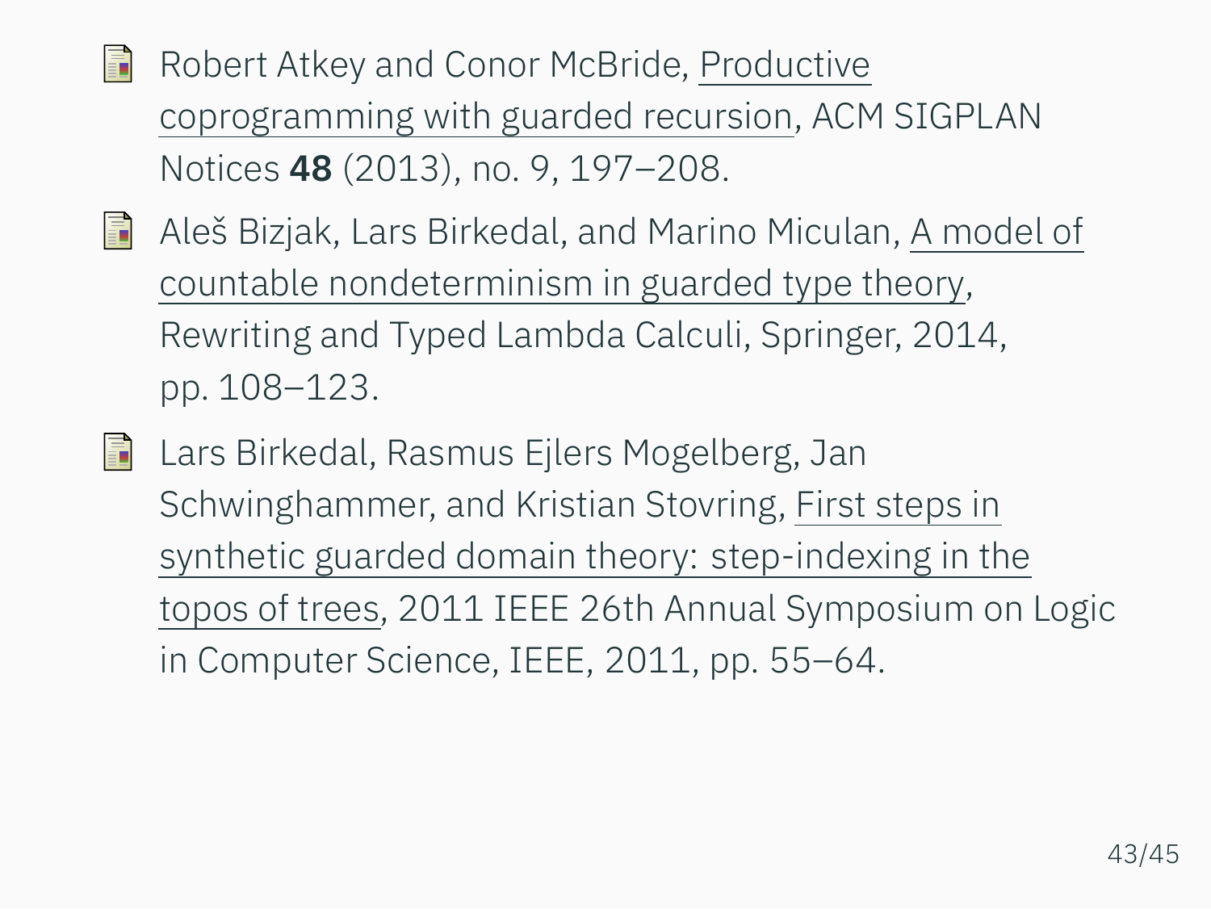- Robert Atkey and Conor McBride, Productive coprogramming with guarded recursion, ACM SIGPLAN Notices **48** (2013), no. 9, 197–208.
- Aleš Bizjak, Lars Birkedal, and Marino Miculan, A model of countable nondeterminism in guarded type theory, Rewriting and Typed Lambda Calculi, Springer, 2014, pp. 108–123.
- Lars Birkedal, Rasmus Ejlers Mogelberg, Jan Schwinghammer, and Kristian Stovring, First steps in synthetic guarded domain theory: step-indexing in the topos of trees, 2011 IEEE 26th Annual Symposium on Logic in Computer Science, IEEE, 2011, pp. 55–64.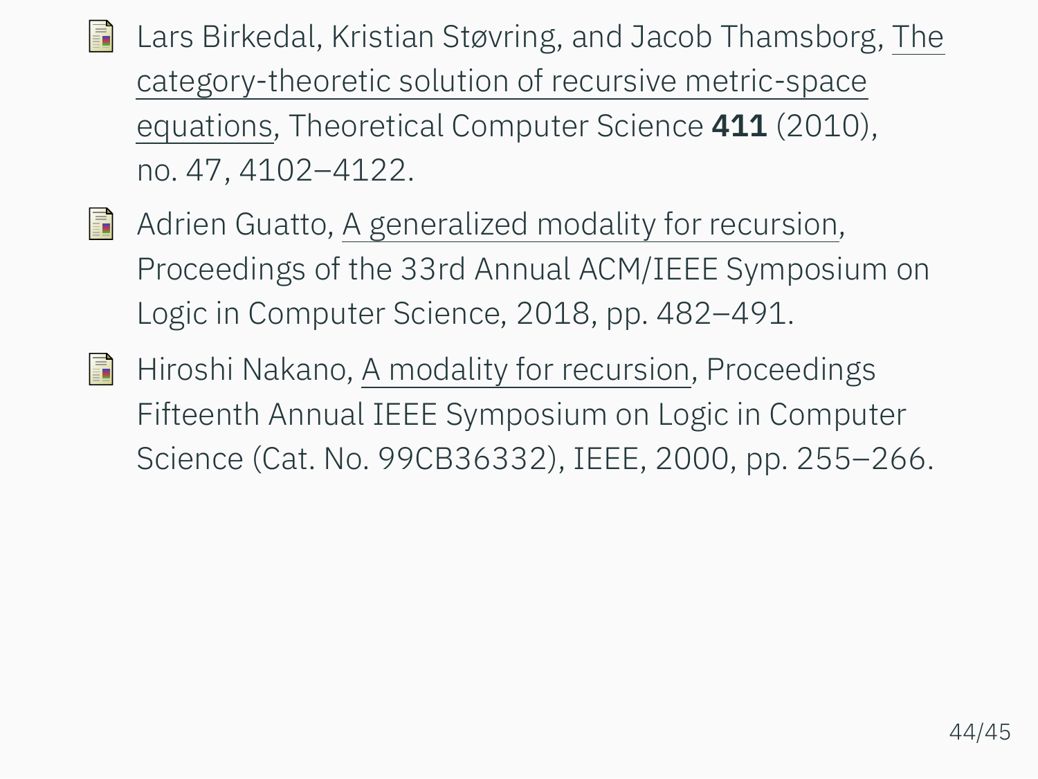- Lars Birkedal, Kristian Støvring, and Jacob Thamsborg, The category-theoretic solution of recursive metric-space equations, Theoretical Computer Science **411** (2010), no. 47, 4102–4122.
- Adrien Guatto, A generalized modality for recursion, Proceedings of the 33rd Annual ACM/IEEE Symposium on Logic in Computer Science, 2018, pp. 482–491.
- Hiroshi Nakano, A modality for recursion, Proceedings Fifteenth Annual IEEE Symposium on Logic in Computer Science (Cat. No. 99CB36332), IEEE, 2000, pp. 255–266.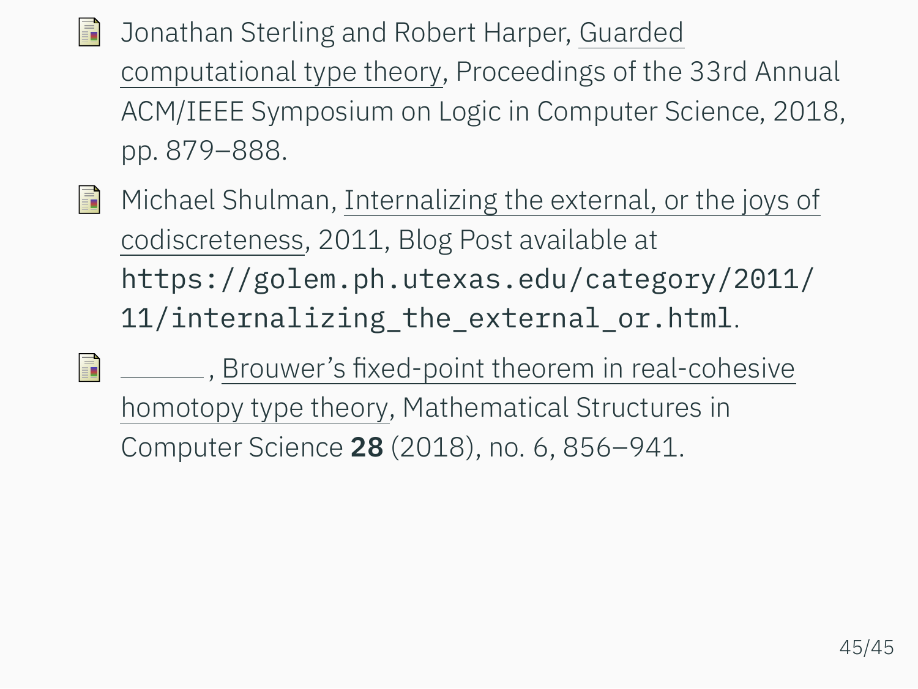- Jonathan Sterling and Robert Harper, Guarded computational type theory, Proceedings of the 33rd Annual ACM/IEEE Symposium on Logic in Computer Science, 2018, pp. 879–888.
- Michael Shulman, Internalizing the external, or the joys of codiscreteness, 2011, Blog Post available at `https://golem.ph.utexas.edu/category/2011/11/internalizing_the_external_or.html`.
- ———, Brouwer's fixed-point theorem in real-cohesive homotopy type theory, Mathematical Structures in Computer Science **28** (2018), no. 6, 856–941.